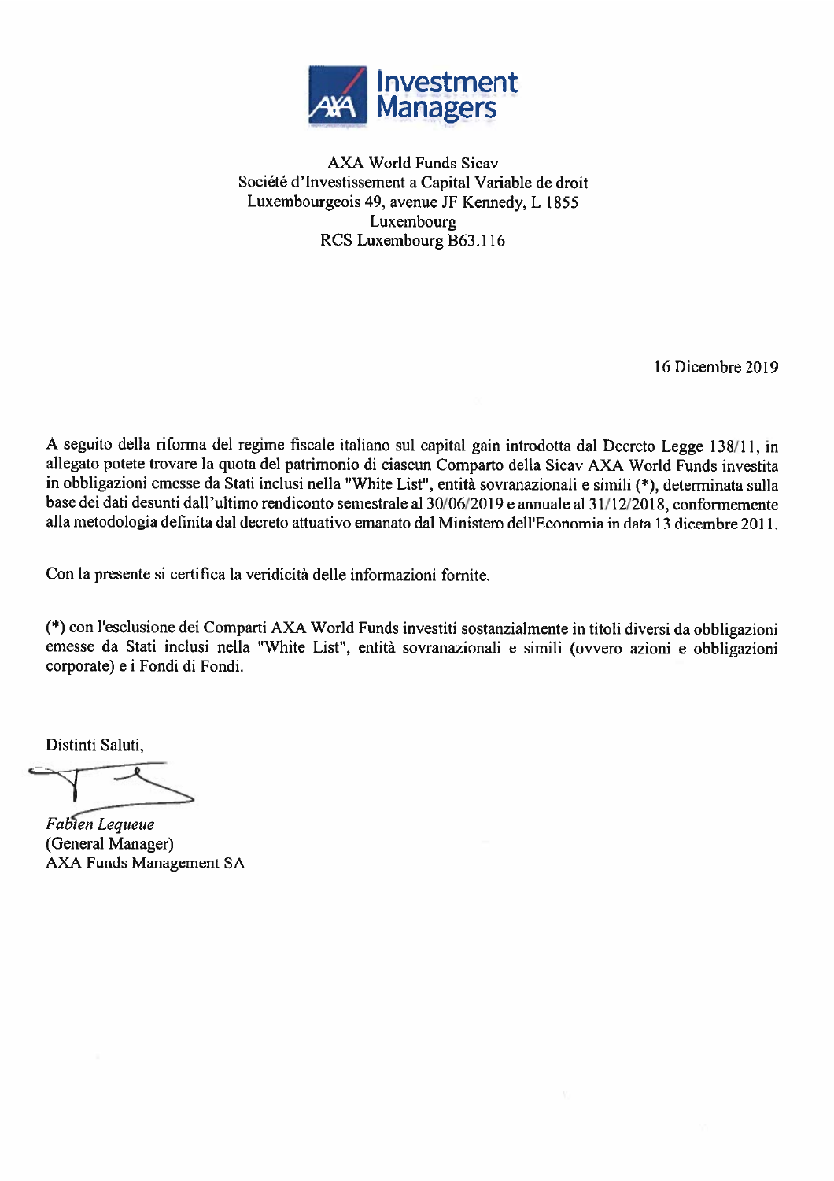AXA Investment Managers

AXA World Funds Sicav
Société d'Investissement a Capital Variable de droit
Luxembourgeois 49, avenue JF Kennedy, L 1855
Luxembourg
RCS Luxembourg B63.116

16 Dicembre 2019

A seguito della riforma del regime fiscale italiano sul capital gain introdotta dal Decreto Legge 138/11, in allegato potete trovare la quota del patrimonio di ciascun Comparto della Sicav AXA World Funds investita in obbligazioni emesse da Stati inclusi nella "White List", entità sovranazionali e simili (*), determinata sulla base dei dati desunti dall'ultimo rendiconto semestrale al 30/06/2019 e annuale al 31/12/2018, conformemente alla metodologia definita dal decreto attuativo emanato dal Ministero dell'Economia in data 13 dicembre 2011.

Con la presente si certifica la veridicità delle informazioni fornite.

(*) con l'esclusione dei Comparti AXA World Funds investiti sostanzialmente in titoli diversi da obbligazioni emesse da Stati inclusi nella "White List", entità sovranazionali e simili (ovvero azioni e obbligazioni corporate) e i Fondi di Fondi.

Distinti Saluti,

*Fabien Lequeue*
(General Manager)
AXA Funds Management SA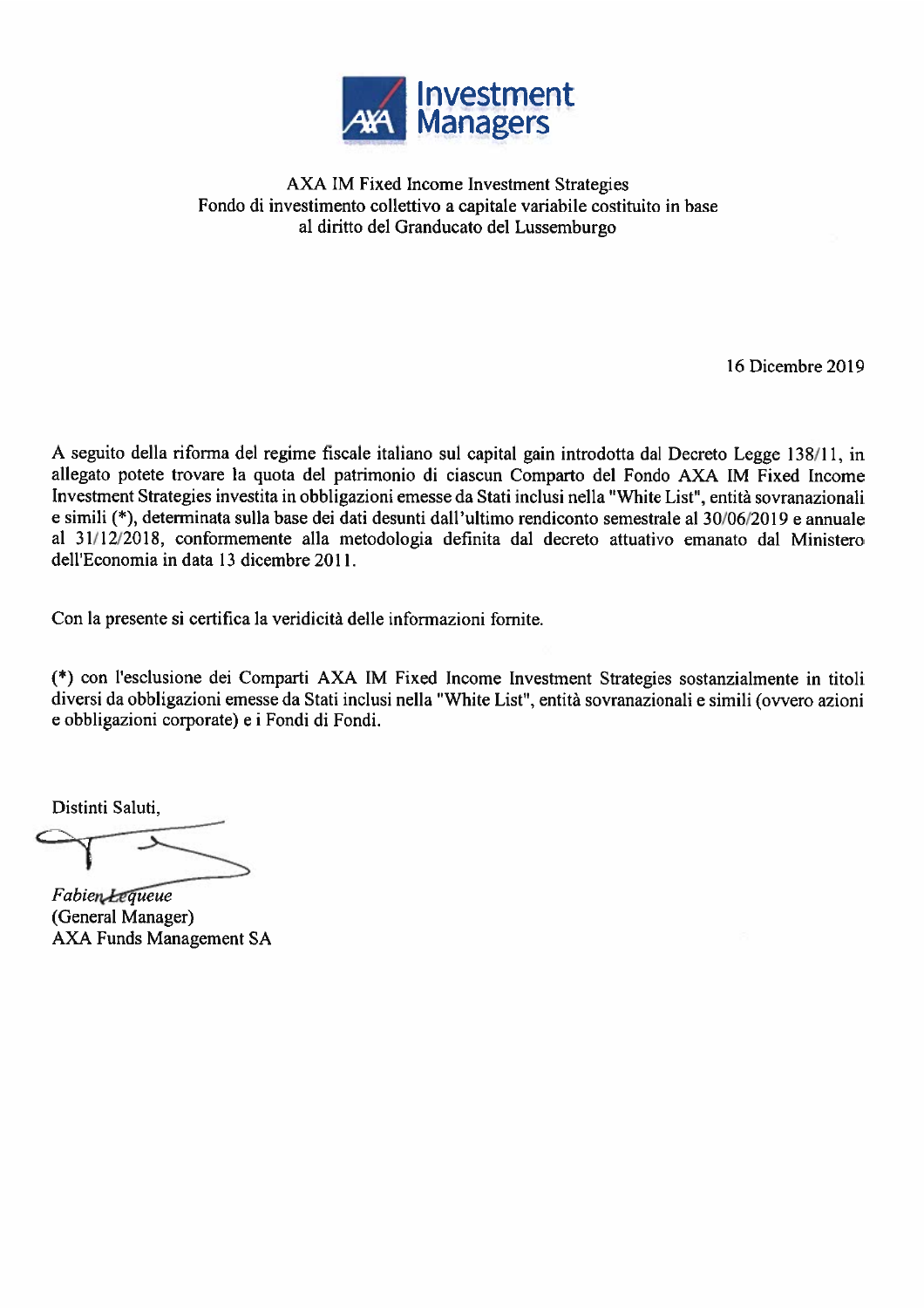AXA IM Fixed Income Investment Strategies
Fondo di investimento collettivo a capitale variabile costituito in base al diritto del Granducato del Lussemburgo

16 Dicembre 2019

A seguito della riforma del regime fiscale italiano sul capital gain introdotta dal Decreto Legge 138/11, in allegato potete trovare la quota del patrimonio di ciascun Comparto del Fondo AXA IM Fixed Income Investment Strategies investita in obbligazioni emesse da Stati inclusi nella "White List", entità sovranazionali e simili (*), determinata sulla base dei dati desunti dall'ultimo rendiconto semestrale al 30/06/2019 e annuale al 31/12/2018, conformemente alla metodologia definita dal decreto attuativo emanato dal Ministero dell'Economia in data 13 dicembre 2011.

Con la presente si certifica la veridicità delle informazioni fornite.

(*) con l'esclusione dei Comparti AXA IM Fixed Income Investment Strategies sostanzialmente in titoli diversi da obbligazioni emesse da Stati inclusi nella "White List", entità sovranazionali e simili (ovvero azioni e obbligazioni corporate) e i Fondi di Fondi.

Distinti Saluti,

*Fabien Lequeue*
(General Manager)
AXA Funds Management SA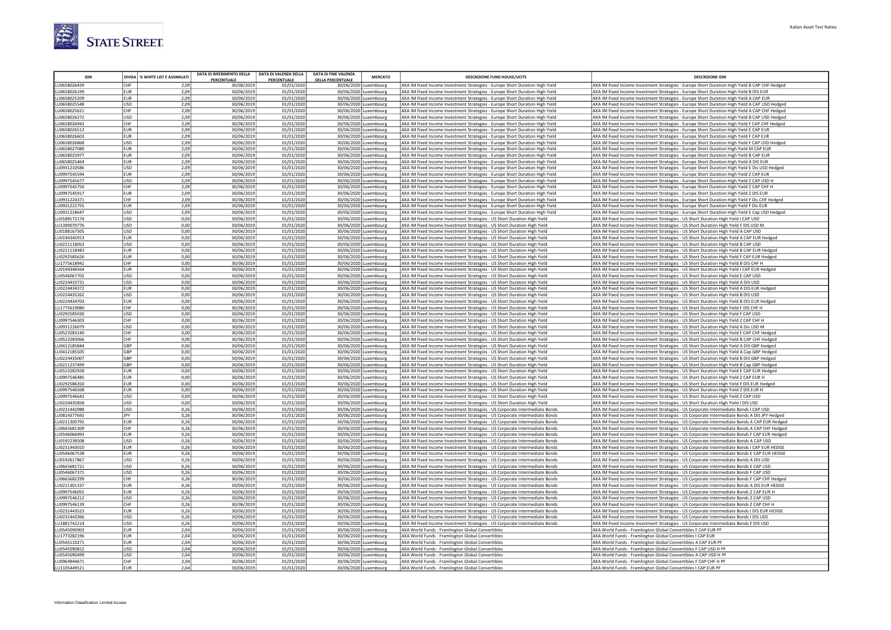| ISIN | DIVISA | % WHITE LIST E ASSIMILATI | DATA DI RIFERIMENTO DELLA PERCENTUALE | DATA DI VALENZA DELLA PERCENTUALE | DATA DI FINE VALENZA DELLA PERCENTUALE | MERCATO | DESCRIZIONE FUND HOUSE/UCITS | DESCRIZIONE ISIN |
|---|---|---|---|---|---|---|---|---|
| LU0658026439 | CHF | 2,09 | 30/06/2019 | 01/01/2020 | 30/06/2020 | Luxembourg | AXA IM Fixed Income Investment Strategies - Europe Short Duration High Yield | AXA IM Fixed Income Investment Strategies - Europe Short Duration High Yield B CAP CHF Hedged |
| LU0658026199 | EUR | 2,09 | 30/06/2019 | 01/01/2020 | 30/06/2020 | Luxembourg | AXA IM Fixed Income Investment Strategies - Europe Short Duration High Yield | AXA IM Fixed Income Investment Strategies - Europe Short Duration High Yield B DIS EUR |
| LU0658025209 | EUR | 2,09 | 30/06/2019 | 01/01/2020 | 30/06/2020 | Luxembourg | AXA IM Fixed Income Investment Strategies - Europe Short Duration High Yield | AXA IM Fixed Income Investment Strategies - Europe Short Duration High Yield A CAP EUR |
| LU0658025548 | USD | 2,09 | 30/06/2019 | 01/01/2020 | 30/06/2020 | Luxembourg | AXA IM Fixed Income Investment Strategies - Europe Short Duration High Yield | AXA IM Fixed Income Investment Strategies - Europe Short Duration High Yield A CAP USD Hedged |
| LU0658025621 | CHF | 2,09 | 30/06/2019 | 01/01/2020 | 30/06/2020 | Luxembourg | AXA IM Fixed Income Investment Strategies - Europe Short Duration High Yield | AXA IM Fixed Income Investment Strategies - Europe Short Duration High Yield A CAP CHF Hedged |
| LU0658026272 | USD | 2,09 | 30/06/2019 | 01/01/2020 | 30/06/2020 | Luxembourg | AXA IM Fixed Income Investment Strategies - Europe Short Duration High Yield | AXA IM Fixed Income Investment Strategies - Europe Short Duration High Yield B CAP USD Hedged |
| LU0658026942 | CHF | 2,09 | 30/06/2019 | 01/01/2020 | 30/06/2020 | Luxembourg | AXA IM Fixed Income Investment Strategies - Europe Short Duration High Yield | AXA IM Fixed Income Investment Strategies - Europe Short Duration High Yield F CAP CHF Hedged |
| LU0658026512 | EUR | 2,09 | 30/06/2019 | 01/01/2020 | 30/06/2020 | Luxembourg | AXA IM Fixed Income Investment Strategies - Europe Short Duration High Yield | AXA IM Fixed Income Investment Strategies - Europe Short Duration High Yield E CAP EUR |
| LU0658026603 | EUR | 2,09 | 30/06/2019 | 01/01/2020 | 30/06/2020 | Luxembourg | AXA IM Fixed Income Investment Strategies - Europe Short Duration High Yield | AXA IM Fixed Income Investment Strategies - Europe Short Duration High Yield F CAP EUR |
| LU0658026868 | USD | 2,09 | 30/06/2019 | 01/01/2020 | 30/06/2020 | Luxembourg | AXA IM Fixed Income Investment Strategies - Europe Short Duration High Yield | AXA IM Fixed Income Investment Strategies - Europe Short Duration High Yield F CAP USD Hedged |
| LU0658027080 | EUR | 2,09 | 30/06/2019 | 01/01/2020 | 30/06/2020 | Luxembourg | AXA IM Fixed Income Investment Strategies - Europe Short Duration High Yield | AXA IM Fixed Income Investment Strategies - Europe Short Duration High Yield M CAP EUR |
| LU0658025977 | EUR | 2,09 | 30/06/2019 | 01/01/2020 | 30/06/2020 | Luxembourg | AXA IM Fixed Income Investment Strategies - Europe Short Duration High Yield | AXA IM Fixed Income Investment Strategies - Europe Short Duration High Yield B CAP EUR |
| LU0658025464 | EUR | 2,09 | 30/06/2019 | 01/01/2020 | 30/06/2020 | Luxembourg | AXA IM Fixed Income Investment Strategies - Europe Short Duration High Yield | AXA IM Fixed Income Investment Strategies - Europe Short Duration High Yield A DIS EUR |
| LU0931210586 | USD | 2,09 | 30/06/2019 | 01/01/2020 | 30/06/2020 | Luxembourg | AXA IM Fixed Income Investment Strategies - Europe Short Duration High Yield | AXA IM Fixed Income Investment Strategies - Europe Short Duration High Yield E Dis USD Hedged |
| LU0997545594 | EUR | 2,09 | 30/06/2019 | 01/01/2020 | 30/06/2020 | Luxembourg | AXA IM Fixed Income Investment Strategies - Europe Short Duration High Yield | AXA IM Fixed Income Investment Strategies - Europe Short Duration High Yield Z CAP EUR |
| LU0997545677 | USD | 2,09 | 30/06/2019 | 01/01/2020 | 30/06/2020 | Luxembourg | AXA IM Fixed Income Investment Strategies - Europe Short Duration High Yield | AXA IM Fixed Income Investment Strategies - Europe Short Duration High Yield Z CAP USD H |
| LU0997545750 | CHF | 2,09 | 30/06/2019 | 01/01/2020 | 30/06/2020 | Luxembourg | AXA IM Fixed Income Investment Strategies - Europe Short Duration High Yield | AXA IM Fixed Income Investment Strategies - Europe Short Duration High Yield Z CAP CHF H |
| LU0997545917 | EUR | 2,09 | 30/06/2019 | 01/01/2020 | 30/06/2020 | Luxembourg | AXA IM Fixed Income Investment Strategies - Europe Short Duration High Yield | AXA IM Fixed Income Investment Strategies - Europe Short Duration High Yield Z DIS EUR |
| LU0931224371 | CHF | 2,09 | 30/06/2019 | 01/01/2020 | 30/06/2020 | Luxembourg | AXA IM Fixed Income Investment Strategies - Europe Short Duration High Yield | AXA IM Fixed Income Investment Strategies - Europe Short Duration High Yield F Dis CHF Hedged |
| LU0931222755 | EUR | 2,09 | 30/06/2019 | 01/01/2020 | 30/06/2020 | Luxembourg | AXA IM Fixed Income Investment Strategies - Europe Short Duration High Yield | AXA IM Fixed Income Investment Strategies - Europe Short Duration High Yield F Dis EUR |
| LU0931218647 | USD | 2,09 | 30/06/2019 | 01/01/2020 | 30/06/2020 | Luxembourg | AXA IM Fixed Income Investment Strategies - Europe Short Duration High Yield | AXA IM Fixed Income Investment Strategies - Europe Short Duration High Yield E Cap USD Hedged |
| LU0188172174 | USD | 0,00 | 30/06/2019 | 01/01/2020 | 30/06/2020 | Luxembourg | AXA IM Fixed Income Investment Strategies - US Short Duration High Yield | AXA IM Fixed Income Investment Strategies - US Short Duration High Yield I CAP USD |
| LU1390070776 | USD | 0,00 | 30/06/2019 | 01/01/2020 | 30/06/2020 | Luxembourg | AXA IM Fixed Income Investment Strategies - US Short Duration High Yield | AXA IM Fixed Income Investment Strategies - US Short Duration High Yield F DIS USD M |
| LU0188167505 | USD | 0,00 | 30/06/2019 | 01/01/2020 | 30/06/2020 | Luxembourg | AXA IM Fixed Income Investment Strategies - US Short Duration High Yield | AXA IM Fixed Income Investment Strategies - US Short Duration High Yield A CAP USD |
| LU0194345913 | EUR | 0,00 | 30/06/2019 | 01/01/2020 | 30/06/2020 | Luxembourg | AXA IM Fixed Income Investment Strategies - US Short Duration High Yield | AXA IM Fixed Income Investment Strategies - US Short Duration High Yield A CAP EUR Hedged |
| LU0211118053 | USD | 0,00 | 30/06/2019 | 01/01/2020 | 30/06/2020 | Luxembourg | AXA IM Fixed Income Investment Strategies - US Short Duration High Yield | AXA IM Fixed Income Investment Strategies - US Short Duration High Yield B CAP USD |
| LU0211118483 | EUR | 0,00 | 30/06/2019 | 01/01/2020 | 30/06/2020 | Luxembourg | AXA IM Fixed Income Investment Strategies - US Short Duration High Yield | AXA IM Fixed Income Investment Strategies - US Short Duration High Yield B CAP EUR Hedged |
| LU0292585626 | EUR | 0,00 | 30/06/2019 | 01/01/2020 | 30/06/2020 | Luxembourg | AXA IM Fixed Income Investment Strategies - US Short Duration High Yield | AXA IM Fixed Income Investment Strategies - US Short Duration High Yield F CAP EUR Hedged |
| LU1775618942 | CHF | 0,00 | 30/06/2019 | 01/01/2020 | 30/06/2020 | Luxembourg | AXA IM Fixed Income Investment Strategies - US Short Duration High Yield | AXA IM Fixed Income Investment Strategies - US Short Duration High Yield B DIS CHF H |
| LU0194346564 | EUR | 0,00 | 30/06/2019 | 01/01/2020 | 30/06/2020 | Luxembourg | AXA IM Fixed Income Investment Strategies - US Short Duration High Yield | AXA IM Fixed Income Investment Strategies - US Short Duration High Yield I CAP EUR Hedged |
| LU0546067702 | USD | 0,00 | 30/06/2019 | 01/01/2020 | 30/06/2020 | Luxembourg | AXA IM Fixed Income Investment Strategies - US Short Duration High Yield | AXA IM Fixed Income Investment Strategies - US Short Duration High Yield E CAP USD |
| LU0224433721 | USD | 0,00 | 30/06/2019 | 01/01/2020 | 30/06/2020 | Luxembourg | AXA IM Fixed Income Investment Strategies - US Short Duration High Yield | AXA IM Fixed Income Investment Strategies - US Short Duration High Yield A DIS USD |
| LU0224434372 | EUR | 0,00 | 30/06/2019 | 01/01/2020 | 30/06/2020 | Luxembourg | AXA IM Fixed Income Investment Strategies - US Short Duration High Yield | AXA IM Fixed Income Investment Strategies - US Short Duration High Yield A DIS EUR Hedged |
| LU0224435262 | USD | 0,00 | 30/06/2019 | 01/01/2020 | 30/06/2020 | Luxembourg | AXA IM Fixed Income Investment Strategies - US Short Duration High Yield | AXA IM Fixed Income Investment Strategies - US Short Duration High Yield B DIS USD |
| LU0224434703 | EUR | 0,00 | 30/06/2019 | 01/01/2020 | 30/06/2020 | Luxembourg | AXA IM Fixed Income Investment Strategies - US Short Duration High Yield | AXA IM Fixed Income Investment Strategies - US Short Duration High Yield B DIS EUR Hedged |
| LU1775619080 | CHF | 0,00 | 30/06/2019 | 01/01/2020 | 30/06/2020 | Luxembourg | AXA IM Fixed Income Investment Strategies - US Short Duration High Yield | AXA IM Fixed Income Investment Strategies - US Short Duration High Yield F DIS CHF H |
| LU0292585030 | USD | 0,00 | 30/06/2019 | 01/01/2020 | 30/06/2020 | Luxembourg | AXA IM Fixed Income Investment Strategies - US Short Duration High Yield | AXA IM Fixed Income Investment Strategies - US Short Duration High Yield F CAP USD |
| LU0997546303 | CHF | 0,00 | 30/06/2019 | 01/01/2020 | 30/06/2020 | Luxembourg | AXA IM Fixed Income Investment Strategies - US Short Duration High Yield | AXA IM Fixed Income Investment Strategies - US Short Duration High Yield Z CAP CHF H |
| LU0931226079 | USD | 0,00 | 30/06/2019 | 01/01/2020 | 30/06/2020 | Luxembourg | AXA IM Fixed Income Investment Strategies - US Short Duration High Yield | AXA IM Fixed Income Investment Strategies - US Short Duration High Yield A Dis USD M |
| LU0523283140 | CHF | 0,00 | 30/06/2019 | 01/01/2020 | 30/06/2020 | Luxembourg | AXA IM Fixed Income Investment Strategies - US Short Duration High Yield | AXA IM Fixed Income Investment Strategies - US Short Duration High Yield F CAP CHF Hedged |
| LU0523283066 | CHF | 0,00 | 30/06/2019 | 01/01/2020 | 30/06/2020 | Luxembourg | AXA IM Fixed Income Investment Strategies - US Short Duration High Yield | AXA IM Fixed Income Investment Strategies - US Short Duration High Yield B CAP CHF Hedged |
| LU0412185844 | GBP | 0,00 | 30/06/2019 | 01/01/2020 | 30/06/2020 | Luxembourg | AXA IM Fixed Income Investment Strategies - US Short Duration High Yield | AXA IM Fixed Income Investment Strategies - US Short Duration High Yield A DIS GBP Hedged |
| LU0412185505 | GBP | 0,00 | 30/06/2019 | 01/01/2020 | 30/06/2020 | Luxembourg | AXA IM Fixed Income Investment Strategies - US Short Duration High Yield | AXA IM Fixed Income Investment Strategies - US Short Duration High Yield A Cap GBP Hedged |
| LU0224435007 | GBP | 0,00 | 30/06/2019 | 01/01/2020 | 30/06/2020 | Luxembourg | AXA IM Fixed Income Investment Strategies - US Short Duration High Yield | AXA IM Fixed Income Investment Strategies - US Short Duration High Yield B DIS GBP Hedged |
| LU0211237499 | GBP | 0,00 | 30/06/2019 | 01/01/2020 | 30/06/2020 | Luxembourg | AXA IM Fixed Income Investment Strategies - US Short Duration High Yield | AXA IM Fixed Income Investment Strategies - US Short Duration High Yield B Cap GBP Hedged |
| LU0523282928 | EUR | 0,00 | 30/06/2019 | 01/01/2020 | 30/06/2020 | Luxembourg | AXA IM Fixed Income Investment Strategies - US Short Duration High Yield | AXA IM Fixed Income Investment Strategies - US Short Duration High Yield E CAP EUR Hedged |
| LU0997546485 | EUR | 0,00 | 30/06/2019 | 01/01/2020 | 30/06/2020 | Luxembourg | AXA IM Fixed Income Investment Strategies - US Short Duration High Yield | AXA IM Fixed Income Investment Strategies - US Short Duration High Yield Z CAP EUR H |
| LU0292586350 | EUR | 0,00 | 30/06/2019 | 01/01/2020 | 30/06/2020 | Luxembourg | AXA IM Fixed Income Investment Strategies - US Short Duration High Yield | AXA IM Fixed Income Investment Strategies - US Short Duration High Yield F DIS EUR Hedged |
| LU0997546568 | EUR | 0,00 | 30/06/2019 | 01/01/2020 | 30/06/2020 | Luxembourg | AXA IM Fixed Income Investment Strategies - US Short Duration High Yield | AXA IM Fixed Income Investment Strategies - US Short Duration High Yield Z DIS EUR H |
| LU0997546642 | USD | 0,00 | 30/06/2019 | 01/01/2020 | 30/06/2020 | Luxembourg | AXA IM Fixed Income Investment Strategies - US Short Duration High Yield | AXA IM Fixed Income Investment Strategies - US Short Duration High Yield Z CAP USD |
| LU0224435858 | USD | 0,00 | 30/06/2019 | 01/01/2020 | 30/06/2020 | Luxembourg | AXA IM Fixed Income Investment Strategies - US Short Duration High Yield | AXA IM Fixed Income Investment Strategies - US Short Duration High Yield I DIS USD |
| LU0231442988 | USD | 0,26 | 30/06/2019 | 01/01/2020 | 30/06/2020 | Luxembourg | AXA IM Fixed Income Investment Strategies - US Corporate Intermediate Bonds | AXA IM Fixed Income Investment Strategies - US Corporate Intermediate Bonds I CAP USD |
| LU0814377692 | JPY | 0,26 | 30/06/2019 | 01/01/2020 | 30/06/2020 | Luxembourg | AXA IM Fixed Income Investment Strategies - US Corporate Intermediate Bonds | AXA IM Fixed Income Investment Strategies - US Corporate Intermediate Bonds A DIS JPY Hedged |
| LU0211300792 | EUR | 0,26 | 30/06/2019 | 01/01/2020 | 30/06/2020 | Luxembourg | AXA IM Fixed Income Investment Strategies - US Corporate Intermediate Bonds | AXA IM Fixed Income Investment Strategies - US Corporate Intermediate Bonds A CAP EUR Hedged |
| LU0665681309 | CHF | 0,26 | 30/06/2019 | 01/01/2020 | 30/06/2020 | Luxembourg | AXA IM Fixed Income Investment Strategies - US Corporate Intermediate Bonds | AXA IM Fixed Income Investment Strategies - US Corporate Intermediate Bonds A CAP CHF Hedged |
| LU0546066993 | EUR | 0,26 | 30/06/2019 | 01/01/2020 | 30/06/2020 | Luxembourg | AXA IM Fixed Income Investment Strategies - US Corporate Intermediate Bonds | AXA IM Fixed Income Investment Strategies - US Corporate Intermediate Bonds F CAP EUR Hedged |
| LU0192238508 | USD | 0,26 | 30/06/2019 | 01/01/2020 | 30/06/2020 | Luxembourg | AXA IM Fixed Income Investment Strategies - US Corporate Intermediate Bonds | AXA IM Fixed Income Investment Strategies - US Corporate Intermediate Bonds A CAP USD |
| LU0231443010 | EUR | 0,26 | 30/06/2019 | 01/01/2020 | 30/06/2020 | Luxembourg | AXA IM Fixed Income Investment Strategies - US Corporate Intermediate Bonds | AXA IM Fixed Income Investment Strategies - US Corporate Intermediate Bonds I CAP EUR HEDGE |
| LU0546067538 | EUR | 0,26 | 30/06/2019 | 01/01/2020 | 30/06/2020 | Luxembourg | AXA IM Fixed Income Investment Strategies - US Corporate Intermediate Bonds | AXA IM Fixed Income Investment Strategies - US Corporate Intermediate Bonds E CAP EUR HEDGE |
| LU0192617867 | USD | 0,26 | 30/06/2019 | 01/01/2020 | 30/06/2020 | Luxembourg | AXA IM Fixed Income Investment Strategies - US Corporate Intermediate Bonds | AXA IM Fixed Income Investment Strategies - US Corporate Intermediate Bonds A DIS USD |
| LU0665681721 | USD | 0,26 | 30/06/2019 | 01/01/2020 | 30/06/2020 | Luxembourg | AXA IM Fixed Income Investment Strategies - US Corporate Intermediate Bonds | AXA IM Fixed Income Investment Strategies - US Corporate Intermediate Bonds E CAP USD |
| LU0546067371 | USD | 0,26 | 30/06/2019 | 01/01/2020 | 30/06/2020 | Luxembourg | AXA IM Fixed Income Investment Strategies - US Corporate Intermediate Bonds | AXA IM Fixed Income Investment Strategies - US Corporate Intermediate Bonds F CAP USD |
| LU0665682299 | CHF | 0,26 | 30/06/2019 | 01/01/2020 | 30/06/2020 | Luxembourg | AXA IM Fixed Income Investment Strategies - US Corporate Intermediate Bonds | AXA IM Fixed Income Investment Strategies - US Corporate Intermediate Bonds F CAP CHF Hedged |
| LU0211301337 | EUR | 0,26 | 30/06/2019 | 01/01/2020 | 30/06/2020 | Luxembourg | AXA IM Fixed Income Investment Strategies - US Corporate Intermediate Bonds | AXA IM Fixed Income Investment Strategies - US Corporate Intermediate Bonds A DIS EUR HEDGE |
| LU0997546055 | EUR | 0,26 | 30/06/2019 | 01/01/2020 | 30/06/2020 | Luxembourg | AXA IM Fixed Income Investment Strategies - US Corporate Intermediate Bonds | AXA IM Fixed Income Investment Strategies - US Corporate Intermediate Bonds Z CAP EUR H |
| LU0997546212 | USD | 0,26 | 30/06/2019 | 01/01/2020 | 30/06/2020 | Luxembourg | AXA IM Fixed Income Investment Strategies - US Corporate Intermediate Bonds | AXA IM Fixed Income Investment Strategies - US Corporate Intermediate Bonds Z CAP USD |
| LU0997546139 | CHF | 0,26 | 30/06/2019 | 01/01/2020 | 30/06/2020 | Luxembourg | AXA IM Fixed Income Investment Strategies - US Corporate Intermediate Bonds | AXA IM Fixed Income Investment Strategies - US Corporate Intermediate Bonds Z CAP CHF H |
| LU0231443523 | EUR | 0,26 | 30/06/2019 | 01/01/2020 | 30/06/2020 | Luxembourg | AXA IM Fixed Income Investment Strategies - US Corporate Intermediate Bonds | AXA IM Fixed Income Investment Strategies - US Corporate Intermediate Bonds I DIS EUR HEDGE |
| LU0231443366 | USD | 0,26 | 30/06/2019 | 01/01/2020 | 30/06/2020 | Luxembourg | AXA IM Fixed Income Investment Strategies - US Corporate Intermediate Bonds | AXA IM Fixed Income Investment Strategies - US Corporate Intermediate Bonds I DIS USD |
| LU1881742214 | USD | 0,26 | 30/06/2019 | 01/01/2020 | 30/06/2020 | Luxembourg | AXA IM Fixed Income Investment Strategies - US Corporate Intermediate Bonds | AXA IM Fixed Income Investment Strategies - US Corporate Intermediate Bonds F DIS USD |
| LU0545090903 | EUR | 2,04 | 30/06/2019 | 01/01/2020 | 30/06/2020 | Luxembourg | AXA World Funds - Framlington Global Convertibles | AXA World Funds - Framlington Global Convertibles F CAP EUR PF |
| LU1773282196 | EUR | 2,04 | 30/06/2019 | 01/01/2020 | 30/06/2020 | Luxembourg | AXA World Funds - Framlington Global Convertibles | AXA World Funds - Framlington Global Convertibles I CAP EUR |
| LU0545110271 | EUR | 2,04 | 30/06/2019 | 01/01/2020 | 30/06/2020 | Luxembourg | AXA World Funds - Framlington Global Convertibles | AXA World Funds - Framlington Global Convertibles A CAP EUR PF |
| LU0545090812 | USD | 2,04 | 30/06/2019 | 01/01/2020 | 30/06/2020 | Luxembourg | AXA World Funds - Framlington Global Convertibles | AXA World Funds - Framlington Global Convertibles F CAP USD H PF |
| LU0545090499 | USD | 2,04 | 30/06/2019 | 01/01/2020 | 30/06/2020 | Luxembourg | AXA World Funds - Framlington Global Convertibles | AXA World Funds - Framlington Global Convertibles A CAP USD H PF |
| LU0964944671 | CHF | 2,04 | 30/06/2019 | 01/01/2020 | 30/06/2020 | Luxembourg | AXA World Funds - Framlington Global Convertibles | AXA World Funds - Framlington Global Convertibles F CAP CHF H PF |
| LU1105449521 | EUR | 2,04 | 30/06/2019 | 01/01/2020 | 30/06/2020 | Luxembourg | AXA World Funds - Framlington Global Convertibles | AXA World Funds - Framlington Global Convertibles I CAP EUR PF |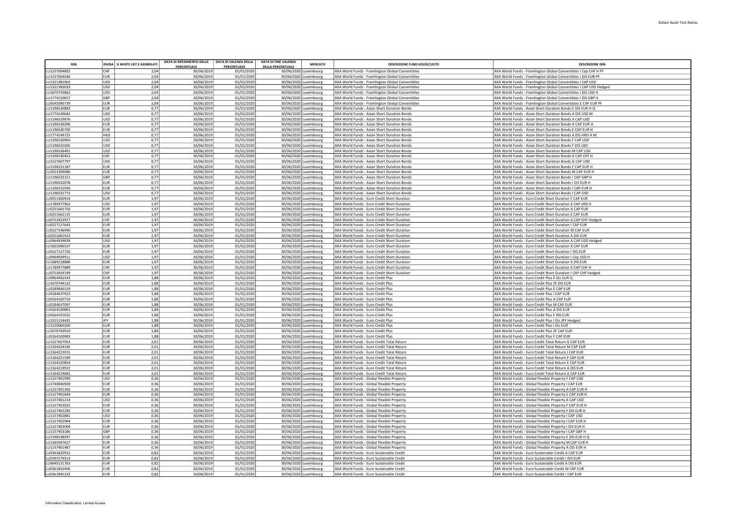| ISIN | DIVISA | % WHITE LIST E ASSIMILATI | DATA DI RIFERIMENTO DELLA PERCENTUALE | DATA DI VALENZA DELLA PERCENTUALE | DATA DI FINE VALENZA DELLA PERCENTUALE | MERCATO | DESCRIZIONE FUND HOUSE/UCITS | DESCRIZIONE ISIN |
|---|---|---|---|---|---|---|---|---|
| LU1257004892 | CHF | 2,04 | 30/06/2019 | 01/01/2020 | 30/06/2020 | Luxembourg | AXA World Funds - Framlington Global Convertibles | AXA World Funds - Framlington Global Convertibles I Cap CHF H PF |
| LU1257004546 | EUR | 2,04 | 30/06/2019 | 01/01/2020 | 30/06/2020 | Luxembourg | AXA World Funds - Framlington Global Convertibles | AXA World Funds - Framlington Global Convertibles I DIS EUR PF |
| LU1321382902 | USD | 2,04 | 30/06/2019 | 01/01/2020 | 30/06/2020 | Luxembourg | AXA World Funds - Framlington Global Convertibles | AXA World Funds - Framlington Global Convertibles I CAP USD |
| LU1321383033 | USD | 2,04 | 30/06/2019 | 01/01/2020 | 30/06/2020 | Luxembourg | AXA World Funds - Framlington Global Convertibles | AXA World Funds - Framlington Global Convertibles I CAP USD Hedged |
| LU1670742862 | USD | 2,04 | 30/06/2019 | 01/01/2020 | 30/06/2020 | Luxembourg | AXA World Funds - Framlington Global Convertibles | AXA World Funds - Framlington Global Convertibles I DIS USD H |
| LU1774150657 | GBP | 2,04 | 30/06/2019 | 01/01/2020 | 30/06/2020 | Luxembourg | AXA World Funds - Framlington Global Convertibles | AXA World Funds - Framlington Global Convertibles I DIS GBP H |
| LU0545090739 | EUR | 2,04 | 30/06/2019 | 01/01/2020 | 30/06/2020 | Luxembourg | AXA World Funds - Framlington Global Convertibles | AXA World Funds - Framlington Global Convertibles E CAP EUR PF |
| LU1196530882 | EUR | 0,77 | 30/06/2019 | 01/01/2020 | 30/06/2020 | Luxembourg | AXA World Funds - Asian Short Duration Bonds | AXA World Funds - Asian Short Duration Bonds E DIS EUR H Q |
| LU1774149642 | USD | 0,77 | 30/06/2019 | 01/01/2020 | 30/06/2020 | Luxembourg | AXA World Funds - Asian Short Duration Bonds | AXA World Funds - Asian Short Duration Bonds A DIS USD M |
| LU1196529876 | USD | 0,77 | 30/06/2019 | 01/01/2020 | 30/06/2020 | Luxembourg | AXA World Funds - Asian Short Duration Bonds | AXA World Funds - Asian Short Duration Bonds A CAP USD |
| LU1196530296 | EUR | 0,77 | 30/06/2019 | 01/01/2020 | 30/06/2020 | Luxembourg | AXA World Funds - Asian Short Duration Bonds | AXA World Funds - Asian Short Duration Bonds A CAP EUR H |
| LU1196530700 | EUR | 0,77 | 30/06/2019 | 01/01/2020 | 30/06/2020 | Luxembourg | AXA World Funds - Asian Short Duration Bonds | AXA World Funds - Asian Short Duration Bonds E CAP EUR H |
| LU1774149725 | HKD | 0,77 | 30/06/2019 | 01/01/2020 | 30/06/2020 | Luxembourg | AXA World Funds - Asian Short Duration Bonds | AXA World Funds - Asian Short Duration Bonds A DIS HKD H M |
| LU1196530965 | USD | 0,77 | 30/06/2019 | 01/01/2020 | 30/06/2020 | Luxembourg | AXA World Funds - Asian Short Duration Bonds | AXA World Funds - Asian Short Duration Bonds F CAP USD |
| LU1196531005 | USD | 0,77 | 30/06/2019 | 01/01/2020 | 30/06/2020 | Luxembourg | AXA World Funds - Asian Short Duration Bonds | AXA World Funds - Asian Short Duration Bonds F DIS USD |
| LU1196536491 | USD | 0,77 | 30/06/2019 | 01/01/2020 | 30/06/2020 | Luxembourg | AXA World Funds - Asian Short Duration Bonds | AXA World Funds - Asian Short Duration Bonds M CAP USD |
| LU1196530452 | CHF | 0,77 | 30/06/2019 | 01/01/2020 | 30/06/2020 | Luxembourg | AXA World Funds - Asian Short Duration Bonds | AXA World Funds - Asian Short Duration Bonds A CAP CHF H |
| LU1527607797 | USD | 0,77 | 30/06/2019 | 01/01/2020 | 30/06/2020 | Luxembourg | AXA World Funds - Asian Short Duration Bonds | AXA World Funds - Asian Short Duration Bonds G CAP USD |
| LU1196531187 | EUR | 0,77 | 30/06/2019 | 01/01/2020 | 30/06/2020 | Luxembourg | AXA World Funds - Asian Short Duration Bonds | AXA World Funds - Asian Short Duration Bonds F CAP EUR H |
| LU2023309086 | EUR | 0,77 | 30/06/2019 | 01/01/2020 | 30/06/2020 | Luxembourg | AXA World Funds - Asian Short Duration Bonds | AXA World Funds - Asian Short Duration Bonds M CAP EUR H |
| LU1196532151 | GBP | 0,77 | 30/06/2019 | 01/01/2020 | 30/06/2020 | Luxembourg | AXA World Funds - Asian Short Duration Bonds | AXA World Funds - Asian Short Duration Bonds I CAP GBP H |
| LU1196532078 | EUR | 0,77 | 30/06/2019 | 01/01/2020 | 30/06/2020 | Luxembourg | AXA World Funds - Asian Short Duration Bonds | AXA World Funds - Asian Short Duration Bonds I DIS EUR H |
| LU1196531930 | EUR | 0,77 | 30/06/2019 | 01/01/2020 | 30/06/2020 | Luxembourg | AXA World Funds - Asian Short Duration Bonds | AXA World Funds - Asian Short Duration Bonds I CAP EUR H |
| LU1196531773 | USD | 0,77 | 30/06/2019 | 01/01/2020 | 30/06/2020 | Luxembourg | AXA World Funds - Asian Short Duration Bonds | AXA World Funds - Asian Short Duration Bonds I CAP USD |
| LU0451400914 | EUR | 1,97 | 30/06/2019 | 01/01/2020 | 30/06/2020 | Luxembourg | AXA World Funds - Euro Credit Short Duration | AXA World Funds - Euro Credit Short Duration F CAP EUR |
| LU1789477962 | USD | 1,97 | 30/06/2019 | 01/01/2020 | 30/06/2020 | Luxembourg | AXA World Funds - Euro Credit Short Duration | AXA World Funds - Euro Credit Short Duration X CAP USD H |
| LU0251661756 | EUR | 1,97 | 30/06/2019 | 01/01/2020 | 30/06/2020 | Luxembourg | AXA World Funds - Euro Credit Short Duration | AXA World Funds - Euro Credit Short Duration A CAP EUR |
| LU0251662135 | EUR | 1,97 | 30/06/2019 | 01/01/2020 | 30/06/2020 | Luxembourg | AXA World Funds - Euro Credit Short Duration | AXA World Funds - Euro Credit Short Duration E CAP EUR |
| LU0753923977 | CHF | 1,97 | 30/06/2019 | 01/01/2020 | 30/06/2020 | Luxembourg | AXA World Funds - Euro Credit Short Duration | AXA World Funds - Euro Credit Short Duration A CAP CHF Hedged |
| LU0227127643 | EUR | 1,97 | 30/06/2019 | 01/01/2020 | 30/06/2020 | Luxembourg | AXA World Funds - Euro Credit Short Duration | AXA World Funds - Euro Credit Short Duration I CAP EUR |
| LU0227146940 | EUR | 1,97 | 30/06/2019 | 01/01/2020 | 30/06/2020 | Luxembourg | AXA World Funds - Euro Credit Short Duration | AXA World Funds - Euro Credit Short Duration M CAP EUR |
| LU0251661913 | EUR | 1,97 | 30/06/2019 | 01/01/2020 | 30/06/2020 | Luxembourg | AXA World Funds - Euro Credit Short Duration | AXA World Funds - Euro Credit Short Duration A DIS EUR |
| LU0964939838 | USD | 1,97 | 30/06/2019 | 01/01/2020 | 30/06/2020 | Luxembourg | AXA World Funds - Euro Credit Short Duration | AXA World Funds - Euro Credit Short Duration A CAP USD Hedged |
| LU1601096537 | EUR | 1,97 | 30/06/2019 | 01/01/2020 | 30/06/2020 | Luxembourg | AXA World Funds - Euro Credit Short Duration | AXA World Funds - Euro Credit Short Duration X CAP EUR |
| LU0227127726 | EUR | 1,97 | 30/06/2019 | 01/01/2020 | 30/06/2020 | Luxembourg | AXA World Funds - Euro Credit Short Duration | AXA World Funds - Euro Credit Short Duration I DIS EUR |
| LU0964939911 | USD | 1,97 | 30/06/2019 | 01/01/2020 | 30/06/2020 | Luxembourg | AXA World Funds - Euro Credit Short Duration | AXA World Funds - Euro Credit Short Duration I Cap USD H |
| LU1689218888 | EUR | 1,97 | 30/06/2019 | 01/01/2020 | 30/06/2020 | Luxembourg | AXA World Funds - Euro Credit Short Duration | AXA World Funds - Euro Credit Short Duration X DIS EUR |
| LU1789477889 | CHF | 1,97 | 30/06/2019 | 01/01/2020 | 30/06/2020 | Luxembourg | AXA World Funds - Euro Credit Short Duration | AXA World Funds - Euro Credit Short Duration X CAP CHF H |
| LU0753924199 | CHF | 1,97 | 30/06/2019 | 01/01/2020 | 30/06/2020 | Luxembourg | AXA World Funds - Euro Credit Short Duration | AXA World Funds - Euro Credit Short Duration I CAP CHF Hedged |
| LU0964942543 | EUR | 1,88 | 30/06/2019 | 01/01/2020 | 30/06/2020 | Luxembourg | AXA World Funds - Euro Credit Plus | AXA World Funds - Euro Credit Plus E Dis EUR Q |
| LU1670744132 | EUR | 1,88 | 30/06/2019 | 01/01/2020 | 30/06/2020 | Luxembourg | AXA World Funds - Euro Credit Plus | AXA World Funds - Euro Credit Plus ZF DIS EUR |
| LU0189846529 | EUR | 1,88 | 30/06/2019 | 01/01/2020 | 30/06/2020 | Luxembourg | AXA World Funds - Euro Credit Plus | AXA World Funds - Euro Credit Plus E CAP EUR |
| LU0184637923 | EUR | 1,88 | 30/06/2019 | 01/01/2020 | 30/06/2020 | Luxembourg | AXA World Funds - Euro Credit Plus | AXA World Funds - Euro Credit Plus I CAP EUR |
| LU0164100710 | EUR | 1,88 | 30/06/2019 | 01/01/2020 | 30/06/2020 | Luxembourg | AXA World Funds - Euro Credit Plus | AXA World Funds - Euro Credit Plus A CAP EUR |
| LU0184637097 | EUR | 1,88 | 30/06/2019 | 01/01/2020 | 30/06/2020 | Luxembourg | AXA World Funds - Euro Credit Plus | AXA World Funds - Euro Credit Plus M CAP EUR |
| LU0164100801 | EUR | 1,88 | 30/06/2019 | 01/01/2020 | 30/06/2020 | Luxembourg | AXA World Funds - Euro Credit Plus | AXA World Funds - Euro Credit Plus A DIS EUR |
| LU0164101015 | EUR | 1,88 | 30/06/2019 | 01/01/2020 | 30/06/2020 | Luxembourg | AXA World Funds - Euro Credit Plus | AXA World Funds - Euro Credit Plus F DIS EUR |
| LU1015154435 | JPY | 1,88 | 30/06/2019 | 01/01/2020 | 30/06/2020 | Luxembourg | AXA World Funds - Euro Credit Plus | AXA World Funds - Euro Credit Plus I Dis JPY Hedged |
| LU1220060260 | EUR | 1,88 | 30/06/2019 | 01/01/2020 | 30/06/2020 | Luxembourg | AXA World Funds - Euro Credit Plus | AXA World Funds - Euro Credit Plus I Dis EUR |
| LU1670743910 | EUR | 1,88 | 30/06/2019 | 01/01/2020 | 30/06/2020 | Luxembourg | AXA World Funds - Euro Credit Plus | AXA World Funds - Euro Credit Plus ZF CAP EUR |
| LU0164100983 | EUR | 1,88 | 30/06/2019 | 01/01/2020 | 30/06/2020 | Luxembourg | AXA World Funds - Euro Credit Plus | AXA World Funds - Euro Credit Plus F CAP EUR |
| LU1527607953 | EUR | 2,01 | 30/06/2019 | 01/01/2020 | 30/06/2020 | Luxembourg | AXA World Funds - Euro Credit Total Return | AXA World Funds - Euro Credit Total Return G CAP EUR |
| LU1164224336 | EUR | 2,01 | 30/06/2019 | 01/01/2020 | 30/06/2020 | Luxembourg | AXA World Funds - Euro Credit Total Return | AXA World Funds - Euro Credit Total Return M CAP EUR |
| LU1164223015 | EUR | 2,01 | 30/06/2019 | 01/01/2020 | 30/06/2020 | Luxembourg | AXA World Funds - Euro Credit Total Return | AXA World Funds - Euro Credit Total Return I CAP EUR |
| LU1164221589 | EUR | 2,01 | 30/06/2019 | 01/01/2020 | 30/06/2020 | Luxembourg | AXA World Funds - Euro Credit Total Return | AXA World Funds - Euro Credit Total Return F CAP EUR |
| LU1164220854 | EUR | 2,01 | 30/06/2019 | 01/01/2020 | 30/06/2020 | Luxembourg | AXA World Funds - Euro Credit Total Return | AXA World Funds - Euro Credit Total Return E CAP EUR |
| LU1164219922 | EUR | 2,01 | 30/06/2019 | 01/01/2020 | 30/06/2020 | Luxembourg | AXA World Funds - Euro Credit Total Return | AXA World Funds - Euro Credit Total Return A DIS EUR |
| LU1164219682 | EUR | 2,01 | 30/06/2019 | 01/01/2020 | 30/06/2020 | Luxembourg | AXA World Funds - Euro Credit Total Return | AXA World Funds - Euro Credit Total Return A CAP EUR |
| LU1157401990 | USD | 0,36 | 30/06/2019 | 01/01/2020 | 30/06/2020 | Luxembourg | AXA World Funds - Global Flexible Property | AXA World Funds - Global Flexible Property F CAP USD |
| LU1740840928 | EUR | 0,36 | 30/06/2019 | 01/01/2020 | 30/06/2020 | Luxembourg | AXA World Funds - Global Flexible Property | AXA World Funds - Global Flexible Property I CAP EUR |
| LU1157401305 | EUR | 0,36 | 30/06/2019 | 01/01/2020 | 30/06/2020 | Luxembourg | AXA World Funds - Global Flexible Property | AXA World Funds - Global Flexible Property A CAP EUR H |
| LU1157401644 | EUR | 0,36 | 30/06/2019 | 01/01/2020 | 30/06/2020 | Luxembourg | AXA World Funds - Global Flexible Property | AXA World Funds - Global Flexible Property E CAP EUR H |
| LU1157401214 | USD | 0,36 | 30/06/2019 | 01/01/2020 | 30/06/2020 | Luxembourg | AXA World Funds - Global Flexible Property | AXA World Funds - Global Flexible Property A CAP USD |
| LU1157402022 | EUR | 0,36 | 30/06/2019 | 01/01/2020 | 30/06/2020 | Luxembourg | AXA World Funds - Global Flexible Property | AXA World Funds - Global Flexible Property F CAP EUR H |
| LU1157402295 | EUR | 0,36 | 30/06/2019 | 01/01/2020 | 30/06/2020 | Luxembourg | AXA World Funds - Global Flexible Property | AXA World Funds - Global Flexible Property F DIS EUR H |
| LU1157402881 | USD | 0,36 | 30/06/2019 | 01/01/2020 | 30/06/2020 | Luxembourg | AXA World Funds - Global Flexible Property | AXA World Funds - Global Flexible Property I CAP USD |
| LU1157402964 | EUR | 0,36 | 30/06/2019 | 01/01/2020 | 30/06/2020 | Luxembourg | AXA World Funds - Global Flexible Property | AXA World Funds - Global Flexible Property I CAP EUR H |
| LU1157403004 | EUR | 0,36 | 30/06/2019 | 01/01/2020 | 30/06/2020 | Luxembourg | AXA World Funds - Global Flexible Property | AXA World Funds - Global Flexible Property I DIS EUR H |
| LU1157403186 | GBP | 0,36 | 30/06/2019 | 01/01/2020 | 30/06/2020 | Luxembourg | AXA World Funds - Global Flexible Property | AXA World Funds - Global Flexible Property I CAP GBP H |
| LU1398148947 | EUR | 0,36 | 30/06/2019 | 01/01/2020 | 30/06/2020 | Luxembourg | AXA World Funds - Global Flexible Property | AXA World Funds - Global Flexible Property E DIS EUR H Q |
| LU1365047627 | EUR | 0,36 | 30/06/2019 | 01/01/2020 | 30/06/2020 | Luxembourg | AXA World Funds - Global Flexible Property | AXA World Funds - Global Flexible Property M CAP EUR H |
| LU1157401487 | EUR | 0,36 | 30/06/2019 | 01/01/2020 | 30/06/2020 | Luxembourg | AXA World Funds - Global Flexible Property | AXA World Funds - Global Flexible Property A DIS EUR H |
| LU0361820912 | EUR | 0,82 | 30/06/2019 | 01/01/2020 | 30/06/2020 | Luxembourg | AXA World Funds - Euro Sustainable Credit | AXA World Funds - Euro Sustainable Credit A CAP EUR |
| LU0397279513 | EUR | 0,82 | 30/06/2019 | 01/01/2020 | 30/06/2020 | Luxembourg | AXA World Funds - Euro Sustainable Credit | AXA World Funds - Euro Sustainable Credit I DIS EUR |
| LU0645131763 | EUR | 0,82 | 30/06/2019 | 01/01/2020 | 30/06/2020 | Luxembourg | AXA World Funds - Euro Sustainable Credit | AXA World Funds - Euro Sustainable Credit A DIS EUR |
| LU0361850406 | EUR | 0,82 | 30/06/2019 | 01/01/2020 | 30/06/2020 | Luxembourg | AXA World Funds - Euro Sustainable Credit | AXA World Funds - Euro Sustainable Credit M CAP EUR |
| LU0361845232 | EUR | 0,82 | 30/06/2019 | 01/01/2020 | 30/06/2020 | Luxembourg | AXA World Funds - Euro Sustainable Credit | AXA World Funds - Euro Sustainable Credit I CAP EUR |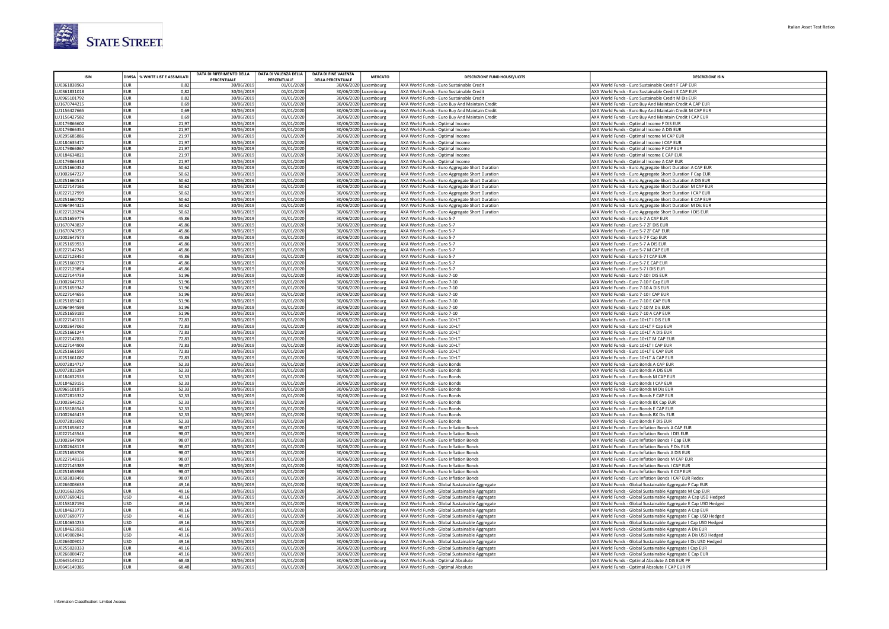| ISIN | DIVISA | % WHITE LIST E ASSIMILATI | DATA DI RIFERIMENTO DELLA PERCENTUALE | DATA DI VALENZA DELLA PERCENTUALE | DATA DI FINE VALENZA DELLA PERCENTUALE | MERCATO | DESCRIZIONE FUND HOUSE/UCITS | DESCRIZIONE ISIN |
|---|---|---|---|---|---|---|---|---|
| LU0361838963 | EUR | 0,82 | 30/06/2019 | 01/01/2020 | 30/06/2020 | Luxembourg | AXA World Funds - Euro Sustainable Credit | AXA World Funds - Euro Sustainable Credit F CAP EUR |
| LU0361831018 | EUR | 0,82 | 30/06/2019 | 01/01/2020 | 30/06/2020 | Luxembourg | AXA World Funds - Euro Sustainable Credit | AXA World Funds - Euro Sustainable Credit E CAP EUR |
| LU0965101792 | EUR | 0,82 | 30/06/2019 | 01/01/2020 | 30/06/2020 | Luxembourg | AXA World Funds - Euro Sustainable Credit | AXA World Funds - Euro Sustainable Credit M Dis EUR |
| LU1670744215 | EUR | 0,69 | 30/06/2019 | 01/01/2020 | 30/06/2020 | Luxembourg | AXA World Funds - Euro Buy And Maintain Credit | AXA World Funds - Euro Buy And Maintain Credit A CAP EUR |
| LU1156427665 | EUR | 0,69 | 30/06/2019 | 01/01/2020 | 30/06/2020 | Luxembourg | AXA World Funds - Euro Buy And Maintain Credit | AXA World Funds - Euro Buy And Maintain Credit M CAP EUR |
| LU1156427582 | EUR | 0,69 | 30/06/2019 | 01/01/2020 | 30/06/2020 | Luxembourg | AXA World Funds - Euro Buy And Maintain Credit | AXA World Funds - Euro Buy And Maintain Credit I CAP EUR |
| LU0179866602 | EUR | 21,97 | 30/06/2019 | 01/01/2020 | 30/06/2020 | Luxembourg | AXA World Funds - Optimal Income | AXA World Funds - Optimal Income F DIS EUR |
| LU0179866354 | EUR | 21,97 | 30/06/2019 | 01/01/2020 | 30/06/2020 | Luxembourg | AXA World Funds - Optimal Income | AXA World Funds - Optimal Income A DIS EUR |
| LU0295685886 | EUR | 21,97 | 30/06/2019 | 01/01/2020 | 30/06/2020 | Luxembourg | AXA World Funds - Optimal Income | AXA World Funds - Optimal Income M CAP EUR |
| LU0184635471 | EUR | 21,97 | 30/06/2019 | 01/01/2020 | 30/06/2020 | Luxembourg | AXA World Funds - Optimal Income | AXA World Funds - Optimal Income I CAP EUR |
| LU0179866867 | EUR | 21,97 | 30/06/2019 | 01/01/2020 | 30/06/2020 | Luxembourg | AXA World Funds - Optimal Income | AXA World Funds - Optimal Income F CAP EUR |
| LU0184634821 | EUR | 21,97 | 30/06/2019 | 01/01/2020 | 30/06/2020 | Luxembourg | AXA World Funds - Optimal Income | AXA World Funds - Optimal Income E CAP EUR |
| LU0179866438 | EUR | 21,97 | 30/06/2019 | 01/01/2020 | 30/06/2020 | Luxembourg | AXA World Funds - Optimal Income | AXA World Funds - Optimal Income A CAP EUR |
| LU0251660352 | EUR | 50,62 | 30/06/2019 | 01/01/2020 | 30/06/2020 | Luxembourg | AXA World Funds - Euro Aggregate Short Duration | AXA World Funds - Euro Aggregate Short Duration A CAP EUR |
| LU1002647227 | EUR | 50,62 | 30/06/2019 | 01/01/2020 | 30/06/2020 | Luxembourg | AXA World Funds - Euro Aggregate Short Duration | AXA World Funds - Euro Aggregate Short Duration F Cap EUR |
| LU0251660519 | EUR | 50,62 | 30/06/2019 | 01/01/2020 | 30/06/2020 | Luxembourg | AXA World Funds - Euro Aggregate Short Duration | AXA World Funds - Euro Aggregate Short Duration A DIS EUR |
| LU0227147161 | EUR | 50,62 | 30/06/2019 | 01/01/2020 | 30/06/2020 | Luxembourg | AXA World Funds - Euro Aggregate Short Duration | AXA World Funds - Euro Aggregate Short Duration M CAP EUR |
| LU0227127999 | EUR | 50,62 | 30/06/2019 | 01/01/2020 | 30/06/2020 | Luxembourg | AXA World Funds - Euro Aggregate Short Duration | AXA World Funds - Euro Aggregate Short Duration I CAP EUR |
| LU0251660782 | EUR | 50,62 | 30/06/2019 | 01/01/2020 | 30/06/2020 | Luxembourg | AXA World Funds - Euro Aggregate Short Duration | AXA World Funds - Euro Aggregate Short Duration E CAP EUR |
| LU0964944325 | EUR | 50,62 | 30/06/2019 | 01/01/2020 | 30/06/2020 | Luxembourg | AXA World Funds - Euro Aggregate Short Duration | AXA World Funds - Euro Aggregate Short Duration M Dis EUR |
| LU0227128294 | EUR | 50,62 | 30/06/2019 | 01/01/2020 | 30/06/2020 | Luxembourg | AXA World Funds - Euro Aggregate Short Duration | AXA World Funds - Euro Aggregate Short Duration I DIS EUR |
| LU0251659776 | EUR | 45,86 | 30/06/2019 | 01/01/2020 | 30/06/2020 | Luxembourg | AXA World Funds - Euro 5-7 | AXA World Funds - Euro 5-7 A CAP EUR |
| LU1670743837 | EUR | 45,86 | 30/06/2019 | 01/01/2020 | 30/06/2020 | Luxembourg | AXA World Funds - Euro 5-7 | AXA World Funds - Euro 5-7 ZF DIS EUR |
| LU1670743753 | EUR | 45,86 | 30/06/2019 | 01/01/2020 | 30/06/2020 | Luxembourg | AXA World Funds - Euro 5-7 | AXA World Funds - Euro 5-7 ZF CAP EUR |
| LU1002647573 | EUR | 45,86 | 30/06/2019 | 01/01/2020 | 30/06/2020 | Luxembourg | AXA World Funds - Euro 5-7 | AXA World Funds - Euro 5-7 F Cap EUR |
| LU0251659933 | EUR | 45,86 | 30/06/2019 | 01/01/2020 | 30/06/2020 | Luxembourg | AXA World Funds - Euro 5-7 | AXA World Funds - Euro 5-7 A DIS EUR |
| LU0227147245 | EUR | 45,86 | 30/06/2019 | 01/01/2020 | 30/06/2020 | Luxembourg | AXA World Funds - Euro 5-7 | AXA World Funds - Euro 5-7 M CAP EUR |
| LU0227128450 | EUR | 45,86 | 30/06/2019 | 01/01/2020 | 30/06/2020 | Luxembourg | AXA World Funds - Euro 5-7 | AXA World Funds - Euro 5-7 I CAP EUR |
| LU0251660279 | EUR | 45,86 | 30/06/2019 | 01/01/2020 | 30/06/2020 | Luxembourg | AXA World Funds - Euro 5-7 | AXA World Funds - Euro 5-7 E CAP EUR |
| LU0227129854 | EUR | 45,86 | 30/06/2019 | 01/01/2020 | 30/06/2020 | Luxembourg | AXA World Funds - Euro 5-7 | AXA World Funds - Euro 5-7 I DIS EUR |
| LU0227144739 | EUR | 51,96 | 30/06/2019 | 01/01/2020 | 30/06/2020 | Luxembourg | AXA World Funds - Euro 7-10 | AXA World Funds - Euro 7-10 I DIS EUR |
| LU1002647730 | EUR | 51,96 | 30/06/2019 | 01/01/2020 | 30/06/2020 | Luxembourg | AXA World Funds - Euro 7-10 | AXA World Funds - Euro 7-10 F Cap EUR |
| LU0251659347 | EUR | 51,96 | 30/06/2019 | 01/01/2020 | 30/06/2020 | Luxembourg | AXA World Funds - Euro 7-10 | AXA World Funds - Euro 7-10 A DIS EUR |
| LU0227144655 | EUR | 51,96 | 30/06/2019 | 01/01/2020 | 30/06/2020 | Luxembourg | AXA World Funds - Euro 7-10 | AXA World Funds - Euro 7-10 I CAP EUR |
| LU0251659420 | EUR | 51,96 | 30/06/2019 | 01/01/2020 | 30/06/2020 | Luxembourg | AXA World Funds - Euro 7-10 | AXA World Funds - Euro 7-10 E CAP EUR |
| LU0964944598 | EUR | 51,96 | 30/06/2019 | 01/01/2020 | 30/06/2020 | Luxembourg | AXA World Funds - Euro 7-10 | AXA World Funds - Euro 7-10 M Dis EUR |
| LU0251659180 | EUR | 51,96 | 30/06/2019 | 01/01/2020 | 30/06/2020 | Luxembourg | AXA World Funds - Euro 7-10 | AXA World Funds - Euro 7-10 A CAP EUR |
| LU0227145116 | EUR | 72,83 | 30/06/2019 | 01/01/2020 | 30/06/2020 | Luxembourg | AXA World Funds - Euro 10+LT | AXA World Funds - Euro 10+LT I DIS EUR |
| LU1002647060 | EUR | 72,83 | 30/06/2019 | 01/01/2020 | 30/06/2020 | Luxembourg | AXA World Funds - Euro 10+LT | AXA World Funds - Euro 10+LT F Cap EUR |
| LU0251661244 | EUR | 72,83 | 30/06/2019 | 01/01/2020 | 30/06/2020 | Luxembourg | AXA World Funds - Euro 10+LT | AXA World Funds - Euro 10+LT A DIS EUR |
| LU0227147831 | EUR | 72,83 | 30/06/2019 | 01/01/2020 | 30/06/2020 | Luxembourg | AXA World Funds - Euro 10+LT | AXA World Funds - Euro 10+LT M CAP EUR |
| LU0227144903 | EUR | 72,83 | 30/06/2019 | 01/01/2020 | 30/06/2020 | Luxembourg | AXA World Funds - Euro 10+LT | AXA World Funds - Euro 10+LT I CAP EUR |
| LU0251661590 | EUR | 72,83 | 30/06/2019 | 01/01/2020 | 30/06/2020 | Luxembourg | AXA World Funds - Euro 10+LT | AXA World Funds - Euro 10+LT E CAP EUR |
| LU0251661087 | EUR | 72,83 | 30/06/2019 | 01/01/2020 | 30/06/2020 | Luxembourg | AXA World Funds - Euro 10+LT | AXA World Funds - Euro 10+LT A CAP EUR |
| LU0072814717 | EUR | 52,33 | 30/06/2019 | 01/01/2020 | 30/06/2020 | Luxembourg | AXA World Funds - Euro Bonds | AXA World Funds - Euro Bonds A CAP EUR |
| LU0072815284 | EUR | 52,33 | 30/06/2019 | 01/01/2020 | 30/06/2020 | Luxembourg | AXA World Funds - Euro Bonds | AXA World Funds - Euro Bonds A DIS EUR |
| LU0184632536 | EUR | 52,33 | 30/06/2019 | 01/01/2020 | 30/06/2020 | Luxembourg | AXA World Funds - Euro Bonds | AXA World Funds - Euro Bonds M CAP EUR |
| LU0184629151 | EUR | 52,33 | 30/06/2019 | 01/01/2020 | 30/06/2020 | Luxembourg | AXA World Funds - Euro Bonds | AXA World Funds - Euro Bonds I CAP EUR |
| LU0965101875 | EUR | 52,33 | 30/06/2019 | 01/01/2020 | 30/06/2020 | Luxembourg | AXA World Funds - Euro Bonds | AXA World Funds - Euro Bonds M Dis EUR |
| LU0072816332 | EUR | 52,33 | 30/06/2019 | 01/01/2020 | 30/06/2020 | Luxembourg | AXA World Funds - Euro Bonds | AXA World Funds - Euro Bonds F CAP EUR |
| LU1002646252 | EUR | 52,33 | 30/06/2019 | 01/01/2020 | 30/06/2020 | Luxembourg | AXA World Funds - Euro Bonds | AXA World Funds - Euro Bonds BX Cap EUR |
| LU0158186543 | EUR | 52,33 | 30/06/2019 | 01/01/2020 | 30/06/2020 | Luxembourg | AXA World Funds - Euro Bonds | AXA World Funds - Euro Bonds E CAP EUR |
| LU1002646419 | EUR | 52,33 | 30/06/2019 | 01/01/2020 | 30/06/2020 | Luxembourg | AXA World Funds - Euro Bonds | AXA World Funds - Euro Bonds BX Dis EUR |
| LU0072816092 | EUR | 52,33 | 30/06/2019 | 01/01/2020 | 30/06/2020 | Luxembourg | AXA World Funds - Euro Bonds | AXA World Funds - Euro Bonds F DIS EUR |
| LU0251658612 | EUR | 98,07 | 30/06/2019 | 01/01/2020 | 30/06/2020 | Luxembourg | AXA World Funds - Euro Inflation Bonds | AXA World Funds - Euro Inflation Bonds A CAP EUR |
| LU0227145546 | EUR | 98,07 | 30/06/2019 | 01/01/2020 | 30/06/2020 | Luxembourg | AXA World Funds - Euro Inflation Bonds | AXA World Funds - Euro Inflation Bonds I DIS EUR |
| LU1002647904 | EUR | 98,07 | 30/06/2019 | 01/01/2020 | 30/06/2020 | Luxembourg | AXA World Funds - Euro Inflation Bonds | AXA World Funds - Euro Inflation Bonds F Cap EUR |
| LU1002648118 | EUR | 98,07 | 30/06/2019 | 01/01/2020 | 30/06/2020 | Luxembourg | AXA World Funds - Euro Inflation Bonds | AXA World Funds - Euro Inflation Bonds F Dis EUR |
| LU0251658703 | EUR | 98,07 | 30/06/2019 | 01/01/2020 | 30/06/2020 | Luxembourg | AXA World Funds - Euro Inflation Bonds | AXA World Funds - Euro Inflation Bonds A DIS EUR |
| LU0227148136 | EUR | 98,07 | 30/06/2019 | 01/01/2020 | 30/06/2020 | Luxembourg | AXA World Funds - Euro Inflation Bonds | AXA World Funds - Euro Inflation Bonds M CAP EUR |
| LU0227145389 | EUR | 98,07 | 30/06/2019 | 01/01/2020 | 30/06/2020 | Luxembourg | AXA World Funds - Euro Inflation Bonds | AXA World Funds - Euro Inflation Bonds I CAP EUR |
| LU0251658968 | EUR | 98,07 | 30/06/2019 | 01/01/2020 | 30/06/2020 | Luxembourg | AXA World Funds - Euro Inflation Bonds | AXA World Funds - Euro Inflation Bonds E CAP EUR |
| LU0503838491 | EUR | 98,07 | 30/06/2019 | 01/01/2020 | 30/06/2020 | Luxembourg | AXA World Funds - Euro Inflation Bonds | AXA World Funds - Euro Inflation Bonds I CAP EUR Redex |
| LU0266008639 | EUR | 49,16 | 30/06/2019 | 01/01/2020 | 30/06/2020 | Luxembourg | AXA World Funds - Global Sustainable Aggregate | AXA World Funds - Global Sustainable Aggregate F Cap EUR |
| LU1016633296 | EUR | 49,16 | 30/06/2019 | 01/01/2020 | 30/06/2020 | Luxembourg | AXA World Funds - Global Sustainable Aggregate | AXA World Funds - Global Sustainable Aggregate M Cap EUR |
| LU0073690421 | USD | 49,16 | 30/06/2019 | 01/01/2020 | 30/06/2020 | Luxembourg | AXA World Funds - Global Sustainable Aggregate | AXA World Funds - Global Sustainable Aggregate A Cap USD Hedged |
| LU0158187194 | USD | 49,16 | 30/06/2019 | 01/01/2020 | 30/06/2020 | Luxembourg | AXA World Funds - Global Sustainable Aggregate | AXA World Funds - Global Sustainable Aggregate E Cap USD Hedged |
| LU0184633773 | EUR | 49,16 | 30/06/2019 | 01/01/2020 | 30/06/2020 | Luxembourg | AXA World Funds - Global Sustainable Aggregate | AXA World Funds - Global Sustainable Aggregate A Cap EUR |
| LU0073690777 | USD | 49,16 | 30/06/2019 | 01/01/2020 | 30/06/2020 | Luxembourg | AXA World Funds - Global Sustainable Aggregate | AXA World Funds - Global Sustainable Aggregate F Cap USD Hedged |
| LU0184634235 | USD | 49,16 | 30/06/2019 | 01/01/2020 | 30/06/2020 | Luxembourg | AXA World Funds - Global Sustainable Aggregate | AXA World Funds - Global Sustainable Aggregate I Cap USD Hedged |
| LU0184633930 | EUR | 49,16 | 30/06/2019 | 01/01/2020 | 30/06/2020 | Luxembourg | AXA World Funds - Global Sustainable Aggregate | AXA World Funds - Global Sustainable Aggregate A Dis EUR |
| LU0149002841 | USD | 49,16 | 30/06/2019 | 01/01/2020 | 30/06/2020 | Luxembourg | AXA World Funds - Global Sustainable Aggregate | AXA World Funds - Global Sustainable Aggregate A Dis USD Hedged |
| LU0266009017 | USD | 49,16 | 30/06/2019 | 01/01/2020 | 30/06/2020 | Luxembourg | AXA World Funds - Global Sustainable Aggregate | AXA World Funds - Global Sustainable Aggregate I Dis USD Hedged |
| LU0255028333 | EUR | 49,16 | 30/06/2019 | 01/01/2020 | 30/06/2020 | Luxembourg | AXA World Funds - Global Sustainable Aggregate | AXA World Funds - Global Sustainable Aggregate I Cap EUR |
| LU0266008472 | EUR | 49,16 | 30/06/2019 | 01/01/2020 | 30/06/2020 | Luxembourg | AXA World Funds - Global Sustainable Aggregate | AXA World Funds - Global Sustainable Aggregate E Cap EUR |
| LU0645149112 | EUR | 68,48 | 30/06/2019 | 01/01/2020 | 30/06/2020 | Luxembourg | AXA World Funds - Optimal Absolute | AXA World Funds - Optimal Absolute A DIS EUR PF |
| LU0645149385 | EUR | 68,48 | 30/06/2019 | 01/01/2020 | 30/06/2020 | Luxembourg | AXA World Funds - Optimal Absolute | AXA World Funds - Optimal Absolute F CAP EUR PF |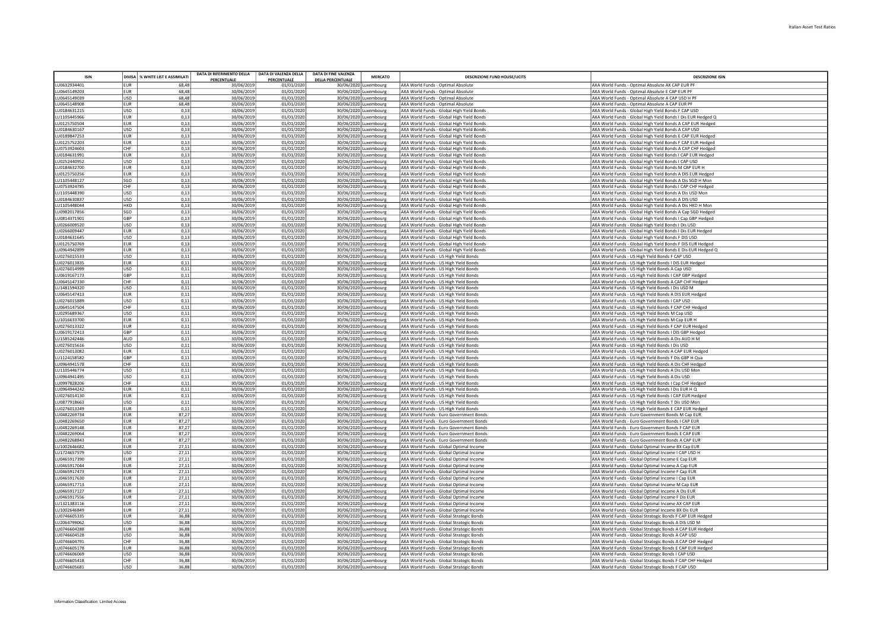| ISIN | DIVISA | % WHITE LIST E ASSIMILATI | DATA DI RIFERIMENTO DELLA PERCENTUALE | DATA DI VALENZA DELLA PERCENTUALE | DATA DI FINE VALENZA DELLA PERCENTUALE | MERCATO | DESCRIZIONE FUND HOUSE/UCITS | DESCRIZIONE ISIN |
|---|---|---|---|---|---|---|---|---|
| LU0632934401 | EUR | 68,48 | 30/06/2019 | 01/01/2020 | 30/06/2020 | Luxembourg | AXA World Funds - Optimal Absolute | AXA World Funds - Optimal Absolute AX CAP EUR PF |
| LU0645149203 | EUR | 68,48 | 30/06/2019 | 01/01/2020 | 30/06/2020 | Luxembourg | AXA World Funds - Optimal Absolute | AXA World Funds - Optimal Absolute E CAP EUR PF |
| LU0645149039 | USD | 68,48 | 30/06/2019 | 01/01/2020 | 30/06/2020 | Luxembourg | AXA World Funds - Optimal Absolute | AXA World Funds - Optimal Absolute A CAP USD H PF |
| LU0645148908 | EUR | 68,48 | 30/06/2019 | 01/01/2020 | 30/06/2020 | Luxembourg | AXA World Funds - Optimal Absolute | AXA World Funds - Optimal Absolute A CAP EUR PF |
| LU0184631215 | USD | 0,13 | 30/06/2019 | 01/01/2020 | 30/06/2020 | Luxembourg | AXA World Funds - Global High Yield Bonds | AXA World Funds - Global High Yield Bonds F CAP USD |
| LU1105445966 | EUR | 0,13 | 30/06/2019 | 01/01/2020 | 30/06/2020 | Luxembourg | AXA World Funds - Global High Yield Bonds | AXA World Funds - Global High Yield Bonds I Dis EUR Hedged Q |
| LU0125750504 | EUR | 0,13 | 30/06/2019 | 01/01/2020 | 30/06/2020 | Luxembourg | AXA World Funds - Global High Yield Bonds | AXA World Funds - Global High Yield Bonds A CAP EUR Hedged |
| LU0184630167 | USD | 0,13 | 30/06/2019 | 01/01/2020 | 30/06/2020 | Luxembourg | AXA World Funds - Global High Yield Bonds | AXA World Funds - Global High Yield Bonds A CAP USD |
| LU0189847253 | EUR | 0,13 | 30/06/2019 | 01/01/2020 | 30/06/2020 | Luxembourg | AXA World Funds - Global High Yield Bonds | AXA World Funds - Global High Yield Bonds E CAP EUR Hedged |
| LU0125752203 | EUR | 0,13 | 30/06/2019 | 01/01/2020 | 30/06/2020 | Luxembourg | AXA World Funds - Global High Yield Bonds | AXA World Funds - Global High Yield Bonds F CAP EUR Hedged |
| LU0753924603 | CHF | 0,13 | 30/06/2019 | 01/01/2020 | 30/06/2020 | Luxembourg | AXA World Funds - Global High Yield Bonds | AXA World Funds - Global High Yield Bonds A CAP CHF Hedged |
| LU0184631991 | EUR | 0,13 | 30/06/2019 | 01/01/2020 | 30/06/2020 | Luxembourg | AXA World Funds - Global High Yield Bonds | AXA World Funds - Global High Yield Bonds I CAP EUR Hedged |
| LU0252440952 | USD | 0,13 | 30/06/2019 | 01/01/2020 | 30/06/2020 | Luxembourg | AXA World Funds - Global High Yield Bonds | AXA World Funds - Global High Yield Bonds I CAP USD |
| LU0184632700 | EUR | 0,13 | 30/06/2019 | 01/01/2020 | 30/06/2020 | Luxembourg | AXA World Funds - Global High Yield Bonds | AXA World Funds - Global High Yield Bonds M CAP EUR H |
| LU0125750256 | EUR | 0,13 | 30/06/2019 | 01/01/2020 | 30/06/2020 | Luxembourg | AXA World Funds - Global High Yield Bonds | AXA World Funds - Global High Yield Bonds A DIS EUR Hedged |
| LU1105448127 | SGD | 0,13 | 30/06/2019 | 01/01/2020 | 30/06/2020 | Luxembourg | AXA World Funds - Global High Yield Bonds | AXA World Funds - Global High Yield Bonds A Dis SGD H Mon |
| LU0753924785 | CHF | 0,13 | 30/06/2019 | 01/01/2020 | 30/06/2020 | Luxembourg | AXA World Funds - Global High Yield Bonds | AXA World Funds - Global High Yield Bonds I CAP CHF Hedged |
| LU1105448390 | USD | 0,13 | 30/06/2019 | 01/01/2020 | 30/06/2020 | Luxembourg | AXA World Funds - Global High Yield Bonds | AXA World Funds - Global High Yield Bonds A Dis USD Mon |
| LU0184630837 | USD | 0,13 | 30/06/2019 | 01/01/2020 | 30/06/2020 | Luxembourg | AXA World Funds - Global High Yield Bonds | AXA World Funds - Global High Yield Bonds A DIS USD |
| LU1105448044 | HKD | 0,13 | 30/06/2019 | 01/01/2020 | 30/06/2020 | Luxembourg | AXA World Funds - Global High Yield Bonds | AXA World Funds - Global High Yield Bonds A Dis HKD H Mon |
| LU0982017856 | SGD | 0,13 | 30/06/2019 | 01/01/2020 | 30/06/2020 | Luxembourg | AXA World Funds - Global High Yield Bonds | AXA World Funds - Global High Yield Bonds A Cap SGD Hedged |
| LU0814371901 | GBP | 0,13 | 30/06/2019 | 01/01/2020 | 30/06/2020 | Luxembourg | AXA World Funds - Global High Yield Bonds | AXA World Funds - Global High Yield Bonds I Cap GBP Hedged |
| LU0266009520 | USD | 0,13 | 30/06/2019 | 01/01/2020 | 30/06/2020 | Luxembourg | AXA World Funds - Global High Yield Bonds | AXA World Funds - Global High Yield Bonds I Dis USD |
| LU0266009447 | EUR | 0,13 | 30/06/2019 | 01/01/2020 | 30/06/2020 | Luxembourg | AXA World Funds - Global High Yield Bonds | AXA World Funds - Global High Yield Bonds I Dis EUR Hedged |
| LU0184631645 | USD | 0,13 | 30/06/2019 | 01/01/2020 | 30/06/2020 | Luxembourg | AXA World Funds - Global High Yield Bonds | AXA World Funds - Global High Yield Bonds F DIS USD |
| LU0125750769 | EUR | 0,13 | 30/06/2019 | 01/01/2020 | 30/06/2020 | Luxembourg | AXA World Funds - Global High Yield Bonds | AXA World Funds - Global High Yield Bonds F DIS EUR Hedged |
| LU0964942899 | EUR | 0,13 | 30/06/2019 | 01/01/2020 | 30/06/2020 | Luxembourg | AXA World Funds - Global High Yield Bonds | AXA World Funds - Global High Yield Bonds E Dis EUR Hedged Q |
| LU0276015533 | USD | 0,11 | 30/06/2019 | 01/01/2020 | 30/06/2020 | Luxembourg | AXA World Funds - US High Yield Bonds | AXA World Funds - US High Yield Bonds F CAP USD |
| LU0276013835 | EUR | 0,11 | 30/06/2019 | 01/01/2020 | 30/06/2020 | Luxembourg | AXA World Funds - US High Yield Bonds | AXA World Funds - US High Yield Bonds I DIS EUR Hedged |
| LU0276014999 | USD | 0,11 | 30/06/2019 | 01/01/2020 | 30/06/2020 | Luxembourg | AXA World Funds - US High Yield Bonds | AXA World Funds - US High Yield Bonds A Cap USD |
| LU0619167173 | GBP | 0,11 | 30/06/2019 | 01/01/2020 | 30/06/2020 | Luxembourg | AXA World Funds - US High Yield Bonds | AXA World Funds - US High Yield Bonds I CAP GBP Hedged |
| LU0645147330 | CHF | 0,11 | 30/06/2019 | 01/01/2020 | 30/06/2020 | Luxembourg | AXA World Funds - US High Yield Bonds | AXA World Funds - US High Yield Bonds A CAP CHF Hedged |
| LU1481594320 | USD | 0,11 | 30/06/2019 | 01/01/2020 | 30/06/2020 | Luxembourg | AXA World Funds - US High Yield Bonds | AXA World Funds - US High Yield Bonds I Dis USD M |
| LU0645147413 | EUR | 0,11 | 30/06/2019 | 01/01/2020 | 30/06/2020 | Luxembourg | AXA World Funds - US High Yield Bonds | AXA World Funds - US High Yield Bonds A DIS EUR Hedged |
| LU0276015889 | USD | 0,11 | 30/06/2019 | 01/01/2020 | 30/06/2020 | Luxembourg | AXA World Funds - US High Yield Bonds | AXA World Funds - US High Yield Bonds I CAP USD |
| LU0645147504 | CHF | 0,11 | 30/06/2019 | 01/01/2020 | 30/06/2020 | Luxembourg | AXA World Funds - US High Yield Bonds | AXA World Funds - US High Yield Bonds F CAP CHF Hedged |
| LU0295689367 | USD | 0,11 | 30/06/2019 | 01/01/2020 | 30/06/2020 | Luxembourg | AXA World Funds - US High Yield Bonds | AXA World Funds - US High Yield Bonds M Cap USD |
| LU1016633700 | EUR | 0,11 | 30/06/2019 | 01/01/2020 | 30/06/2020 | Luxembourg | AXA World Funds - US High Yield Bonds | AXA World Funds - US High Yield Bonds M Cap EUR H |
| LU0276013322 | EUR | 0,11 | 30/06/2019 | 01/01/2020 | 30/06/2020 | Luxembourg | AXA World Funds - US High Yield Bonds | AXA World Funds - US High Yield Bonds F CAP EUR Hedged |
| LU0619172413 | GBP | 0,11 | 30/06/2019 | 01/01/2020 | 30/06/2020 | Luxembourg | AXA World Funds - US High Yield Bonds | AXA World Funds - US High Yield Bonds I DIS GBP Hedged |
| LU1585242446 | AUD | 0,11 | 30/06/2019 | 01/01/2020 | 30/06/2020 | Luxembourg | AXA World Funds - US High Yield Bonds | AXA World Funds - US High Yield Bonds A Dis AUD H M |
| LU0276015616 | USD | 0,11 | 30/06/2019 | 01/01/2020 | 30/06/2020 | Luxembourg | AXA World Funds - US High Yield Bonds | AXA World Funds - US High Yield Bonds I Dis USD |
| LU0276013082 | EUR | 0,11 | 30/06/2019 | 01/01/2020 | 30/06/2020 | Luxembourg | AXA World Funds - US High Yield Bonds | AXA World Funds - US High Yield Bonds A CAP EUR Hedged |
| LU1124158582 | GBP | 0,11 | 30/06/2019 | 01/01/2020 | 30/06/2020 | Luxembourg | AXA World Funds - US High Yield Bonds | AXA World Funds - US High Yield Bonds F Dis GBP H Qua |
| LU0964941578 | CHF | 0,11 | 30/06/2019 | 01/01/2020 | 30/06/2020 | Luxembourg | AXA World Funds - US High Yield Bonds | AXA World Funds - US High Yield Bonds A Dis CHF Hedged |
| LU1105446774 | USD | 0,11 | 30/06/2019 | 01/01/2020 | 30/06/2020 | Luxembourg | AXA World Funds - US High Yield Bonds | AXA World Funds - US High Yield Bonds A Dis USD Mon |
| LU0964941495 | USD | 0,11 | 30/06/2019 | 01/01/2020 | 30/06/2020 | Luxembourg | AXA World Funds - US High Yield Bonds | AXA World Funds - US High Yield Bonds A Dis USD |
| LU0997828206 | CHF | 0,11 | 30/06/2019 | 01/01/2020 | 30/06/2020 | Luxembourg | AXA World Funds - US High Yield Bonds | AXA World Funds - US High Yield Bonds I Cap CHF Hedged |
| LU0964944242 | EUR | 0,11 | 30/06/2019 | 01/01/2020 | 30/06/2020 | Luxembourg | AXA World Funds - US High Yield Bonds | AXA World Funds - US High Yield Bonds I Dis EUR H Q |
| LU0276014130 | EUR | 0,11 | 30/06/2019 | 01/01/2020 | 30/06/2020 | Luxembourg | AXA World Funds - US High Yield Bonds | AXA World Funds - US High Yield Bonds I CAP EUR Hedged |
| LU0877918663 | USD | 0,11 | 30/06/2019 | 01/01/2020 | 30/06/2020 | Luxembourg | AXA World Funds - US High Yield Bonds | AXA World Funds - US High Yield Bonds T Dis USD Mon |
| LU0276013249 | EUR | 0,11 | 30/06/2019 | 01/01/2020 | 30/06/2020 | Luxembourg | AXA World Funds - US High Yield Bonds | AXA World Funds - US High Yield Bonds E CAP EUR Hedged |
| LU0482269734 | EUR | 87,27 | 30/06/2019 | 01/01/2020 | 30/06/2020 | Luxembourg | AXA World Funds - Euro Government Bonds | AXA World Funds - Euro Government Bonds M Cap EUR |
| LU0482269650 | EUR | 87,27 | 30/06/2019 | 01/01/2020 | 30/06/2020 | Luxembourg | AXA World Funds - Euro Government Bonds | AXA World Funds - Euro Government Bonds I CAP EUR |
| LU0482269148 | EUR | 87,27 | 30/06/2019 | 01/01/2020 | 30/06/2020 | Luxembourg | AXA World Funds - Euro Government Bonds | AXA World Funds - Euro Government Bonds F CAP EUR |
| LU0482269064 | EUR | 87,27 | 30/06/2019 | 01/01/2020 | 30/06/2020 | Luxembourg | AXA World Funds - Euro Government Bonds | AXA World Funds - Euro Government Bonds E CAP EUR |
| LU0482268843 | EUR | 87,27 | 30/06/2019 | 01/01/2020 | 30/06/2020 | Luxembourg | AXA World Funds - Euro Government Bonds | AXA World Funds - Euro Government Bonds A CAP EUR |
| LU1002646682 | EUR | 27,11 | 30/06/2019 | 01/01/2020 | 30/06/2020 | Luxembourg | AXA World Funds - Global Optimal Income | AXA World Funds - Global Optimal Income BX Cap EUR |
| LU1724657579 | USD | 27,11 | 30/06/2019 | 01/01/2020 | 30/06/2020 | Luxembourg | AXA World Funds - Global Optimal Income | AXA World Funds - Global Optimal Income I CAP USD H |
| LU0465917390 | EUR | 27,11 | 30/06/2019 | 01/01/2020 | 30/06/2020 | Luxembourg | AXA World Funds - Global Optimal Income | AXA World Funds - Global Optimal Income E Cap EUR |
| LU0465917044 | EUR | 27,11 | 30/06/2019 | 01/01/2020 | 30/06/2020 | Luxembourg | AXA World Funds - Global Optimal Income | AXA World Funds - Global Optimal Income A Cap EUR |
| LU0465917473 | EUR | 27,11 | 30/06/2019 | 01/01/2020 | 30/06/2020 | Luxembourg | AXA World Funds - Global Optimal Income | AXA World Funds - Global Optimal Income F Cap EUR |
| LU0465917630 | EUR | 27,11 | 30/06/2019 | 01/01/2020 | 30/06/2020 | Luxembourg | AXA World Funds - Global Optimal Income | AXA World Funds - Global Optimal Income I Cap EUR |
| LU0465917713 | EUR | 27,11 | 30/06/2019 | 01/01/2020 | 30/06/2020 | Luxembourg | AXA World Funds - Global Optimal Income | AXA World Funds - Global Optimal Income M Cap EUR |
| LU0465917127 | EUR | 27,11 | 30/06/2019 | 01/01/2020 | 30/06/2020 | Luxembourg | AXA World Funds - Global Optimal Income | AXA World Funds - Global Optimal Income A Dis EUR |
| LU0465917556 | EUR | 27,11 | 30/06/2019 | 01/01/2020 | 30/06/2020 | Luxembourg | AXA World Funds - Global Optimal Income | AXA World Funds - Global Optimal Income F Dis EUR |
| LU1321383116 | EUR | 27,11 | 30/06/2019 | 01/01/2020 | 30/06/2020 | Luxembourg | AXA World Funds - Global Optimal Income | AXA World Funds - Global Optimal Income AX CAP EUR |
| LU1002646849 | EUR | 27,11 | 30/06/2019 | 01/01/2020 | 30/06/2020 | Luxembourg | AXA World Funds - Global Optimal Income | AXA World Funds - Global Optimal Income BX Dis EUR |
| LU0746605335 | EUR | 36,88 | 30/06/2019 | 01/01/2020 | 30/06/2020 | Luxembourg | AXA World Funds - Global Strategic Bonds | AXA World Funds - Global Strategic Bonds F CAP EUR Hedged |
| LU2064799062 | USD | 36,88 | 30/06/2019 | 01/01/2020 | 30/06/2020 | Luxembourg | AXA World Funds - Global Strategic Bonds | AXA World Funds - Global Strategic Bonds A DIS USD M |
| LU0746604288 | EUR | 36,88 | 30/06/2019 | 01/01/2020 | 30/06/2020 | Luxembourg | AXA World Funds - Global Strategic Bonds | AXA World Funds - Global Strategic Bonds A CAP EUR Hedged |
| LU0746604528 | USD | 36,88 | 30/06/2019 | 01/01/2020 | 30/06/2020 | Luxembourg | AXA World Funds - Global Strategic Bonds | AXA World Funds - Global Strategic Bonds A CAP USD |
| LU0746604791 | CHF | 36,88 | 30/06/2019 | 01/01/2020 | 30/06/2020 | Luxembourg | AXA World Funds - Global Strategic Bonds | AXA World Funds - Global Strategic Bonds A CAP CHF Hedged |
| LU0746605178 | EUR | 36,88 | 30/06/2019 | 01/01/2020 | 30/06/2020 | Luxembourg | AXA World Funds - Global Strategic Bonds | AXA World Funds - Global Strategic Bonds E CAP EUR Hedged |
| LU0746606069 | USD | 36,88 | 30/06/2019 | 01/01/2020 | 30/06/2020 | Luxembourg | AXA World Funds - Global Strategic Bonds | AXA World Funds - Global Strategic Bonds I CAP USD |
| LU0746605418 | CHF | 36,88 | 30/06/2019 | 01/01/2020 | 30/06/2020 | Luxembourg | AXA World Funds - Global Strategic Bonds | AXA World Funds - Global Strategic Bonds F CAP CHF Hedged |
| LU0746605681 | USD | 36,88 | 30/06/2019 | 01/01/2020 | 30/06/2020 | Luxembourg | AXA World Funds - Global Strategic Bonds | AXA World Funds - Global Strategic Bonds F CAP USD |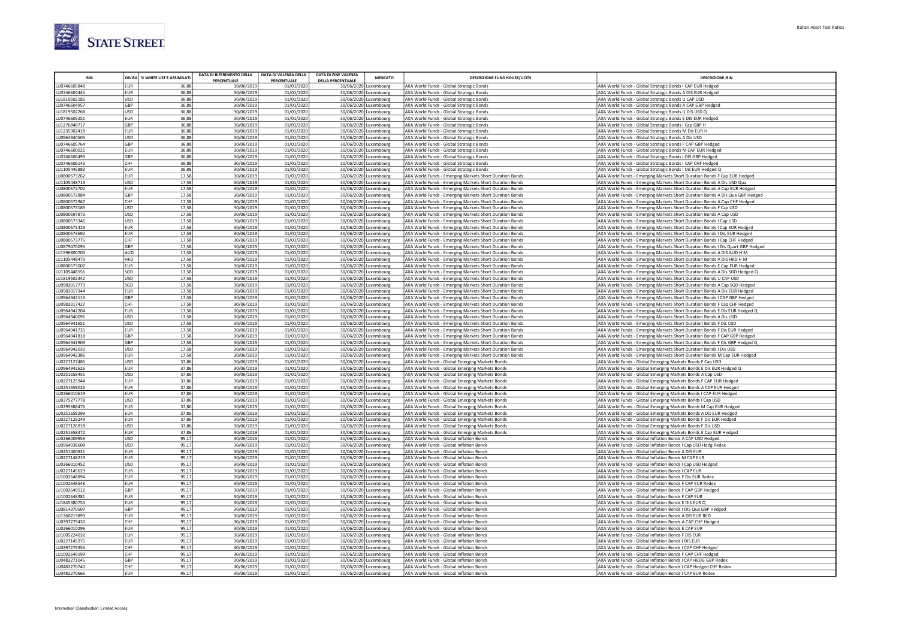| ISIN | DIVISA | % WHITE LIST E ASSIMILATI | DATA DI RIFERIMENTO DELLA PERCENTUALE | DATA DI VALENZA DELLA PERCENTUALE | DATA DI FINE VALENZA DELLA PERCENTUALE | MERCATO | DESCRIZIONE FUND HOUSE/UCITS | DESCRIZIONE ISIN |
|---|---|---|---|---|---|---|---|---|
| LU0746605848 | EUR | 36,88 | 30/06/2019 | 01/01/2020 | 30/06/2020 | Luxembourg | AXA World Funds - Global Strategic Bonds | AXA World Funds - Global Strategic Bonds I CAP EUR Hedged |
| LU0746604445 | EUR | 36,88 | 30/06/2019 | 01/01/2020 | 30/06/2020 | Luxembourg | AXA World Funds - Global Strategic Bonds | AXA World Funds - Global Strategic Bonds A DIS EUR Hedged |
| LU1819502185 | USD | 36,88 | 30/06/2019 | 01/01/2020 | 30/06/2020 | Luxembourg | AXA World Funds - Global Strategic Bonds | AXA World Funds - Global Strategic Bonds U CAP USD |
| LU0746604957 | GBP | 36,88 | 30/06/2019 | 01/01/2020 | 30/06/2020 | Luxembourg | AXA World Funds - Global Strategic Bonds | AXA World Funds - Global Strategic Bonds A CAP GBP Hedged |
| LU1819502268 | USD | 36,88 | 30/06/2019 | 01/01/2020 | 30/06/2020 | Luxembourg | AXA World Funds - Global Strategic Bonds | AXA World Funds - Global Strategic Bonds U DIS USD Q |
| LU0746605251 | EUR | 36,88 | 30/06/2019 | 01/01/2020 | 30/06/2020 | Luxembourg | AXA World Funds - Global Strategic Bonds | AXA World Funds - Global Strategic Bonds E DIS EUR Hedged |
| LU1276848717 | GBP | 36,88 | 30/06/2019 | 01/01/2020 | 30/06/2020 | Luxembourg | AXA World Funds - Global Strategic Bonds | AXA World Funds - Global Strategic Bonds I Cap GBP H |
| LU1235302418 | EUR | 36,88 | 30/06/2019 | 01/01/2020 | 30/06/2020 | Luxembourg | AXA World Funds - Global Strategic Bonds | AXA World Funds - Global Strategic Bonds M Dis EUR H |
| LU0964940505 | USD | 36,88 | 30/06/2019 | 01/01/2020 | 30/06/2020 | Luxembourg | AXA World Funds - Global Strategic Bonds | AXA World Funds - Global Strategic Bonds A Dis USD |
| LU0746605764 | GBP | 36,88 | 30/06/2019 | 01/01/2020 | 30/06/2020 | Luxembourg | AXA World Funds - Global Strategic Bonds | AXA World Funds - Global Strategic Bonds F CAP GBP Hedged |
| LU0746600021 | EUR | 36,88 | 30/06/2019 | 01/01/2020 | 30/06/2020 | Luxembourg | AXA World Funds - Global Strategic Bonds | AXA World Funds - Global Strategic Bonds M CAP EUR Hedged |
| LU0746606499 | GBP | 36,88 | 30/06/2019 | 01/01/2020 | 30/06/2020 | Luxembourg | AXA World Funds - Global Strategic Bonds | AXA World Funds - Global Strategic Bonds I DIS GBP Hedged |
| LU0746606143 | CHF | 36,88 | 30/06/2019 | 01/01/2020 | 30/06/2020 | Luxembourg | AXA World Funds - Global Strategic Bonds | AXA World Funds - Global Strategic Bonds I CAP CHF Hedged |
| LU1105445883 | EUR | 36,88 | 30/06/2019 | 01/01/2020 | 30/06/2020 | Luxembourg | AXA World Funds - Global Strategic Bonds | AXA World Funds - Global Strategic Bonds I Dis EUR Hedged Q |
| LU0800573262 | EUR | 17,58 | 30/06/2019 | 01/01/2020 | 30/06/2020 | Luxembourg | AXA World Funds - Emerging Markets Short Duration Bonds | AXA World Funds - Emerging Markets Short Duration Bonds F Cap EUR Hedged |
| LU1105448713 | USD | 17,58 | 30/06/2019 | 01/01/2020 | 30/06/2020 | Luxembourg | AXA World Funds - Emerging Markets Short Duration Bonds | AXA World Funds - Emerging Markets Short Duration Bonds A Dis USD Qua |
| LU0800572702 | EUR | 17,58 | 30/06/2019 | 01/01/2020 | 30/06/2020 | Luxembourg | AXA World Funds - Emerging Markets Short Duration Bonds | AXA World Funds - Emerging Markets Short Duration Bonds A Cap EUR Hedged |
| LU0800572884 | GBP | 17,58 | 30/06/2019 | 01/01/2020 | 30/06/2020 | Luxembourg | AXA World Funds - Emerging Markets Short Duration Bonds | AXA World Funds - Emerging Markets Short Duration Bonds A Dis Qua GBP Hedged |
| LU0800572967 | CHF | 17,58 | 30/06/2019 | 01/01/2020 | 30/06/2020 | Luxembourg | AXA World Funds - Emerging Markets Short Duration Bonds | AXA World Funds - Emerging Markets Short Duration Bonds A Cap CHF Hedged |
| LU0800573189 | USD | 17,58 | 30/06/2019 | 01/01/2020 | 30/06/2020 | Luxembourg | AXA World Funds - Emerging Markets Short Duration Bonds | AXA World Funds - Emerging Markets Short Duration Bonds F Cap USD |
| LU0800597873 | USD | 17,58 | 30/06/2019 | 01/01/2020 | 30/06/2020 | Luxembourg | AXA World Funds - Emerging Markets Short Duration Bonds | AXA World Funds - Emerging Markets Short Duration Bonds A Cap USD |
| LU0800573346 | USD | 17,58 | 30/06/2019 | 01/01/2020 | 30/06/2020 | Luxembourg | AXA World Funds - Emerging Markets Short Duration Bonds | AXA World Funds - Emerging Markets Short Duration Bonds I Cap USD |
| LU0800573429 | EUR | 17,58 | 30/06/2019 | 01/01/2020 | 30/06/2020 | Luxembourg | AXA World Funds - Emerging Markets Short Duration Bonds | AXA World Funds - Emerging Markets Short Duration Bonds I Cap EUR Hedged |
| LU0800573692 | EUR | 17,58 | 30/06/2019 | 01/01/2020 | 30/06/2020 | Luxembourg | AXA World Funds - Emerging Markets Short Duration Bonds | AXA World Funds - Emerging Markets Short Duration Bonds I Dis EUR Hedged |
| LU0800573775 | CHF | 17,58 | 30/06/2019 | 01/01/2020 | 30/06/2020 | Luxembourg | AXA World Funds - Emerging Markets Short Duration Bonds | AXA World Funds - Emerging Markets Short Duration Bonds I Cap CHF Hedged |
| LU0879470093 | GBP | 17,58 | 30/06/2019 | 01/01/2020 | 30/06/2020 | Luxembourg | AXA World Funds - Emerging Markets Short Duration Bonds | AXA World Funds - Emerging Markets Short Duration Bonds I Dis Quart GBP Hedged |
| LU1596800703 | AUD | 17,58 | 30/06/2019 | 01/01/2020 | 30/06/2020 | Luxembourg | AXA World Funds - Emerging Markets Short Duration Bonds | AXA World Funds - Emerging Markets Short Duration Bonds A DIS AUD H M |
| LU1105448473 | HKD | 17,58 | 30/06/2019 | 01/01/2020 | 30/06/2020 | Luxembourg | AXA World Funds - Emerging Markets Short Duration Bonds | AXA World Funds - Emerging Markets Short Duration Bonds A DIS HKD H M |
| LU0800573007 | EUR | 17,58 | 30/06/2019 | 01/01/2020 | 30/06/2020 | Luxembourg | AXA World Funds - Emerging Markets Short Duration Bonds | AXA World Funds - Emerging Markets Short Duration Bonds E Cap EUR Hedged |
| LU1105448556 | SGD | 17,58 | 30/06/2019 | 01/01/2020 | 30/06/2020 | Luxembourg | AXA World Funds - Emerging Markets Short Duration Bonds | AXA World Funds - Emerging Markets Short Duration Bonds A Dis SGD Hedged Q |
| LU1819502342 | USD | 17,58 | 30/06/2019 | 01/01/2020 | 30/06/2020 | Luxembourg | AXA World Funds - Emerging Markets Short Duration Bonds | AXA World Funds - Emerging Markets Short Duration Bonds U CAP USD |
| LU0982017773 | SGD | 17,58 | 30/06/2019 | 01/01/2020 | 30/06/2020 | Luxembourg | AXA World Funds - Emerging Markets Short Duration Bonds | AXA World Funds - Emerging Markets Short Duration Bonds A Cap SGD Hedged |
| LU0982017344 | EUR | 17,58 | 30/06/2019 | 01/01/2020 | 30/06/2020 | Luxembourg | AXA World Funds - Emerging Markets Short Duration Bonds | AXA World Funds - Emerging Markets Short Duration Bonds A Dis EUR Hedged |
| LU0964942113 | GBP | 17,58 | 30/06/2019 | 01/01/2020 | 30/06/2020 | Luxembourg | AXA World Funds - Emerging Markets Short Duration Bonds | AXA World Funds - Emerging Markets Short Duration Bonds I CAP GBP Hedged |
| LU0982017427 | CHF | 17,58 | 30/06/2019 | 01/01/2020 | 30/06/2020 | Luxembourg | AXA World Funds - Emerging Markets Short Duration Bonds | AXA World Funds - Emerging Markets Short Duration Bonds F Cap CHF Hedged |
| LU0964942204 | EUR | 17,58 | 30/06/2019 | 01/01/2020 | 30/06/2020 | Luxembourg | AXA World Funds - Emerging Markets Short Duration Bonds | AXA World Funds - Emerging Markets Short Duration Bonds E Dis EUR Hedged Q |
| LU0964940091 | USD | 17,58 | 30/06/2019 | 01/01/2020 | 30/06/2020 | Luxembourg | AXA World Funds - Emerging Markets Short Duration Bonds | AXA World Funds - Emerging Markets Short Duration Bonds A Dis USD |
| LU0964941651 | USD | 17,58 | 30/06/2019 | 01/01/2020 | 30/06/2020 | Luxembourg | AXA World Funds - Emerging Markets Short Duration Bonds | AXA World Funds - Emerging Markets Short Duration Bonds F Dis USD |
| LU0964941735 | EUR | 17,58 | 30/06/2019 | 01/01/2020 | 30/06/2020 | Luxembourg | AXA World Funds - Emerging Markets Short Duration Bonds | AXA World Funds - Emerging Markets Short Duration Bonds F Dis EUR Hedged |
| LU0964941818 | GBP | 17,58 | 30/06/2019 | 01/01/2020 | 30/06/2020 | Luxembourg | AXA World Funds - Emerging Markets Short Duration Bonds | AXA World Funds - Emerging Markets Short Duration Bonds F CAP GBP Hedged |
| LU0964941909 | GBP | 17,58 | 30/06/2019 | 01/01/2020 | 30/06/2020 | Luxembourg | AXA World Funds - Emerging Markets Short Duration Bonds | AXA World Funds - Emerging Markets Short Duration Bonds F Dis GBP Hedged Q |
| LU0964942030 | USD | 17,58 | 30/06/2019 | 01/01/2020 | 30/06/2020 | Luxembourg | AXA World Funds - Emerging Markets Short Duration Bonds | AXA World Funds - Emerging Markets Short Duration Bonds I Dis USD |
| LU0964942386 | EUR | 17,58 | 30/06/2019 | 01/01/2020 | 30/06/2020 | Luxembourg | AXA World Funds - Emerging Markets Short Duration Bonds | AXA World Funds - Emerging Markets Short Duration Bonds M Cap EUR Hedged |
| LU0227127486 | USD | 37,86 | 30/06/2019 | 01/01/2020 | 30/06/2020 | Luxembourg | AXA World Funds - Global Emerging Markets Bonds | AXA World Funds - Global Emerging Markets Bonds F Cap USD |
| LU0964942626 | EUR | 37,86 | 30/06/2019 | 01/01/2020 | 30/06/2020 | Luxembourg | AXA World Funds - Global Emerging Markets Bonds | AXA World Funds - Global Emerging Markets Bonds E Dis EUR Hedged Q |
| LU0251658455 | USD | 37,86 | 30/06/2019 | 01/01/2020 | 30/06/2020 | Luxembourg | AXA World Funds - Global Emerging Markets Bonds | AXA World Funds - Global Emerging Markets Bonds A Cap USD |
| LU0227125944 | EUR | 37,86 | 30/06/2019 | 01/01/2020 | 30/06/2020 | Luxembourg | AXA World Funds - Global Emerging Markets Bonds | AXA World Funds - Global Emerging Markets Bonds F CAP EUR Hedged |
| LU0251658026 | EUR | 37,86 | 30/06/2019 | 01/01/2020 | 30/06/2020 | Luxembourg | AXA World Funds - Global Emerging Markets Bonds | AXA World Funds - Global Emerging Markets Bonds A CAP EUR Hedged |
| LU0266010619 | EUR | 37,86 | 30/06/2019 | 01/01/2020 | 30/06/2020 | Luxembourg | AXA World Funds - Global Emerging Markets Bonds | AXA World Funds - Global Emerging Markets Bonds I CAP EUR Hedged |
| LU0375277778 | USD | 37,86 | 30/06/2019 | 01/01/2020 | 30/06/2020 | Luxembourg | AXA World Funds - Global Emerging Markets Bonds | AXA World Funds - Global Emerging Markets Bonds I Cap USD |
| LU0295688476 | EUR | 37,86 | 30/06/2019 | 01/01/2020 | 30/06/2020 | Luxembourg | AXA World Funds - Global Emerging Markets Bonds | AXA World Funds - Global Emerging Markets Bonds M Cap EUR Hedged |
| LU0251658299 | EUR | 37,86 | 30/06/2019 | 01/01/2020 | 30/06/2020 | Luxembourg | AXA World Funds - Global Emerging Markets Bonds | AXA World Funds - Global Emerging Markets Bonds A Dis EUR Hedged |
| LU0227126249 | EUR | 37,86 | 30/06/2019 | 01/01/2020 | 30/06/2020 | Luxembourg | AXA World Funds - Global Emerging Markets Bonds | AXA World Funds - Global Emerging Markets Bonds F Dis EUR Hedged |
| LU0227126918 | USD | 37,86 | 30/06/2019 | 01/01/2020 | 30/06/2020 | Luxembourg | AXA World Funds - Global Emerging Markets Bonds | AXA World Funds - Global Emerging Markets Bonds F Dis USD |
| LU0251658372 | EUR | 37,86 | 30/06/2019 | 01/01/2020 | 30/06/2020 | Luxembourg | AXA World Funds - Global Emerging Markets Bonds | AXA World Funds - Global Emerging Markets Bonds E Cap EUR Hedged |
| LU0266009959 | USD | 95,17 | 30/06/2019 | 01/01/2020 | 30/06/2020 | Luxembourg | AXA World Funds - Global Inflation Bonds | AXA World Funds - Global Inflation Bonds A CAP USD Hedged |
| LU0964938608 | USD | 95,17 | 30/06/2019 | 01/01/2020 | 30/06/2020 | Luxembourg | AXA World Funds - Global Inflation Bonds | AXA World Funds - Global Inflation Bonds I Cap USD Hedg Redex |
| LU0451400831 | EUR | 95,17 | 30/06/2019 | 01/01/2020 | 30/06/2020 | Luxembourg | AXA World Funds - Global Inflation Bonds | AXA World Funds - Global Inflation Bonds A DIS EUR |
| LU0227148219 | EUR | 95,17 | 30/06/2019 | 01/01/2020 | 30/06/2020 | Luxembourg | AXA World Funds - Global Inflation Bonds | AXA World Funds - Global Inflation Bonds M CAP EUR |
| LU0266010452 | USD | 95,17 | 30/06/2019 | 01/01/2020 | 30/06/2020 | Luxembourg | AXA World Funds - Global Inflation Bonds | AXA World Funds - Global Inflation Bonds I Cap USD Hedged |
| LU0227145629 | EUR | 95,17 | 30/06/2019 | 01/01/2020 | 30/06/2020 | Luxembourg | AXA World Funds - Global Inflation Bonds | AXA World Funds - Global Inflation Bonds I CAP EUR |
| LU1002648894 | EUR | 95,17 | 30/06/2019 | 01/01/2020 | 30/06/2020 | Luxembourg | AXA World Funds - Global Inflation Bonds | AXA World Funds - Global Inflation Bonds F Dis EUR Redex |
| LU1002648548 | EUR | 95,17 | 30/06/2019 | 01/01/2020 | 30/06/2020 | Luxembourg | AXA World Funds - Global Inflation Bonds | AXA World Funds - Global Inflation Bonds F CAP EUR Redex |
| LU1002649512 | GBP | 95,17 | 30/06/2019 | 01/01/2020 | 30/06/2020 | Luxembourg | AXA World Funds - Global Inflation Bonds | AXA World Funds - Global Inflation Bonds F CAP GBP Hedged |
| LU1002648381 | EUR | 95,17 | 30/06/2019 | 01/01/2020 | 30/06/2020 | Luxembourg | AXA World Funds - Global Inflation Bonds | AXA World Funds - Global Inflation Bonds F CAP EUR |
| LU1845380754 | EUR | 95,17 | 30/06/2019 | 01/01/2020 | 30/06/2020 | Luxembourg | AXA World Funds - Global Inflation Bonds | AXA World Funds - Global Inflation Bonds E DIS EUR Q |
| LU0814370507 | GBP | 95,17 | 30/06/2019 | 01/01/2020 | 30/06/2020 | Luxembourg | AXA World Funds - Global Inflation Bonds | AXA World Funds - Global Inflation Bonds I DIS Qua GBP Hedged |
| LU1360213893 | EUR | 95,17 | 30/06/2019 | 01/01/2020 | 30/06/2020 | Luxembourg | AXA World Funds - Global Inflation Bonds | AXA World Funds - Global Inflation Bonds A DIS EUR RED |
| LU0397279430 | CHF | 95,17 | 30/06/2019 | 01/01/2020 | 30/06/2020 | Luxembourg | AXA World Funds - Global Inflation Bonds | AXA World Funds - Global Inflation Bonds A CAP CHF Hedged |
| LU0266010296 | EUR | 95,17 | 30/06/2019 | 01/01/2020 | 30/06/2020 | Luxembourg | AXA World Funds - Global Inflation Bonds | AXA World Funds - Global Inflation Bonds E CAP EUR |
| LU1005224032 | EUR | 95,17 | 30/06/2019 | 01/01/2020 | 30/06/2020 | Luxembourg | AXA World Funds - Global Inflation Bonds | AXA World Funds - Global Inflation Bonds F DIS EUR |
| LU0227145975 | EUR | 95,17 | 30/06/2019 | 01/01/2020 | 30/06/2020 | Luxembourg | AXA World Funds - Global Inflation Bonds | AXA World Funds - Global Inflation Bonds I DIS EUR |
| LU0397279356 | CHF | 95,17 | 30/06/2019 | 01/01/2020 | 30/06/2020 | Luxembourg | AXA World Funds - Global Inflation Bonds | AXA World Funds - Global Inflation Bonds I CAP CHF Hedged |
| LU1002649199 | CHF | 95,17 | 30/06/2019 | 01/01/2020 | 30/06/2020 | Luxembourg | AXA World Funds - Global Inflation Bonds | AXA World Funds - Global Inflation Bonds F CAP CHF Hedged |
| LU0482271045 | GBP | 95,17 | 30/06/2019 | 01/01/2020 | 30/06/2020 | Luxembourg | AXA World Funds - Global Inflation Bonds | AXA World Funds - Global Inflation Bonds I CAP HEDG GBP Redex |
| LU0482270740 | CHF | 95,17 | 30/06/2019 | 01/01/2020 | 30/06/2020 | Luxembourg | AXA World Funds - Global Inflation Bonds | AXA World Funds - Global Inflation Bonds I CAP Hedged CHF Redex |
| LU0482270666 | EUR | 95,17 | 30/06/2019 | 01/01/2020 | 30/06/2020 | Luxembourg | AXA World Funds - Global Inflation Bonds | AXA World Funds - Global Inflation Bonds I CAP EUR Redex |

Information Classification: Limited Access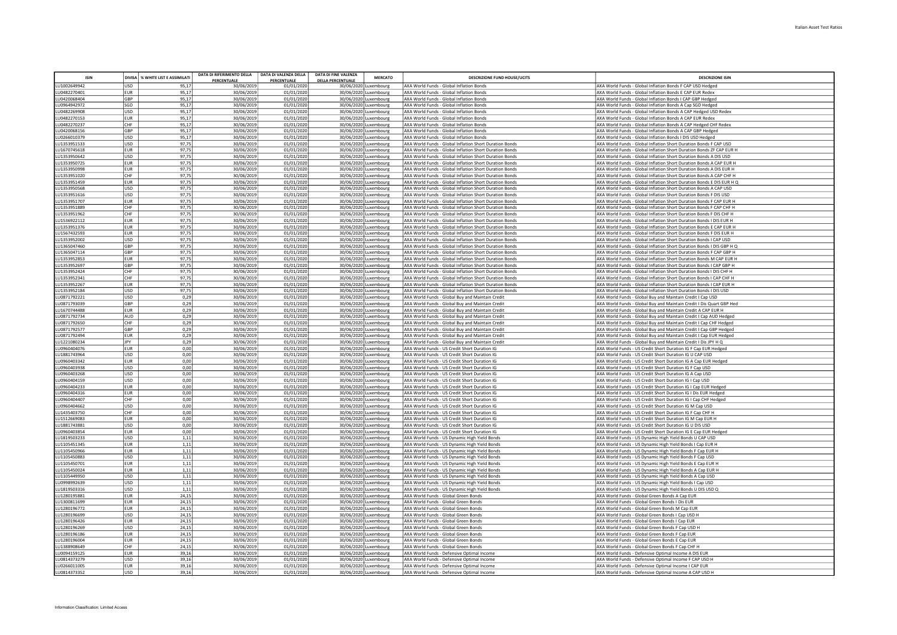| ISIN | DIVISA | % WHITE LIST E ASSIMILATI | DATA DI RIFERIMENTO DELLA PERCENTUALE | DATA DI VALENZA DELLA PERCENTUALE | DATA DI FINE VALENZA DELLA PERCENTUALE | MERCATO | DESCRIZIONE FUND HOUSE/UCITS | DESCRIZIONE ISIN |
|---|---|---|---|---|---|---|---|---|
| LU1002649942 | USD | 95,17 | 30/06/2019 | 01/01/2020 | 30/06/2020 | Luxembourg | AXA World Funds - Global Inflation Bonds | AXA World Funds - Global Inflation Bonds F CAP USD Hedged |
| LU0482270401 | EUR | 95,17 | 30/06/2019 | 01/01/2020 | 30/06/2020 | Luxembourg | AXA World Funds - Global Inflation Bonds | AXA World Funds - Global Inflation Bonds E CAP EUR Redex |
| LU0420068404 | GBP | 95,17 | 30/06/2019 | 01/01/2020 | 30/06/2020 | Luxembourg | AXA World Funds - Global Inflation Bonds | AXA World Funds - Global Inflation Bonds I CAP GBP Hedged |
| LU0964942972 | SGD | 95,17 | 30/06/2019 | 01/01/2020 | 30/06/2020 | Luxembourg | AXA World Funds - Global Inflation Bonds | AXA World Funds - Global Inflation Bonds A Cap SGD Hedged |
| LU0482269908 | USD | 95,17 | 30/06/2019 | 01/01/2020 | 30/06/2020 | Luxembourg | AXA World Funds - Global Inflation Bonds | AXA World Funds - Global Inflation Bonds A CAP Hedged USD Redex |
| LU0482270153 | EUR | 95,17 | 30/06/2019 | 01/01/2020 | 30/06/2020 | Luxembourg | AXA World Funds - Global Inflation Bonds | AXA World Funds - Global Inflation Bonds A CAP EUR Redex |
| LU0482270237 | CHF | 95,17 | 30/06/2019 | 01/01/2020 | 30/06/2020 | Luxembourg | AXA World Funds - Global Inflation Bonds | AXA World Funds - Global Inflation Bonds A CAP Hedged CHF Redex |
| LU0420068156 | GBP | 95,17 | 30/06/2019 | 01/01/2020 | 30/06/2020 | Luxembourg | AXA World Funds - Global Inflation Bonds | AXA World Funds - Global Inflation Bonds A CAP GBP Hedged |
| LU0266010379 | USD | 95,17 | 30/06/2019 | 01/01/2020 | 30/06/2020 | Luxembourg | AXA World Funds - Global Inflation Bonds | AXA World Funds - Global Inflation Bonds I DIS USD Hedged |
| LU1353951533 | USD | 97,75 | 30/06/2019 | 01/01/2020 | 30/06/2020 | Luxembourg | AXA World Funds - Global Inflation Short Duration Bonds | AXA World Funds - Global Inflation Short Duration Bonds F CAP USD |
| LU1670745618 | EUR | 97,75 | 30/06/2019 | 01/01/2020 | 30/06/2020 | Luxembourg | AXA World Funds - Global Inflation Short Duration Bonds | AXA World Funds - Global Inflation Short Duration Bonds ZF CAP EUR H |
| LU1353950642 | USD | 97,75 | 30/06/2019 | 01/01/2020 | 30/06/2020 | Luxembourg | AXA World Funds - Global Inflation Short Duration Bonds | AXA World Funds - Global Inflation Short Duration Bonds A DIS USD |
| LU1353950725 | EUR | 97,75 | 30/06/2019 | 01/01/2020 | 30/06/2020 | Luxembourg | AXA World Funds - Global Inflation Short Duration Bonds | AXA World Funds - Global Inflation Short Duration Bonds A CAP EUR H |
| LU1353950998 | EUR | 97,75 | 30/06/2019 | 01/01/2020 | 30/06/2020 | Luxembourg | AXA World Funds - Global Inflation Short Duration Bonds | AXA World Funds - Global Inflation Short Duration Bonds A DIS EUR H |
| LU1353951020 | CHF | 97,75 | 30/06/2019 | 01/01/2020 | 30/06/2020 | Luxembourg | AXA World Funds - Global Inflation Short Duration Bonds | AXA World Funds - Global Inflation Short Duration Bonds A CAP CHF H |
| LU1353951459 | EUR | 97,75 | 30/06/2019 | 01/01/2020 | 30/06/2020 | Luxembourg | AXA World Funds - Global Inflation Short Duration Bonds | AXA World Funds - Global Inflation Short Duration Bonds E DIS EUR H Q |
| LU1353950568 | USD | 97,75 | 30/06/2019 | 01/01/2020 | 30/06/2020 | Luxembourg | AXA World Funds - Global Inflation Short Duration Bonds | AXA World Funds - Global Inflation Short Duration Bonds A CAP USD |
| LU1353951616 | USD | 97,75 | 30/06/2019 | 01/01/2020 | 30/06/2020 | Luxembourg | AXA World Funds - Global Inflation Short Duration Bonds | AXA World Funds - Global Inflation Short Duration Bonds F DIS USD |
| LU1353951707 | EUR | 97,75 | 30/06/2019 | 01/01/2020 | 30/06/2020 | Luxembourg | AXA World Funds - Global Inflation Short Duration Bonds | AXA World Funds - Global Inflation Short Duration Bonds F CAP EUR H |
| LU1353951889 | CHF | 97,75 | 30/06/2019 | 01/01/2020 | 30/06/2020 | Luxembourg | AXA World Funds - Global Inflation Short Duration Bonds | AXA World Funds - Global Inflation Short Duration Bonds F CAP CHF H |
| LU1353951962 | CHF | 97,75 | 30/06/2019 | 01/01/2020 | 30/06/2020 | Luxembourg | AXA World Funds - Global Inflation Short Duration Bonds | AXA World Funds - Global Inflation Short Duration Bonds F DIS CHF H |
| LU1536922112 | EUR | 97,75 | 30/06/2019 | 01/01/2020 | 30/06/2020 | Luxembourg | AXA World Funds - Global Inflation Short Duration Bonds | AXA World Funds - Global Inflation Short Duration Bonds I DIS EUR H |
| LU1353951376 | EUR | 97,75 | 30/06/2019 | 01/01/2020 | 30/06/2020 | Luxembourg | AXA World Funds - Global Inflation Short Duration Bonds | AXA World Funds - Global Inflation Short Duration Bonds E CAP EUR H |
| LU1567432593 | EUR | 97,75 | 30/06/2019 | 01/01/2020 | 30/06/2020 | Luxembourg | AXA World Funds - Global Inflation Short Duration Bonds | AXA World Funds - Global Inflation Short Duration Bonds F DIS EUR H |
| LU1353952002 | USD | 97,75 | 30/06/2019 | 01/01/2020 | 30/06/2020 | Luxembourg | AXA World Funds - Global Inflation Short Duration Bonds | AXA World Funds - Global Inflation Short Duration Bonds I CAP USD |
| LU1365047460 | GBP | 97,75 | 30/06/2019 | 01/01/2020 | 30/06/2020 | Luxembourg | AXA World Funds - Global Inflation Short Duration Bonds | AXA World Funds - Global Inflation Short Duration Bonds I DIS GBP H Q |
| LU1365047114 | GBP | 97,75 | 30/06/2019 | 01/01/2020 | 30/06/2020 | Luxembourg | AXA World Funds - Global Inflation Short Duration Bonds | AXA World Funds - Global Inflation Short Duration Bonds F CAP GBP H |
| LU1353952853 | EUR | 97,75 | 30/06/2019 | 01/01/2020 | 30/06/2020 | Luxembourg | AXA World Funds - Global Inflation Short Duration Bonds | AXA World Funds - Global Inflation Short Duration Bonds M CAP EUR H |
| LU1353952697 | GBP | 97,75 | 30/06/2019 | 01/01/2020 | 30/06/2020 | Luxembourg | AXA World Funds - Global Inflation Short Duration Bonds | AXA World Funds - Global Inflation Short Duration Bonds I CAP GBP H |
| LU1353952424 | CHF | 97,75 | 30/06/2019 | 01/01/2020 | 30/06/2020 | Luxembourg | AXA World Funds - Global Inflation Short Duration Bonds | AXA World Funds - Global Inflation Short Duration Bonds I DIS CHF H |
| LU1353952341 | CHF | 97,75 | 30/06/2019 | 01/01/2020 | 30/06/2020 | Luxembourg | AXA World Funds - Global Inflation Short Duration Bonds | AXA World Funds - Global Inflation Short Duration Bonds I CAP CHF H |
| LU1353952267 | EUR | 97,75 | 30/06/2019 | 01/01/2020 | 30/06/2020 | Luxembourg | AXA World Funds - Global Inflation Short Duration Bonds | AXA World Funds - Global Inflation Short Duration Bonds I CAP EUR H |
| LU1353952184 | USD | 97,75 | 30/06/2019 | 01/01/2020 | 30/06/2020 | Luxembourg | AXA World Funds - Global Inflation Short Duration Bonds | AXA World Funds - Global Inflation Short Duration Bonds I DIS USD |
| LU0871792221 | USD | 0,29 | 30/06/2019 | 01/01/2020 | 30/06/2020 | Luxembourg | AXA World Funds - Global Buy and Maintain Credit | AXA World Funds - Global Buy and Maintain Credit I Cap USD |
| LU0871793039 | GBP | 0,29 | 30/06/2019 | 01/01/2020 | 30/06/2020 | Luxembourg | AXA World Funds - Global Buy and Maintain Credit | AXA World Funds - Global Buy and Maintain Credit I Dis Quart GBP Hed |
| LU1670744488 | EUR | 0,29 | 30/06/2019 | 01/01/2020 | 30/06/2020 | Luxembourg | AXA World Funds - Global Buy and Maintain Credit | AXA World Funds - Global Buy and Maintain Credit A CAP EUR H |
| LU0871792734 | AUD | 0,29 | 30/06/2019 | 01/01/2020 | 30/06/2020 | Luxembourg | AXA World Funds - Global Buy and Maintain Credit | AXA World Funds - Global Buy and Maintain Credit I Cap AUD Hedged |
| LU0871792650 | CHF | 0,29 | 30/06/2019 | 01/01/2020 | 30/06/2020 | Luxembourg | AXA World Funds - Global Buy and Maintain Credit | AXA World Funds - Global Buy and Maintain Credit I Cap CHF Hedged |
| LU0871792577 | GBP | 0,29 | 30/06/2019 | 01/01/2020 | 30/06/2020 | Luxembourg | AXA World Funds - Global Buy and Maintain Credit | AXA World Funds - Global Buy and Maintain Credit I Cap GBP Hedged |
| LU0871792494 | EUR | 0,29 | 30/06/2019 | 01/01/2020 | 30/06/2020 | Luxembourg | AXA World Funds - Global Buy and Maintain Credit | AXA World Funds - Global Buy and Maintain Credit I Cap EUR Hedged |
| LU1221080234 | JPY | 0,29 | 30/06/2019 | 01/01/2020 | 30/06/2020 | Luxembourg | AXA World Funds - Global Buy and Maintain Credit | AXA World Funds - Global Buy and Maintain Credit I Dis JPY H Q |
| LU0960404076 | EUR | 0,00 | 30/06/2019 | 01/01/2020 | 30/06/2020 | Luxembourg | AXA World Funds - US Credit Short Duration IG | AXA World Funds - US Credit Short Duration IG F Cap EUR Hedged |
| LU1881743964 | USD | 0,00 | 30/06/2019 | 01/01/2020 | 30/06/2020 | Luxembourg | AXA World Funds - US Credit Short Duration IG | AXA World Funds - US Credit Short Duration IG U CAP USD |
| LU0960403342 | EUR | 0,00 | 30/06/2019 | 01/01/2020 | 30/06/2020 | Luxembourg | AXA World Funds - US Credit Short Duration IG | AXA World Funds - US Credit Short Duration IG A Cap EUR Hedged |
| LU0960403938 | USD | 0,00 | 30/06/2019 | 01/01/2020 | 30/06/2020 | Luxembourg | AXA World Funds - US Credit Short Duration IG | AXA World Funds - US Credit Short Duration IG F Cap USD |
| LU0960403268 | USD | 0,00 | 30/06/2019 | 01/01/2020 | 30/06/2020 | Luxembourg | AXA World Funds - US Credit Short Duration IG | AXA World Funds - US Credit Short Duration IG A Cap USD |
| LU0960404159 | USD | 0,00 | 30/06/2019 | 01/01/2020 | 30/06/2020 | Luxembourg | AXA World Funds - US Credit Short Duration IG | AXA World Funds - US Credit Short Duration IG I Cap USD |
| LU0960404233 | EUR | 0,00 | 30/06/2019 | 01/01/2020 | 30/06/2020 | Luxembourg | AXA World Funds - US Credit Short Duration IG | AXA World Funds - US Credit Short Duration IG I Cap EUR Hedged |
| LU0960404316 | EUR | 0,00 | 30/06/2019 | 01/01/2020 | 30/06/2020 | Luxembourg | AXA World Funds - US Credit Short Duration IG | AXA World Funds - US Credit Short Duration IG I Dis EUR Hedged |
| LU0960404407 | CHF | 0,00 | 30/06/2019 | 01/01/2020 | 30/06/2020 | Luxembourg | AXA World Funds - US Credit Short Duration IG | AXA World Funds - US Credit Short Duration IG I Cap CHF Hedged |
| LU0960404662 | USD | 0,00 | 30/06/2019 | 01/01/2020 | 30/06/2020 | Luxembourg | AXA World Funds - US Credit Short Duration IG | AXA World Funds - US Credit Short Duration IG M Cap USD |
| LU1435403750 | CHF | 0,00 | 30/06/2019 | 01/01/2020 | 30/06/2020 | Luxembourg | AXA World Funds - US Credit Short Duration IG | AXA World Funds - US Credit Short Duration IG F Cap CHF H |
| LU1512669083 | EUR | 0,00 | 30/06/2019 | 01/01/2020 | 30/06/2020 | Luxembourg | AXA World Funds - US Credit Short Duration IG | AXA World Funds - US Credit Short Duration IG M Cap EUR H |
| LU1881743881 | USD | 0,00 | 30/06/2019 | 01/01/2020 | 30/06/2020 | Luxembourg | AXA World Funds - US Credit Short Duration IG | AXA World Funds - US Credit Short Duration IG U DIS USD |
| LU0960403854 | EUR | 0,00 | 30/06/2019 | 01/01/2020 | 30/06/2020 | Luxembourg | AXA World Funds - US Credit Short Duration IG | AXA World Funds - US Credit Short Duration IG E Cap EUR Hedged |
| LU1819503233 | USD | 1,11 | 30/06/2019 | 01/01/2020 | 30/06/2020 | Luxembourg | AXA World Funds - US Dynamic High Yield Bonds | AXA World Funds - US Dynamic High Yield Bonds U CAP USD |
| LU1105451345 | EUR | 1,11 | 30/06/2019 | 01/01/2020 | 30/06/2020 | Luxembourg | AXA World Funds - US Dynamic High Yield Bonds | AXA World Funds - US Dynamic High Yield Bonds I Cap EUR H |
| LU1105450966 | EUR | 1,11 | 30/06/2019 | 01/01/2020 | 30/06/2020 | Luxembourg | AXA World Funds - US Dynamic High Yield Bonds | AXA World Funds - US Dynamic High Yield Bonds F Cap EUR H |
| LU1105450883 | USD | 1,11 | 30/06/2019 | 01/01/2020 | 30/06/2020 | Luxembourg | AXA World Funds - US Dynamic High Yield Bonds | AXA World Funds - US Dynamic High Yield Bonds F Cap USD |
| LU1105450701 | EUR | 1,11 | 30/06/2019 | 01/01/2020 | 30/06/2020 | Luxembourg | AXA World Funds - US Dynamic High Yield Bonds | AXA World Funds - US Dynamic High Yield Bonds E Cap EUR H |
| LU1105450024 | EUR | 1,11 | 30/06/2019 | 01/01/2020 | 30/06/2020 | Luxembourg | AXA World Funds - US Dynamic High Yield Bonds | AXA World Funds - US Dynamic High Yield Bonds A Cap EUR H |
| LU1105449950 | USD | 1,11 | 30/06/2019 | 01/01/2020 | 30/06/2020 | Luxembourg | AXA World Funds - US Dynamic High Yield Bonds | AXA World Funds - US Dynamic High Yield Bonds A Cap USD |
| LU0998992639 | USD | 1,11 | 30/06/2019 | 01/01/2020 | 30/06/2020 | Luxembourg | AXA World Funds - US Dynamic High Yield Bonds | AXA World Funds - US Dynamic High Yield Bonds I Cap USD |
| LU1819503316 | USD | 1,11 | 30/06/2019 | 01/01/2020 | 30/06/2020 | Luxembourg | AXA World Funds - US Dynamic High Yield Bonds | AXA World Funds - US Dynamic High Yield Bonds U DIS USD Q |
| LU1280195881 | EUR | 24,15 | 30/06/2019 | 01/01/2020 | 30/06/2020 | Luxembourg | AXA World Funds - Global Green Bonds | AXA World Funds - Global Green Bonds A Cap EUR |
| LU1300811699 | EUR | 24,15 | 30/06/2019 | 01/01/2020 | 30/06/2020 | Luxembourg | AXA World Funds - Global Green Bonds | AXA World Funds - Global Green Bonds I Dis EUR |
| LU1280196772 | EUR | 24,15 | 30/06/2019 | 01/01/2020 | 30/06/2020 | Luxembourg | AXA World Funds - Global Green Bonds | AXA World Funds - Global Green Bonds M Cap EUR |
| LU1280196699 | USD | 24,15 | 30/06/2019 | 01/01/2020 | 30/06/2020 | Luxembourg | AXA World Funds - Global Green Bonds | AXA World Funds - Global Green Bonds I Cap USD H |
| LU1280196426 | EUR | 24,15 | 30/06/2019 | 01/01/2020 | 30/06/2020 | Luxembourg | AXA World Funds - Global Green Bonds | AXA World Funds - Global Green Bonds I Cap EUR |
| LU1280196269 | USD | 24,15 | 30/06/2019 | 01/01/2020 | 30/06/2020 | Luxembourg | AXA World Funds - Global Green Bonds | AXA World Funds - Global Green Bonds F Cap USD H |
| LU1280196186 | EUR | 24,15 | 30/06/2019 | 01/01/2020 | 30/06/2020 | Luxembourg | AXA World Funds - Global Green Bonds | AXA World Funds - Global Green Bonds F Cap EUR |
| LU1280196004 | EUR | 24,15 | 30/06/2019 | 01/01/2020 | 30/06/2020 | Luxembourg | AXA World Funds - Global Green Bonds | AXA World Funds - Global Green Bonds E Cap EUR |
| LU1388908649 | CHF | 24,15 | 30/06/2019 | 01/01/2020 | 30/06/2020 | Luxembourg | AXA World Funds - Global Green Bonds | AXA World Funds - Global Green Bonds F Cap CHF H |
| LU0094159125 | EUR | 39,16 | 30/06/2019 | 01/01/2020 | 30/06/2020 | Luxembourg | AXA World Funds - Defensive Optimal Income | AXA World Funds - Defensive Optimal Income A DIS EUR |
| LU0814373279 | USD | 39,16 | 30/06/2019 | 01/01/2020 | 30/06/2020 | Luxembourg | AXA World Funds - Defensive Optimal Income | AXA World Funds - Defensive Optimal Income F CAP USD H |
| LU0266011005 | EUR | 39,16 | 30/06/2019 | 01/01/2020 | 30/06/2020 | Luxembourg | AXA World Funds - Defensive Optimal Income | AXA World Funds - Defensive Optimal Income I CAP EUR |
| LU0814373352 | USD | 39,16 | 30/06/2019 | 01/01/2020 | 30/06/2020 | Luxembourg | AXA World Funds - Defensive Optimal Income | AXA World Funds - Defensive Optimal Income A CAP USD H |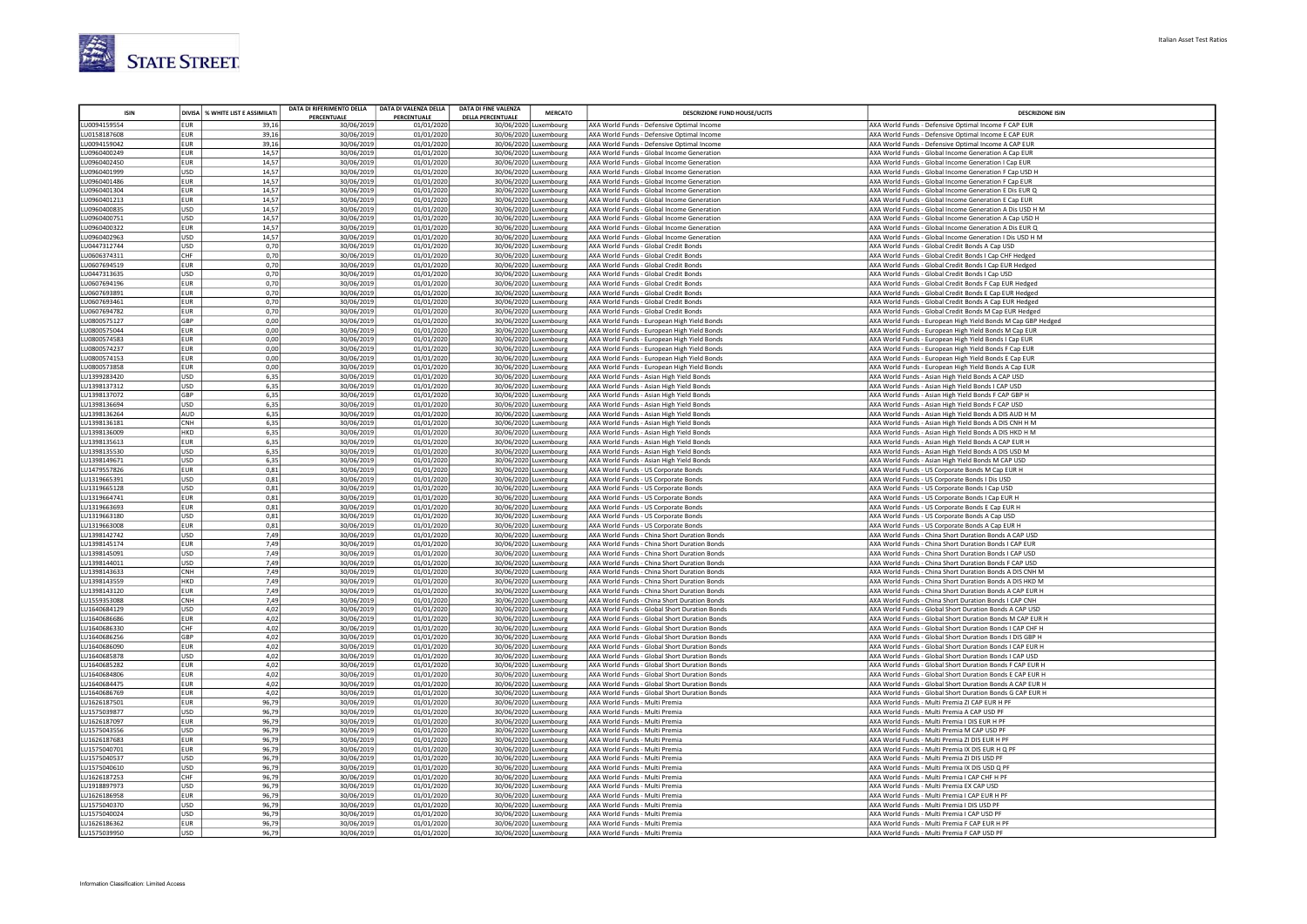| ISIN | DIVISA | % WHITE LIST E ASSIMILATI | DATA DI RIFERIMENTO DELLA PERCENTUALE | DATA DI VALENZA DELLA PERCENTUALE | DATA DI FINE VALENZA DELLA PERCENTUALE | MERCATO | DESCRIZIONE FUND HOUSE/UCITS | DESCRIZIONE ISIN |
|---|---|---|---|---|---|---|---|---|
| LU0094159554 | EUR | 39,16 | 30/06/2019 | 01/01/2020 | 30/06/2020 | Luxembourg | AXA World Funds - Defensive Optimal Income | AXA World Funds - Defensive Optimal Income F CAP EUR |
| LU0158187608 | EUR | 39,16 | 30/06/2019 | 01/01/2020 | 30/06/2020 | Luxembourg | AXA World Funds - Defensive Optimal Income | AXA World Funds - Defensive Optimal Income E CAP EUR |
| LU0094159042 | EUR | 39,16 | 30/06/2019 | 01/01/2020 | 30/06/2020 | Luxembourg | AXA World Funds - Defensive Optimal Income | AXA World Funds - Defensive Optimal Income A CAP EUR |
| LU0960400249 | EUR | 14,57 | 30/06/2019 | 01/01/2020 | 30/06/2020 | Luxembourg | AXA World Funds - Global Income Generation | AXA World Funds - Global Income Generation A Cap EUR |
| LU0960402450 | EUR | 14,57 | 30/06/2019 | 01/01/2020 | 30/06/2020 | Luxembourg | AXA World Funds - Global Income Generation | AXA World Funds - Global Income Generation I Cap EUR |
| LU0960401999 | USD | 14,57 | 30/06/2019 | 01/01/2020 | 30/06/2020 | Luxembourg | AXA World Funds - Global Income Generation | AXA World Funds - Global Income Generation F Cap USD H |
| LU0960401486 | EUR | 14,57 | 30/06/2019 | 01/01/2020 | 30/06/2020 | Luxembourg | AXA World Funds - Global Income Generation | AXA World Funds - Global Income Generation F Cap EUR |
| LU0960401304 | EUR | 14,57 | 30/06/2019 | 01/01/2020 | 30/06/2020 | Luxembourg | AXA World Funds - Global Income Generation | AXA World Funds - Global Income Generation E Dis EUR Q |
| LU0960401213 | EUR | 14,57 | 30/06/2019 | 01/01/2020 | 30/06/2020 | Luxembourg | AXA World Funds - Global Income Generation | AXA World Funds - Global Income Generation E Cap EUR |
| LU0960400835 | USD | 14,57 | 30/06/2019 | 01/01/2020 | 30/06/2020 | Luxembourg | AXA World Funds - Global Income Generation | AXA World Funds - Global Income Generation A Dis USD H M |
| LU0960400751 | USD | 14,57 | 30/06/2019 | 01/01/2020 | 30/06/2020 | Luxembourg | AXA World Funds - Global Income Generation | AXA World Funds - Global Income Generation A Cap USD H |
| LU0960400322 | EUR | 14,57 | 30/06/2019 | 01/01/2020 | 30/06/2020 | Luxembourg | AXA World Funds - Global Income Generation | AXA World Funds - Global Income Generation A Dis EUR Q |
| LU0960402963 | USD | 14,57 | 30/06/2019 | 01/01/2020 | 30/06/2020 | Luxembourg | AXA World Funds - Global Income Generation | AXA World Funds - Global Income Generation I Dis USD H M |
| LU0447312744 | USD | 0,70 | 30/06/2019 | 01/01/2020 | 30/06/2020 | Luxembourg | AXA World Funds - Global Credit Bonds | AXA World Funds - Global Credit Bonds A Cap USD |
| LU0606374311 | CHF | 0,70 | 30/06/2019 | 01/01/2020 | 30/06/2020 | Luxembourg | AXA World Funds - Global Credit Bonds | AXA World Funds - Global Credit Bonds I Cap CHF Hedged |
| LU0607694519 | EUR | 0,70 | 30/06/2019 | 01/01/2020 | 30/06/2020 | Luxembourg | AXA World Funds - Global Credit Bonds | AXA World Funds - Global Credit Bonds I Cap EUR Hedged |
| LU0447313635 | USD | 0,70 | 30/06/2019 | 01/01/2020 | 30/06/2020 | Luxembourg | AXA World Funds - Global Credit Bonds | AXA World Funds - Global Credit Bonds I Cap USD |
| LU0607694196 | EUR | 0,70 | 30/06/2019 | 01/01/2020 | 30/06/2020 | Luxembourg | AXA World Funds - Global Credit Bonds | AXA World Funds - Global Credit Bonds F Cap EUR Hedged |
| LU0607693891 | EUR | 0,70 | 30/06/2019 | 01/01/2020 | 30/06/2020 | Luxembourg | AXA World Funds - Global Credit Bonds | AXA World Funds - Global Credit Bonds E Cap EUR Hedged |
| LU0607693461 | EUR | 0,70 | 30/06/2019 | 01/01/2020 | 30/06/2020 | Luxembourg | AXA World Funds - Global Credit Bonds | AXA World Funds - Global Credit Bonds A Cap EUR Hedged |
| LU0607694782 | EUR | 0,70 | 30/06/2019 | 01/01/2020 | 30/06/2020 | Luxembourg | AXA World Funds - Global Credit Bonds | AXA World Funds - Global Credit Bonds M Cap EUR Hedged |
| LU0800575127 | GBP | 0,00 | 30/06/2019 | 01/01/2020 | 30/06/2020 | Luxembourg | AXA World Funds - European High Yield Bonds | AXA World Funds - European High Yield Bonds M Cap GBP Hedged |
| LU0800575044 | EUR | 0,00 | 30/06/2019 | 01/01/2020 | 30/06/2020 | Luxembourg | AXA World Funds - European High Yield Bonds | AXA World Funds - European High Yield Bonds M Cap EUR |
| LU0800574583 | EUR | 0,00 | 30/06/2019 | 01/01/2020 | 30/06/2020 | Luxembourg | AXA World Funds - European High Yield Bonds | AXA World Funds - European High Yield Bonds I Cap EUR |
| LU0800574237 | EUR | 0,00 | 30/06/2019 | 01/01/2020 | 30/06/2020 | Luxembourg | AXA World Funds - European High Yield Bonds | AXA World Funds - European High Yield Bonds F Cap EUR |
| LU0800574153 | EUR | 0,00 | 30/06/2019 | 01/01/2020 | 30/06/2020 | Luxembourg | AXA World Funds - European High Yield Bonds | AXA World Funds - European High Yield Bonds E Cap EUR |
| LU0800573858 | EUR | 0,00 | 30/06/2019 | 01/01/2020 | 30/06/2020 | Luxembourg | AXA World Funds - European High Yield Bonds | AXA World Funds - European High Yield Bonds A Cap EUR |
| LU1399283420 | USD | 6,35 | 30/06/2019 | 01/01/2020 | 30/06/2020 | Luxembourg | AXA World Funds - Asian High Yield Bonds | AXA World Funds - Asian High Yield Bonds A CAP USD |
| LU1398137312 | USD | 6,35 | 30/06/2019 | 01/01/2020 | 30/06/2020 | Luxembourg | AXA World Funds - Asian High Yield Bonds | AXA World Funds - Asian High Yield Bonds I CAP USD |
| LU1398137072 | GBP | 6,35 | 30/06/2019 | 01/01/2020 | 30/06/2020 | Luxembourg | AXA World Funds - Asian High Yield Bonds | AXA World Funds - Asian High Yield Bonds F CAP GBP H |
| LU1398136694 | USD | 6,35 | 30/06/2019 | 01/01/2020 | 30/06/2020 | Luxembourg | AXA World Funds - Asian High Yield Bonds | AXA World Funds - Asian High Yield Bonds F CAP USD |
| LU1398136264 | AUD | 6,35 | 30/06/2019 | 01/01/2020 | 30/06/2020 | Luxembourg | AXA World Funds - Asian High Yield Bonds | AXA World Funds - Asian High Yield Bonds A DIS AUD H M |
| LU1398136181 | CNH | 6,35 | 30/06/2019 | 01/01/2020 | 30/06/2020 | Luxembourg | AXA World Funds - Asian High Yield Bonds | AXA World Funds - Asian High Yield Bonds A DIS CNH H M |
| LU1398136009 | HKD | 6,35 | 30/06/2019 | 01/01/2020 | 30/06/2020 | Luxembourg | AXA World Funds - Asian High Yield Bonds | AXA World Funds - Asian High Yield Bonds A DIS HKD H M |
| LU1398135613 | EUR | 6,35 | 30/06/2019 | 01/01/2020 | 30/06/2020 | Luxembourg | AXA World Funds - Asian High Yield Bonds | AXA World Funds - Asian High Yield Bonds A CAP EUR H |
| LU1398135530 | USD | 6,35 | 30/06/2019 | 01/01/2020 | 30/06/2020 | Luxembourg | AXA World Funds - Asian High Yield Bonds | AXA World Funds - Asian High Yield Bonds A DIS USD M |
| LU1398149671 | USD | 6,35 | 30/06/2019 | 01/01/2020 | 30/06/2020 | Luxembourg | AXA World Funds - Asian High Yield Bonds | AXA World Funds - Asian High Yield Bonds M CAP USD |
| LU1479557826 | EUR | 0,81 | 30/06/2019 | 01/01/2020 | 30/06/2020 | Luxembourg | AXA World Funds - US Corporate Bonds | AXA World Funds - US Corporate Bonds M Cap EUR H |
| LU1319665391 | USD | 0,81 | 30/06/2019 | 01/01/2020 | 30/06/2020 | Luxembourg | AXA World Funds - US Corporate Bonds | AXA World Funds - US Corporate Bonds I Dis USD |
| LU1319665128 | USD | 0,81 | 30/06/2019 | 01/01/2020 | 30/06/2020 | Luxembourg | AXA World Funds - US Corporate Bonds | AXA World Funds - US Corporate Bonds I Cap USD |
| LU1319664741 | EUR | 0,81 | 30/06/2019 | 01/01/2020 | 30/06/2020 | Luxembourg | AXA World Funds - US Corporate Bonds | AXA World Funds - US Corporate Bonds I Cap EUR H |
| LU1319663693 | EUR | 0,81 | 30/06/2019 | 01/01/2020 | 30/06/2020 | Luxembourg | AXA World Funds - US Corporate Bonds | AXA World Funds - US Corporate Bonds E Cap EUR H |
| LU1319663180 | USD | 0,81 | 30/06/2019 | 01/01/2020 | 30/06/2020 | Luxembourg | AXA World Funds - US Corporate Bonds | AXA World Funds - US Corporate Bonds A Cap USD |
| LU1319663008 | EUR | 0,81 | 30/06/2019 | 01/01/2020 | 30/06/2020 | Luxembourg | AXA World Funds - US Corporate Bonds | AXA World Funds - US Corporate Bonds A Cap EUR H |
| LU1398142742 | USD | 7,49 | 30/06/2019 | 01/01/2020 | 30/06/2020 | Luxembourg | AXA World Funds - China Short Duration Bonds | AXA World Funds - China Short Duration Bonds A CAP USD |
| LU1398145174 | EUR | 7,49 | 30/06/2019 | 01/01/2020 | 30/06/2020 | Luxembourg | AXA World Funds - China Short Duration Bonds | AXA World Funds - China Short Duration Bonds I CAP EUR |
| LU1398145091 | USD | 7,49 | 30/06/2019 | 01/01/2020 | 30/06/2020 | Luxembourg | AXA World Funds - China Short Duration Bonds | AXA World Funds - China Short Duration Bonds I CAP USD |
| LU1398144011 | USD | 7,49 | 30/06/2019 | 01/01/2020 | 30/06/2020 | Luxembourg | AXA World Funds - China Short Duration Bonds | AXA World Funds - China Short Duration Bonds F CAP USD |
| LU1398143633 | CNH | 7,49 | 30/06/2019 | 01/01/2020 | 30/06/2020 | Luxembourg | AXA World Funds - China Short Duration Bonds | AXA World Funds - China Short Duration Bonds A DIS CNH M |
| LU1398143559 | HKD | 7,49 | 30/06/2019 | 01/01/2020 | 30/06/2020 | Luxembourg | AXA World Funds - China Short Duration Bonds | AXA World Funds - China Short Duration Bonds A DIS HKD M |
| LU1398143120 | EUR | 7,49 | 30/06/2019 | 01/01/2020 | 30/06/2020 | Luxembourg | AXA World Funds - China Short Duration Bonds | AXA World Funds - China Short Duration Bonds A CAP EUR H |
| LU1559353088 | CNH | 7,49 | 30/06/2019 | 01/01/2020 | 30/06/2020 | Luxembourg | AXA World Funds - China Short Duration Bonds | AXA World Funds - China Short Duration Bonds I CAP CNH |
| LU1640684129 | USD | 4,02 | 30/06/2019 | 01/01/2020 | 30/06/2020 | Luxembourg | AXA World Funds - Global Short Duration Bonds | AXA World Funds - Global Short Duration Bonds A CAP USD |
| LU1640686686 | EUR | 4,02 | 30/06/2019 | 01/01/2020 | 30/06/2020 | Luxembourg | AXA World Funds - Global Short Duration Bonds | AXA World Funds - Global Short Duration Bonds M CAP EUR H |
| LU1640686330 | CHF | 4,02 | 30/06/2019 | 01/01/2020 | 30/06/2020 | Luxembourg | AXA World Funds - Global Short Duration Bonds | AXA World Funds - Global Short Duration Bonds I CAP CHF H |
| LU1640686256 | GBP | 4,02 | 30/06/2019 | 01/01/2020 | 30/06/2020 | Luxembourg | AXA World Funds - Global Short Duration Bonds | AXA World Funds - Global Short Duration Bonds I DIS GBP H |
| LU1640686090 | EUR | 4,02 | 30/06/2019 | 01/01/2020 | 30/06/2020 | Luxembourg | AXA World Funds - Global Short Duration Bonds | AXA World Funds - Global Short Duration Bonds I CAP EUR H |
| LU1640685878 | USD | 4,02 | 30/06/2019 | 01/01/2020 | 30/06/2020 | Luxembourg | AXA World Funds - Global Short Duration Bonds | AXA World Funds - Global Short Duration Bonds I CAP USD |
| LU1640685282 | EUR | 4,02 | 30/06/2019 | 01/01/2020 | 30/06/2020 | Luxembourg | AXA World Funds - Global Short Duration Bonds | AXA World Funds - Global Short Duration Bonds F CAP EUR H |
| LU1640684806 | EUR | 4,02 | 30/06/2019 | 01/01/2020 | 30/06/2020 | Luxembourg | AXA World Funds - Global Short Duration Bonds | AXA World Funds - Global Short Duration Bonds E CAP EUR H |
| LU1640684475 | EUR | 4,02 | 30/06/2019 | 01/01/2020 | 30/06/2020 | Luxembourg | AXA World Funds - Global Short Duration Bonds | AXA World Funds - Global Short Duration Bonds A CAP EUR H |
| LU1640686769 | EUR | 4,02 | 30/06/2019 | 01/01/2020 | 30/06/2020 | Luxembourg | AXA World Funds - Global Short Duration Bonds | AXA World Funds - Global Short Duration Bonds G CAP EUR H |
| LU1626187501 | EUR | 96,79 | 30/06/2019 | 01/01/2020 | 30/06/2020 | Luxembourg | AXA World Funds - Multi Premia | AXA World Funds - Multi Premia ZI CAP EUR H PF |
| LU1575039877 | USD | 96,79 | 30/06/2019 | 01/01/2020 | 30/06/2020 | Luxembourg | AXA World Funds - Multi Premia | AXA World Funds - Multi Premia A CAP USD PF |
| LU1626187097 | EUR | 96,79 | 30/06/2019 | 01/01/2020 | 30/06/2020 | Luxembourg | AXA World Funds - Multi Premia | AXA World Funds - Multi Premia I DIS EUR H PF |
| LU1575043556 | USD | 96,79 | 30/06/2019 | 01/01/2020 | 30/06/2020 | Luxembourg | AXA World Funds - Multi Premia | AXA World Funds - Multi Premia M CAP USD PF |
| LU1626187683 | EUR | 96,79 | 30/06/2019 | 01/01/2020 | 30/06/2020 | Luxembourg | AXA World Funds - Multi Premia | AXA World Funds - Multi Premia ZI DIS EUR H PF |
| LU1575040701 | EUR | 96,79 | 30/06/2019 | 01/01/2020 | 30/06/2020 | Luxembourg | AXA World Funds - Multi Premia | AXA World Funds - Multi Premia IX DIS EUR H Q PF |
| LU1575040537 | USD | 96,79 | 30/06/2019 | 01/01/2020 | 30/06/2020 | Luxembourg | AXA World Funds - Multi Premia | AXA World Funds - Multi Premia ZI DIS USD PF |
| LU1575040610 | USD | 96,79 | 30/06/2019 | 01/01/2020 | 30/06/2020 | Luxembourg | AXA World Funds - Multi Premia | AXA World Funds - Multi Premia IX DIS USD Q PF |
| LU1626187253 | CHF | 96,79 | 30/06/2019 | 01/01/2020 | 30/06/2020 | Luxembourg | AXA World Funds - Multi Premia | AXA World Funds - Multi Premia I CAP CHF H PF |
| LU1918897973 | USD | 96,79 | 30/06/2019 | 01/01/2020 | 30/06/2020 | Luxembourg | AXA World Funds - Multi Premia | AXA World Funds - Multi Premia EX CAP USD |
| LU1626186958 | EUR | 96,79 | 30/06/2019 | 01/01/2020 | 30/06/2020 | Luxembourg | AXA World Funds - Multi Premia | AXA World Funds - Multi Premia I CAP EUR H PF |
| LU1575040370 | USD | 96,79 | 30/06/2019 | 01/01/2020 | 30/06/2020 | Luxembourg | AXA World Funds - Multi Premia | AXA World Funds - Multi Premia I DIS USD PF |
| LU1575040024 | USD | 96,79 | 30/06/2019 | 01/01/2020 | 30/06/2020 | Luxembourg | AXA World Funds - Multi Premia | AXA World Funds - Multi Premia I CAP USD PF |
| LU1626186362 | EUR | 96,79 | 30/06/2019 | 01/01/2020 | 30/06/2020 | Luxembourg | AXA World Funds - Multi Premia | AXA World Funds - Multi Premia F CAP EUR H PF |
| LU1575039950 | USD | 96,79 | 30/06/2019 | 01/01/2020 | 30/06/2020 | Luxembourg | AXA World Funds - Multi Premia | AXA World Funds - Multi Premia F CAP USD PF |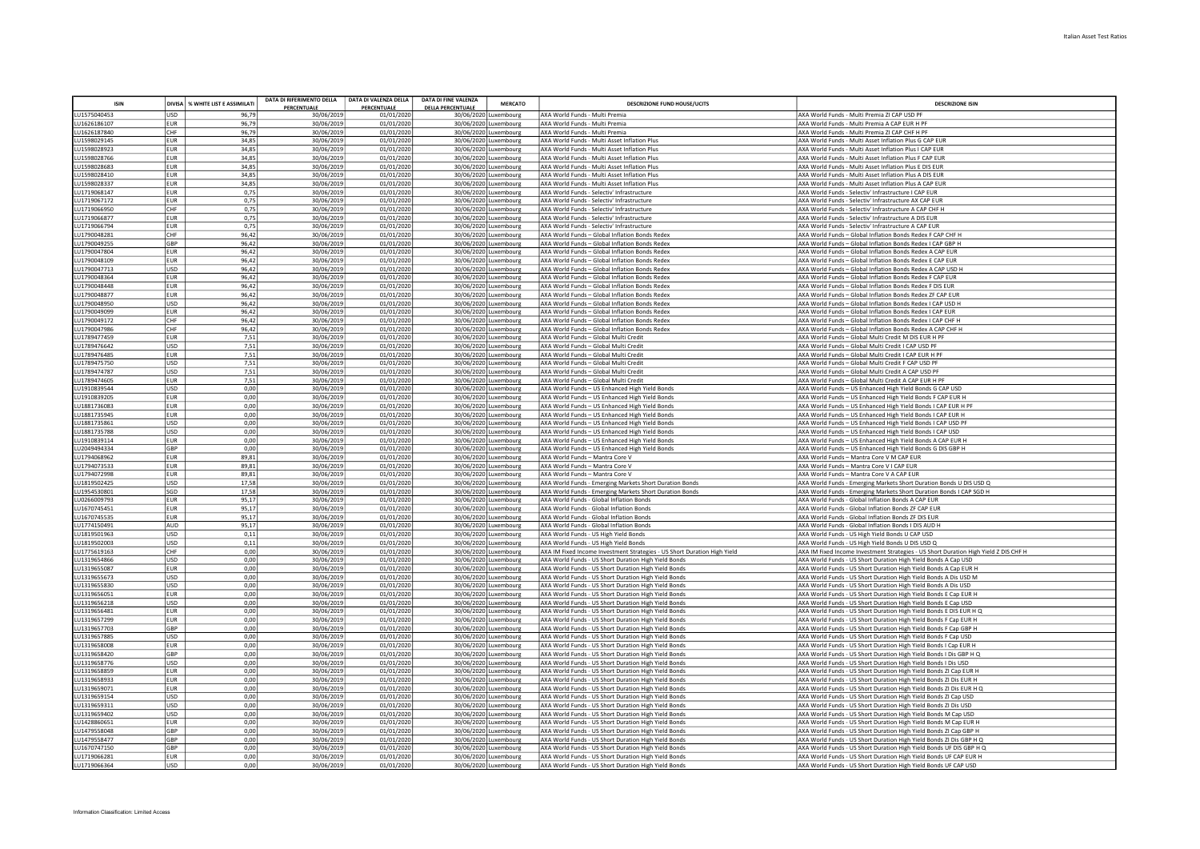| ISIN | DIVISA | % WHITE LIST E ASSIMILATI | DATA DI RIFERIMENTO DELLA PERCENTUALE | DATA DI VALENZA DELLA PERCENTUALE | DATA DI FINE VALENZA DELLA PERCENTUALE | MERCATO | DESCRIZIONE FUND HOUSE/UCITS | DESCRIZIONE ISIN |
|---|---|---|---|---|---|---|---|---|
| LU1575040453 | USD | 96,79 | 30/06/2019 | 01/01/2020 | 30/06/2020 | Luxembourg | AXA World Funds - Multi Premia | AXA World Funds - Multi Premia ZI CAP USD PF |
| LU1626186107 | EUR | 96,79 | 30/06/2019 | 01/01/2020 | 30/06/2020 | Luxembourg | AXA World Funds - Multi Premia | AXA World Funds - Multi Premia A CAP EUR H PF |
| LU1626187840 | CHF | 96,79 | 30/06/2019 | 01/01/2020 | 30/06/2020 | Luxembourg | AXA World Funds - Multi Premia | AXA World Funds - Multi Premia ZI CAP CHF H PF |
| LU1598029145 | EUR | 34,85 | 30/06/2019 | 01/01/2020 | 30/06/2020 | Luxembourg | AXA World Funds - Multi Asset Inflation Plus | AXA World Funds - Multi Asset Inflation Plus G CAP EUR |
| LU1598028923 | EUR | 34,85 | 30/06/2019 | 01/01/2020 | 30/06/2020 | Luxembourg | AXA World Funds - Multi Asset Inflation Plus | AXA World Funds - Multi Asset Inflation Plus I CAP EUR |
| LU1598028766 | EUR | 34,85 | 30/06/2019 | 01/01/2020 | 30/06/2020 | Luxembourg | AXA World Funds - Multi Asset Inflation Plus | AXA World Funds - Multi Asset Inflation Plus F CAP EUR |
| LU1598028683 | EUR | 34,85 | 30/06/2019 | 01/01/2020 | 30/06/2020 | Luxembourg | AXA World Funds - Multi Asset Inflation Plus | AXA World Funds - Multi Asset Inflation Plus E DIS EUR |
| LU1598028410 | EUR | 34,85 | 30/06/2019 | 01/01/2020 | 30/06/2020 | Luxembourg | AXA World Funds - Multi Asset Inflation Plus | AXA World Funds - Multi Asset Inflation Plus A DIS EUR |
| LU1598028337 | EUR | 34,85 | 30/06/2019 | 01/01/2020 | 30/06/2020 | Luxembourg | AXA World Funds - Multi Asset Inflation Plus | AXA World Funds - Multi Asset Inflation Plus A CAP EUR |
| LU1719068147 | EUR | 0,75 | 30/06/2019 | 01/01/2020 | 30/06/2020 | Luxembourg | AXA World Funds - Selectiv' Infrastructure | AXA World Funds - Selectiv' Infrastructure I CAP EUR |
| LU1719067172 | EUR | 0,75 | 30/06/2019 | 01/01/2020 | 30/06/2020 | Luxembourg | AXA World Funds - Selectiv' Infrastructure | AXA World Funds - Selectiv' Infrastructure AX CAP EUR |
| LU1719066950 | CHF | 0,75 | 30/06/2019 | 01/01/2020 | 30/06/2020 | Luxembourg | AXA World Funds - Selectiv' Infrastructure | AXA World Funds - Selectiv' Infrastructure A CAP CHF H |
| LU1719066877 | EUR | 0,75 | 30/06/2019 | 01/01/2020 | 30/06/2020 | Luxembourg | AXA World Funds - Selectiv' Infrastructure | AXA World Funds - Selectiv' Infrastructure A DIS EUR |
| LU1719066794 | EUR | 0,75 | 30/06/2019 | 01/01/2020 | 30/06/2020 | Luxembourg | AXA World Funds - Selectiv' Infrastructure | AXA World Funds - Selectiv' Infrastructure A CAP EUR |
| LU1790048281 | CHF | 96,42 | 30/06/2019 | 01/01/2020 | 30/06/2020 | Luxembourg | AXA World Funds – Global Inflation Bonds Redex | AXA World Funds – Global Inflation Bonds Redex F CAP CHF H |
| LU1790049255 | GBP | 96,42 | 30/06/2019 | 01/01/2020 | 30/06/2020 | Luxembourg | AXA World Funds – Global Inflation Bonds Redex | AXA World Funds – Global Inflation Bonds Redex I CAP GBP H |
| LU1790047804 | EUR | 96,42 | 30/06/2019 | 01/01/2020 | 30/06/2020 | Luxembourg | AXA World Funds – Global Inflation Bonds Redex | AXA World Funds – Global Inflation Bonds Redex A CAP EUR |
| LU1790048109 | EUR | 96,42 | 30/06/2019 | 01/01/2020 | 30/06/2020 | Luxembourg | AXA World Funds – Global Inflation Bonds Redex | AXA World Funds – Global Inflation Bonds Redex E CAP EUR |
| LU1790047713 | USD | 96,42 | 30/06/2019 | 01/01/2020 | 30/06/2020 | Luxembourg | AXA World Funds – Global Inflation Bonds Redex | AXA World Funds – Global Inflation Bonds Redex A CAP USD H |
| LU1790048364 | EUR | 96,42 | 30/06/2019 | 01/01/2020 | 30/06/2020 | Luxembourg | AXA World Funds – Global Inflation Bonds Redex | AXA World Funds – Global Inflation Bonds Redex F CAP EUR |
| LU1790048448 | EUR | 96,42 | 30/06/2019 | 01/01/2020 | 30/06/2020 | Luxembourg | AXA World Funds – Global Inflation Bonds Redex | AXA World Funds – Global Inflation Bonds Redex F DIS EUR |
| LU1790048877 | EUR | 96,42 | 30/06/2019 | 01/01/2020 | 30/06/2020 | Luxembourg | AXA World Funds – Global Inflation Bonds Redex | AXA World Funds – Global Inflation Bonds Redex ZF CAP EUR |
| LU1790048950 | USD | 96,42 | 30/06/2019 | 01/01/2020 | 30/06/2020 | Luxembourg | AXA World Funds – Global Inflation Bonds Redex | AXA World Funds – Global Inflation Bonds Redex I CAP USD H |
| LU1790049099 | EUR | 96,42 | 30/06/2019 | 01/01/2020 | 30/06/2020 | Luxembourg | AXA World Funds – Global Inflation Bonds Redex | AXA World Funds – Global Inflation Bonds Redex I CAP EUR |
| LU1790049172 | CHF | 96,42 | 30/06/2019 | 01/01/2020 | 30/06/2020 | Luxembourg | AXA World Funds – Global Inflation Bonds Redex | AXA World Funds – Global Inflation Bonds Redex I CAP CHF H |
| LU1790047986 | CHF | 96,42 | 30/06/2019 | 01/01/2020 | 30/06/2020 | Luxembourg | AXA World Funds – Global Inflation Bonds Redex | AXA World Funds – Global Inflation Bonds Redex A CAP CHF H |
| LU1789477459 | EUR | 7,51 | 30/06/2019 | 01/01/2020 | 30/06/2020 | Luxembourg | AXA World Funds – Global Multi Credit | AXA World Funds – Global Multi Credit M DIS EUR H PF |
| LU1789476642 | USD | 7,51 | 30/06/2019 | 01/01/2020 | 30/06/2020 | Luxembourg | AXA World Funds – Global Multi Credit | AXA World Funds – Global Multi Credit I CAP USD PF |
| LU1789476485 | EUR | 7,51 | 30/06/2019 | 01/01/2020 | 30/06/2020 | Luxembourg | AXA World Funds – Global Multi Credit | AXA World Funds – Global Multi Credit I CAP EUR H PF |
| LU1789475750 | USD | 7,51 | 30/06/2019 | 01/01/2020 | 30/06/2020 | Luxembourg | AXA World Funds – Global Multi Credit | AXA World Funds – Global Multi Credit F CAP USD PF |
| LU1789474787 | USD | 7,51 | 30/06/2019 | 01/01/2020 | 30/06/2020 | Luxembourg | AXA World Funds – Global Multi Credit | AXA World Funds – Global Multi Credit A CAP USD PF |
| LU1789474605 | EUR | 7,51 | 30/06/2019 | 01/01/2020 | 30/06/2020 | Luxembourg | AXA World Funds – Global Multi Credit | AXA World Funds – Global Multi Credit A CAP EUR H PF |
| LU1910839544 | USD | 0,00 | 30/06/2019 | 01/01/2020 | 30/06/2020 | Luxembourg | AXA World Funds – US Enhanced High Yield Bonds | AXA World Funds – US Enhanced High Yield Bonds G CAP USD |
| LU1910839205 | EUR | 0,00 | 30/06/2019 | 01/01/2020 | 30/06/2020 | Luxembourg | AXA World Funds – US Enhanced High Yield Bonds | AXA World Funds – US Enhanced High Yield Bonds F CAP EUR H |
| LU1881736083 | EUR | 0,00 | 30/06/2019 | 01/01/2020 | 30/06/2020 | Luxembourg | AXA World Funds – US Enhanced High Yield Bonds | AXA World Funds – US Enhanced High Yield Bonds I CAP EUR H PF |
| LU1881735945 | EUR | 0,00 | 30/06/2019 | 01/01/2020 | 30/06/2020 | Luxembourg | AXA World Funds – US Enhanced High Yield Bonds | AXA World Funds – US Enhanced High Yield Bonds I CAP EUR H |
| LU1881735861 | USD | 0,00 | 30/06/2019 | 01/01/2020 | 30/06/2020 | Luxembourg | AXA World Funds – US Enhanced High Yield Bonds | AXA World Funds – US Enhanced High Yield Bonds I CAP USD PF |
| LU1881735788 | USD | 0,00 | 30/06/2019 | 01/01/2020 | 30/06/2020 | Luxembourg | AXA World Funds – US Enhanced High Yield Bonds | AXA World Funds – US Enhanced High Yield Bonds I CAP USD |
| LU1910839114 | EUR | 0,00 | 30/06/2019 | 01/01/2020 | 30/06/2020 | Luxembourg | AXA World Funds – US Enhanced High Yield Bonds | AXA World Funds – US Enhanced High Yield Bonds A CAP EUR H |
| LU2049494334 | GBP | 0,00 | 30/06/2019 | 01/01/2020 | 30/06/2020 | Luxembourg | AXA World Funds – US Enhanced High Yield Bonds | AXA World Funds – US Enhanced High Yield Bonds G DIS GBP H |
| LU1794068962 | EUR | 89,81 | 30/06/2019 | 01/01/2020 | 30/06/2020 | Luxembourg | AXA World Funds – Mantra Core V | AXA World Funds – Mantra Core V M CAP EUR |
| LU1794073533 | EUR | 89,81 | 30/06/2019 | 01/01/2020 | 30/06/2020 | Luxembourg | AXA World Funds – Mantra Core V | AXA World Funds – Mantra Core V I CAP EUR |
| LU1794072998 | EUR | 89,81 | 30/06/2019 | 01/01/2020 | 30/06/2020 | Luxembourg | AXA World Funds – Mantra Core V | AXA World Funds – Mantra Core V A CAP EUR |
| LU1819502425 | USD | 17,58 | 30/06/2019 | 01/01/2020 | 30/06/2020 | Luxembourg | AXA World Funds - Emerging Markets Short Duration Bonds | AXA World Funds - Emerging Markets Short Duration Bonds U DIS USD Q |
| LU1954530801 | SGD | 17,58 | 30/06/2019 | 01/01/2020 | 30/06/2020 | Luxembourg | AXA World Funds - Emerging Markets Short Duration Bonds | AXA World Funds - Emerging Markets Short Duration Bonds I CAP SGD H |
| LU0266009793 | EUR | 95,17 | 30/06/2019 | 01/01/2020 | 30/06/2020 | Luxembourg | AXA World Funds - Global Inflation Bonds | AXA World Funds - Global Inflation Bonds A CAP EUR |
| LU1670745451 | EUR | 95,17 | 30/06/2019 | 01/01/2020 | 30/06/2020 | Luxembourg | AXA World Funds - Global Inflation Bonds | AXA World Funds - Global Inflation Bonds ZF CAP EUR |
| LU1670745535 | EUR | 95,17 | 30/06/2019 | 01/01/2020 | 30/06/2020 | Luxembourg | AXA World Funds - Global Inflation Bonds | AXA World Funds - Global Inflation Bonds ZF DIS EUR |
| LU1774150491 | AUD | 95,17 | 30/06/2019 | 01/01/2020 | 30/06/2020 | Luxembourg | AXA World Funds - Global Inflation Bonds | AXA World Funds - Global Inflation Bonds I DIS AUD H |
| LU1819501963 | USD | 0,11 | 30/06/2019 | 01/01/2020 | 30/06/2020 | Luxembourg | AXA World Funds - US High Yield Bonds | AXA World Funds - US High Yield Bonds U CAP USD |
| LU1819502003 | USD | 0,11 | 30/06/2019 | 01/01/2020 | 30/06/2020 | Luxembourg | AXA World Funds - US High Yield Bonds | AXA World Funds - US High Yield Bonds U DIS USD Q |
| LU1775619163 | CHF | 0,00 | 30/06/2019 | 01/01/2020 | 30/06/2020 | Luxembourg | AXA IM Fixed Income Investment Strategies - US Short Duration High Yield | AXA IM Fixed Income Investment Strategies - US Short Duration High Yield Z DIS CHF H |
| LU1319654866 | USD | 0,00 | 30/06/2019 | 01/01/2020 | 30/06/2020 | Luxembourg | AXA World Funds - US Short Duration High Yield Bonds | AXA World Funds - US Short Duration High Yield Bonds A Cap USD |
| LU1319655087 | EUR | 0,00 | 30/06/2019 | 01/01/2020 | 30/06/2020 | Luxembourg | AXA World Funds - US Short Duration High Yield Bonds | AXA World Funds - US Short Duration High Yield Bonds A Cap EUR H |
| LU1319655673 | USD | 0,00 | 30/06/2019 | 01/01/2020 | 30/06/2020 | Luxembourg | AXA World Funds - US Short Duration High Yield Bonds | AXA World Funds - US Short Duration High Yield Bonds A Dis USD M |
| LU1319655830 | USD | 0,00 | 30/06/2019 | 01/01/2020 | 30/06/2020 | Luxembourg | AXA World Funds - US Short Duration High Yield Bonds | AXA World Funds - US Short Duration High Yield Bonds A Dis USD |
| LU1319656051 | EUR | 0,00 | 30/06/2019 | 01/01/2020 | 30/06/2020 | Luxembourg | AXA World Funds - US Short Duration High Yield Bonds | AXA World Funds - US Short Duration High Yield Bonds E Cap EUR H |
| LU1319656218 | USD | 0,00 | 30/06/2019 | 01/01/2020 | 30/06/2020 | Luxembourg | AXA World Funds - US Short Duration High Yield Bonds | AXA World Funds - US Short Duration High Yield Bonds E Cap USD |
| LU1319656481 | EUR | 0,00 | 30/06/2019 | 01/01/2020 | 30/06/2020 | Luxembourg | AXA World Funds - US Short Duration High Yield Bonds | AXA World Funds - US Short Duration High Yield Bonds E DIS EUR H Q |
| LU1319657299 | EUR | 0,00 | 30/06/2019 | 01/01/2020 | 30/06/2020 | Luxembourg | AXA World Funds - US Short Duration High Yield Bonds | AXA World Funds - US Short Duration High Yield Bonds F Cap EUR H |
| LU1319657703 | GBP | 0,00 | 30/06/2019 | 01/01/2020 | 30/06/2020 | Luxembourg | AXA World Funds - US Short Duration High Yield Bonds | AXA World Funds - US Short Duration High Yield Bonds F Cap GBP H |
| LU1319657885 | USD | 0,00 | 30/06/2019 | 01/01/2020 | 30/06/2020 | Luxembourg | AXA World Funds - US Short Duration High Yield Bonds | AXA World Funds - US Short Duration High Yield Bonds F Cap USD |
| LU1319658008 | EUR | 0,00 | 30/06/2019 | 01/01/2020 | 30/06/2020 | Luxembourg | AXA World Funds - US Short Duration High Yield Bonds | AXA World Funds - US Short Duration High Yield Bonds I Cap EUR H |
| LU1319658420 | GBP | 0,00 | 30/06/2019 | 01/01/2020 | 30/06/2020 | Luxembourg | AXA World Funds - US Short Duration High Yield Bonds | AXA World Funds - US Short Duration High Yield Bonds I Dis GBP H Q |
| LU1319658776 | USD | 0,00 | 30/06/2019 | 01/01/2020 | 30/06/2020 | Luxembourg | AXA World Funds - US Short Duration High Yield Bonds | AXA World Funds - US Short Duration High Yield Bonds I Dis USD |
| LU1319658859 | EUR | 0,00 | 30/06/2019 | 01/01/2020 | 30/06/2020 | Luxembourg | AXA World Funds - US Short Duration High Yield Bonds | AXA World Funds - US Short Duration High Yield Bonds ZI Cap EUR H |
| LU1319658933 | EUR | 0,00 | 30/06/2019 | 01/01/2020 | 30/06/2020 | Luxembourg | AXA World Funds - US Short Duration High Yield Bonds | AXA World Funds - US Short Duration High Yield Bonds ZI Dis EUR H |
| LU1319659071 | EUR | 0,00 | 30/06/2019 | 01/01/2020 | 30/06/2020 | Luxembourg | AXA World Funds - US Short Duration High Yield Bonds | AXA World Funds - US Short Duration High Yield Bonds ZI Dis EUR H Q |
| LU1319659154 | USD | 0,00 | 30/06/2019 | 01/01/2020 | 30/06/2020 | Luxembourg | AXA World Funds - US Short Duration High Yield Bonds | AXA World Funds - US Short Duration High Yield Bonds ZI Cap USD |
| LU1319659311 | USD | 0,00 | 30/06/2019 | 01/01/2020 | 30/06/2020 | Luxembourg | AXA World Funds - US Short Duration High Yield Bonds | AXA World Funds - US Short Duration High Yield Bonds ZI Dis USD |
| LU1319659402 | USD | 0,00 | 30/06/2019 | 01/01/2020 | 30/06/2020 | Luxembourg | AXA World Funds - US Short Duration High Yield Bonds | AXA World Funds - US Short Duration High Yield Bonds M Cap USD |
| LU1428860651 | EUR | 0,00 | 30/06/2019 | 01/01/2020 | 30/06/2020 | Luxembourg | AXA World Funds - US Short Duration High Yield Bonds | AXA World Funds - US Short Duration High Yield Bonds M Cap EUR H |
| LU1479558048 | GBP | 0,00 | 30/06/2019 | 01/01/2020 | 30/06/2020 | Luxembourg | AXA World Funds - US Short Duration High Yield Bonds | AXA World Funds - US Short Duration High Yield Bonds ZI Cap GBP H |
| LU1479558477 | GBP | 0,00 | 30/06/2019 | 01/01/2020 | 30/06/2020 | Luxembourg | AXA World Funds - US Short Duration High Yield Bonds | AXA World Funds - US Short Duration High Yield Bonds ZI Dis GBP H Q |
| LU1670747150 | GBP | 0,00 | 30/06/2019 | 01/01/2020 | 30/06/2020 | Luxembourg | AXA World Funds - US Short Duration High Yield Bonds | AXA World Funds - US Short Duration High Yield Bonds UF DIS GBP H Q |
| LU1719066281 | EUR | 0,00 | 30/06/2019 | 01/01/2020 | 30/06/2020 | Luxembourg | AXA World Funds - US Short Duration High Yield Bonds | AXA World Funds - US Short Duration High Yield Bonds UF CAP EUR H |
| LU1719066364 | USD | 0,00 | 30/06/2019 | 01/01/2020 | 30/06/2020 | Luxembourg | AXA World Funds - US Short Duration High Yield Bonds | AXA World Funds - US Short Duration High Yield Bonds UF CAP USD |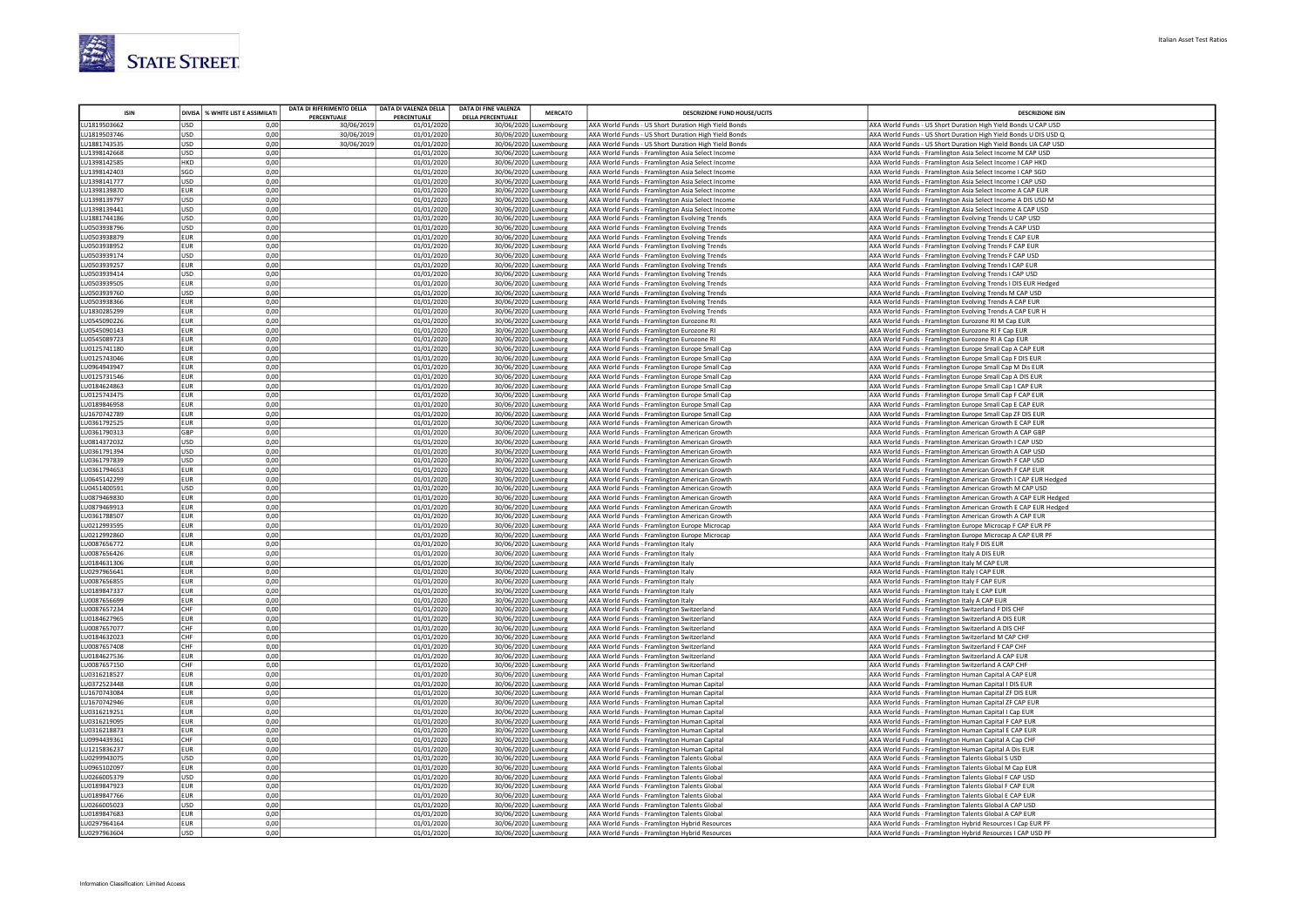| ISIN | DIVISA | % WHITE LIST E ASSIMILATI | DATA DI RIFERIMENTO DELLA PERCENTUALE | DATA DI VALENZA DELLA PERCENTUALE | DATA DI FINE VALENZA DELLA PERCENTUALE | MERCATO | DESCRIZIONE FUND HOUSE/UCITS | DESCRIZIONE ISIN |
|---|---|---|---|---|---|---|---|---|
| LU1819503662 | USD | 0,00 | 30/06/2019 | 01/01/2020 | 30/06/2020 | Luxembourg | AXA World Funds - US Short Duration High Yield Bonds | AXA World Funds - US Short Duration High Yield Bonds U CAP USD |
| LU1819503746 | USD | 0,00 | 30/06/2019 | 01/01/2020 | 30/06/2020 | Luxembourg | AXA World Funds - US Short Duration High Yield Bonds | AXA World Funds - US Short Duration High Yield Bonds U DIS USD Q |
| LU1881743535 | USD | 0,00 | 30/06/2019 | 01/01/2020 | 30/06/2020 | Luxembourg | AXA World Funds - US Short Duration High Yield Bonds | AXA World Funds - US Short Duration High Yield Bonds UA CAP USD |
| LU1398142668 | USD | 0,00 | | 01/01/2020 | 30/06/2020 | Luxembourg | AXA World Funds - Framlington Asia Select Income | AXA World Funds - Framlington Asia Select Income M CAP USD |
| LU1398142585 | HKD | 0,00 | | 01/01/2020 | 30/06/2020 | Luxembourg | AXA World Funds - Framlington Asia Select Income | AXA World Funds - Framlington Asia Select Income I CAP HKD |
| LU1398142403 | SGD | 0,00 | | 01/01/2020 | 30/06/2020 | Luxembourg | AXA World Funds - Framlington Asia Select Income | AXA World Funds - Framlington Asia Select Income I CAP SGD |
| LU1398141777 | USD | 0,00 | | 01/01/2020 | 30/06/2020 | Luxembourg | AXA World Funds - Framlington Asia Select Income | AXA World Funds - Framlington Asia Select Income I CAP USD |
| LU1398139870 | EUR | 0,00 | | 01/01/2020 | 30/06/2020 | Luxembourg | AXA World Funds - Framlington Asia Select Income | AXA World Funds - Framlington Asia Select Income A CAP EUR |
| LU1398139797 | USD | 0,00 | | 01/01/2020 | 30/06/2020 | Luxembourg | AXA World Funds - Framlington Asia Select Income | AXA World Funds - Framlington Asia Select Income A DIS USD M |
| LU1398139441 | USD | 0,00 | | 01/01/2020 | 30/06/2020 | Luxembourg | AXA World Funds - Framlington Asia Select Income | AXA World Funds - Framlington Asia Select Income A CAP USD |
| LU1881744186 | USD | 0,00 | | 01/01/2020 | 30/06/2020 | Luxembourg | AXA World Funds - Framlington Evolving Trends | AXA World Funds - Framlington Evolving Trends U CAP USD |
| LU0503938796 | USD | 0,00 | | 01/01/2020 | 30/06/2020 | Luxembourg | AXA World Funds - Framlington Evolving Trends | AXA World Funds - Framlington Evolving Trends A CAP USD |
| LU0503938879 | EUR | 0,00 | | 01/01/2020 | 30/06/2020 | Luxembourg | AXA World Funds - Framlington Evolving Trends | AXA World Funds - Framlington Evolving Trends E CAP EUR |
| LU0503938952 | EUR | 0,00 | | 01/01/2020 | 30/06/2020 | Luxembourg | AXA World Funds - Framlington Evolving Trends | AXA World Funds - Framlington Evolving Trends F CAP EUR |
| LU0503939174 | USD | 0,00 | | 01/01/2020 | 30/06/2020 | Luxembourg | AXA World Funds - Framlington Evolving Trends | AXA World Funds - Framlington Evolving Trends F CAP USD |
| LU0503939257 | EUR | 0,00 | | 01/01/2020 | 30/06/2020 | Luxembourg | AXA World Funds - Framlington Evolving Trends | AXA World Funds - Framlington Evolving Trends I CAP EUR |
| LU0503939414 | USD | 0,00 | | 01/01/2020 | 30/06/2020 | Luxembourg | AXA World Funds - Framlington Evolving Trends | AXA World Funds - Framlington Evolving Trends I CAP USD |
| LU0503939505 | EUR | 0,00 | | 01/01/2020 | 30/06/2020 | Luxembourg | AXA World Funds - Framlington Evolving Trends | AXA World Funds - Framlington Evolving Trends I DIS EUR Hedged |
| LU0503939760 | USD | 0,00 | | 01/01/2020 | 30/06/2020 | Luxembourg | AXA World Funds - Framlington Evolving Trends | AXA World Funds - Framlington Evolving Trends M CAP USD |
| LU0503938366 | EUR | 0,00 | | 01/01/2020 | 30/06/2020 | Luxembourg | AXA World Funds - Framlington Evolving Trends | AXA World Funds - Framlington Evolving Trends A CAP EUR |
| LU1830285299 | EUR | 0,00 | | 01/01/2020 | 30/06/2020 | Luxembourg | AXA World Funds - Framlington Evolving Trends | AXA World Funds - Framlington Evolving Trends A CAP EUR H |
| LU0545090226 | EUR | 0,00 | | 01/01/2020 | 30/06/2020 | Luxembourg | AXA World Funds - Framlington Eurozone RI | AXA World Funds - Framlington Eurozone RI M Cap EUR |
| LU0545090143 | EUR | 0,00 | | 01/01/2020 | 30/06/2020 | Luxembourg | AXA World Funds - Framlington Eurozone RI | AXA World Funds - Framlington Eurozone RI F Cap EUR |
| LU0545089723 | EUR | 0,00 | | 01/01/2020 | 30/06/2020 | Luxembourg | AXA World Funds - Framlington Eurozone RI | AXA World Funds - Framlington Eurozone RI A Cap EUR |
| LU0125741180 | EUR | 0,00 | | 01/01/2020 | 30/06/2020 | Luxembourg | AXA World Funds - Framlington Europe Small Cap | AXA World Funds - Framlington Europe Small Cap A CAP EUR |
| LU0125743046 | EUR | 0,00 | | 01/01/2020 | 30/06/2020 | Luxembourg | AXA World Funds - Framlington Europe Small Cap | AXA World Funds - Framlington Europe Small Cap F DIS EUR |
| LU0964943947 | EUR | 0,00 | | 01/01/2020 | 30/06/2020 | Luxembourg | AXA World Funds - Framlington Europe Small Cap | AXA World Funds - Framlington Europe Small Cap M Dis EUR |
| LU0125731546 | EUR | 0,00 | | 01/01/2020 | 30/06/2020 | Luxembourg | AXA World Funds - Framlington Europe Small Cap | AXA World Funds - Framlington Europe Small Cap A DIS EUR |
| LU0184624863 | EUR | 0,00 | | 01/01/2020 | 30/06/2020 | Luxembourg | AXA World Funds - Framlington Europe Small Cap | AXA World Funds - Framlington Europe Small Cap I CAP EUR |
| LU0125743475 | EUR | 0,00 | | 01/01/2020 | 30/06/2020 | Luxembourg | AXA World Funds - Framlington Europe Small Cap | AXA World Funds - Framlington Europe Small Cap F CAP EUR |
| LU0189846958 | EUR | 0,00 | | 01/01/2020 | 30/06/2020 | Luxembourg | AXA World Funds - Framlington Europe Small Cap | AXA World Funds - Framlington Europe Small Cap E CAP EUR |
| LU1670742789 | EUR | 0,00 | | 01/01/2020 | 30/06/2020 | Luxembourg | AXA World Funds - Framlington Europe Small Cap | AXA World Funds - Framlington Europe Small Cap ZF DIS EUR |
| LU0361792525 | EUR | 0,00 | | 01/01/2020 | 30/06/2020 | Luxembourg | AXA World Funds - Framlington American Growth | AXA World Funds - Framlington American Growth E CAP EUR |
| LU0361790313 | GBP | 0,00 | | 01/01/2020 | 30/06/2020 | Luxembourg | AXA World Funds - Framlington American Growth | AXA World Funds - Framlington American Growth A CAP GBP |
| LU0814372032 | USD | 0,00 | | 01/01/2020 | 30/06/2020 | Luxembourg | AXA World Funds - Framlington American Growth | AXA World Funds - Framlington American Growth I CAP USD |
| LU0361791394 | USD | 0,00 | | 01/01/2020 | 30/06/2020 | Luxembourg | AXA World Funds - Framlington American Growth | AXA World Funds - Framlington American Growth A CAP USD |
| LU0361797839 | USD | 0,00 | | 01/01/2020 | 30/06/2020 | Luxembourg | AXA World Funds - Framlington American Growth | AXA World Funds - Framlington American Growth F CAP USD |
| LU0361794653 | EUR | 0,00 | | 01/01/2020 | 30/06/2020 | Luxembourg | AXA World Funds - Framlington American Growth | AXA World Funds - Framlington American Growth F CAP EUR |
| LU0645142299 | EUR | 0,00 | | 01/01/2020 | 30/06/2020 | Luxembourg | AXA World Funds - Framlington American Growth | AXA World Funds - Framlington American Growth I CAP EUR Hedged |
| LU0451400591 | USD | 0,00 | | 01/01/2020 | 30/06/2020 | Luxembourg | AXA World Funds - Framlington American Growth | AXA World Funds - Framlington American Growth M CAP USD |
| LU0879469830 | EUR | 0,00 | | 01/01/2020 | 30/06/2020 | Luxembourg | AXA World Funds - Framlington American Growth | AXA World Funds - Framlington American Growth A CAP EUR Hedged |
| LU0879469913 | EUR | 0,00 | | 01/01/2020 | 30/06/2020 | Luxembourg | AXA World Funds - Framlington American Growth | AXA World Funds - Framlington American Growth E CAP EUR Hedged |
| LU0361788507 | EUR | 0,00 | | 01/01/2020 | 30/06/2020 | Luxembourg | AXA World Funds - Framlington American Growth | AXA World Funds - Framlington American Growth A CAP EUR |
| LU0212993595 | EUR | 0,00 | | 01/01/2020 | 30/06/2020 | Luxembourg | AXA World Funds - Framlington Europe Microcap | AXA World Funds - Framlington Europe Microcap F CAP EUR PF |
| LU0212992860 | EUR | 0,00 | | 01/01/2020 | 30/06/2020 | Luxembourg | AXA World Funds - Framlington Europe Microcap | AXA World Funds - Framlington Europe Microcap A CAP EUR PF |
| LU0087656772 | EUR | 0,00 | | 01/01/2020 | 30/06/2020 | Luxembourg | AXA World Funds - Framlington Italy | AXA World Funds - Framlington Italy F DIS EUR |
| LU0087656426 | EUR | 0,00 | | 01/01/2020 | 30/06/2020 | Luxembourg | AXA World Funds - Framlington Italy | AXA World Funds - Framlington Italy A DIS EUR |
| LU0184631306 | EUR | 0,00 | | 01/01/2020 | 30/06/2020 | Luxembourg | AXA World Funds - Framlington Italy | AXA World Funds - Framlington Italy M CAP EUR |
| LU0297965641 | EUR | 0,00 | | 01/01/2020 | 30/06/2020 | Luxembourg | AXA World Funds - Framlington Italy | AXA World Funds - Framlington Italy I CAP EUR |
| LU0087656855 | EUR | 0,00 | | 01/01/2020 | 30/06/2020 | Luxembourg | AXA World Funds - Framlington Italy | AXA World Funds - Framlington Italy F CAP EUR |
| LU0189847337 | EUR | 0,00 | | 01/01/2020 | 30/06/2020 | Luxembourg | AXA World Funds - Framlington Italy | AXA World Funds - Framlington Italy E CAP EUR |
| LU0087656699 | EUR | 0,00 | | 01/01/2020 | 30/06/2020 | Luxembourg | AXA World Funds - Framlington Italy | AXA World Funds - Framlington Italy A CAP EUR |
| LU0087657234 | CHF | 0,00 | | 01/01/2020 | 30/06/2020 | Luxembourg | AXA World Funds - Framlington Switzerland | AXA World Funds - Framlington Switzerland F DIS CHF |
| LU0184627965 | EUR | 0,00 | | 01/01/2020 | 30/06/2020 | Luxembourg | AXA World Funds - Framlington Switzerland | AXA World Funds - Framlington Switzerland A DIS EUR |
| LU0087657077 | CHF | 0,00 | | 01/01/2020 | 30/06/2020 | Luxembourg | AXA World Funds - Framlington Switzerland | AXA World Funds - Framlington Switzerland A DIS CHF |
| LU0184632023 | CHF | 0,00 | | 01/01/2020 | 30/06/2020 | Luxembourg | AXA World Funds - Framlington Switzerland | AXA World Funds - Framlington Switzerland M CAP CHF |
| LU0087657408 | CHF | 0,00 | | 01/01/2020 | 30/06/2020 | Luxembourg | AXA World Funds - Framlington Switzerland | AXA World Funds - Framlington Switzerland F CAP CHF |
| LU0184627536 | EUR | 0,00 | | 01/01/2020 | 30/06/2020 | Luxembourg | AXA World Funds - Framlington Switzerland | AXA World Funds - Framlington Switzerland A CAP EUR |
| LU0087657150 | CHF | 0,00 | | 01/01/2020 | 30/06/2020 | Luxembourg | AXA World Funds - Framlington Switzerland | AXA World Funds - Framlington Switzerland A CAP CHF |
| LU0316218527 | EUR | 0,00 | | 01/01/2020 | 30/06/2020 | Luxembourg | AXA World Funds - Framlington Human Capital | AXA World Funds - Framlington Human Capital A CAP EUR |
| LU0372523448 | EUR | 0,00 | | 01/01/2020 | 30/06/2020 | Luxembourg | AXA World Funds - Framlington Human Capital | AXA World Funds - Framlington Human Capital I DIS EUR |
| LU1670743084 | EUR | 0,00 | | 01/01/2020 | 30/06/2020 | Luxembourg | AXA World Funds - Framlington Human Capital | AXA World Funds - Framlington Human Capital ZF DIS EUR |
| LU1670742946 | EUR | 0,00 | | 01/01/2020 | 30/06/2020 | Luxembourg | AXA World Funds - Framlington Human Capital | AXA World Funds - Framlington Human Capital ZF CAP EUR |
| LU0316219251 | EUR | 0,00 | | 01/01/2020 | 30/06/2020 | Luxembourg | AXA World Funds - Framlington Human Capital | AXA World Funds - Framlington Human Capital I Cap EUR |
| LU0316219095 | EUR | 0,00 | | 01/01/2020 | 30/06/2020 | Luxembourg | AXA World Funds - Framlington Human Capital | AXA World Funds - Framlington Human Capital F CAP EUR |
| LU0316218873 | EUR | 0,00 | | 01/01/2020 | 30/06/2020 | Luxembourg | AXA World Funds - Framlington Human Capital | AXA World Funds - Framlington Human Capital E CAP EUR |
| LU0994439361 | CHF | 0,00 | | 01/01/2020 | 30/06/2020 | Luxembourg | AXA World Funds - Framlington Human Capital | AXA World Funds - Framlington Human Capital A Cap CHF |
| LU1215836237 | EUR | 0,00 | | 01/01/2020 | 30/06/2020 | Luxembourg | AXA World Funds - Framlington Human Capital | AXA World Funds - Framlington Human Capital A Dis EUR |
| LU0299943075 | USD | 0,00 | | 01/01/2020 | 30/06/2020 | Luxembourg | AXA World Funds - Framlington Talents Global | AXA World Funds - Framlington Talents Global S USD |
| LU0965102097 | EUR | 0,00 | | 01/01/2020 | 30/06/2020 | Luxembourg | AXA World Funds - Framlington Talents Global | AXA World Funds - Framlington Talents Global M Cap EUR |
| LU0266005379 | USD | 0,00 | | 01/01/2020 | 30/06/2020 | Luxembourg | AXA World Funds - Framlington Talents Global | AXA World Funds - Framlington Talents Global F CAP USD |
| LU0189847923 | EUR | 0,00 | | 01/01/2020 | 30/06/2020 | Luxembourg | AXA World Funds - Framlington Talents Global | AXA World Funds - Framlington Talents Global F CAP EUR |
| LU0189847766 | EUR | 0,00 | | 01/01/2020 | 30/06/2020 | Luxembourg | AXA World Funds - Framlington Talents Global | AXA World Funds - Framlington Talents Global E CAP EUR |
| LU0266005023 | USD | 0,00 | | 01/01/2020 | 30/06/2020 | Luxembourg | AXA World Funds - Framlington Talents Global | AXA World Funds - Framlington Talents Global A CAP USD |
| LU0189847683 | EUR | 0,00 | | 01/01/2020 | 30/06/2020 | Luxembourg | AXA World Funds - Framlington Talents Global | AXA World Funds - Framlington Talents Global A CAP EUR |
| LU0297964164 | EUR | 0,00 | | 01/01/2020 | 30/06/2020 | Luxembourg | AXA World Funds - Framlington Hybrid Resources | AXA World Funds - Framlington Hybrid Resources I Cap EUR PF |
| LU0297963604 | USD | 0,00 | | 01/01/2020 | 30/06/2020 | Luxembourg | AXA World Funds - Framlington Hybrid Resources | AXA World Funds - Framlington Hybrid Resources I CAP USD PF |

Information Classification: Limited Access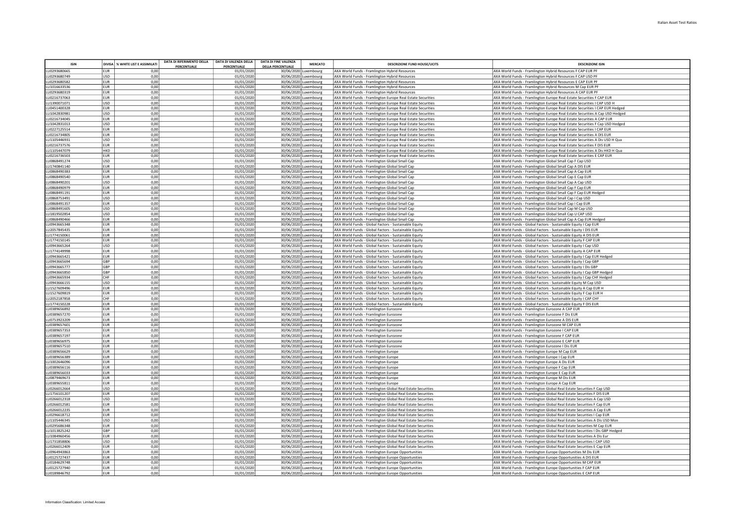| ISIN | DIVISA | % WHITE LIST E ASSIMILATI | DATA DI RIFERIMENTO DELLA PERCENTUALE | DATA DI VALENZA DELLA PERCENTUALE | DATA DI FINE VALENZA DELLA PERCENTUALE | MERCATO | DESCRIZIONE FUND HOUSE/UCITS | DESCRIZIONE ISIN |
|---|---|---|---|---|---|---|---|---|
| LU0293680665 | EUR | 0,00 | | 01/01/2020 | 30/06/2020 | Luxembourg | AXA World Funds - Framlington Hybrid Resources | AXA World Funds - Framlington Hybrid Resources F CAP EUR PF |
| LU0293680749 | USD | 0,00 | | 01/01/2020 | 30/06/2020 | Luxembourg | AXA World Funds - Framlington Hybrid Resources | AXA World Funds - Framlington Hybrid Resources F CAP USD PF |
| LU0293680582 | EUR | 0,00 | | 01/01/2020 | 30/06/2020 | Luxembourg | AXA World Funds - Framlington Hybrid Resources | AXA World Funds - Framlington Hybrid Resources E CAP EUR PF |
| LU1016633536 | EUR | 0,00 | | 01/01/2020 | 30/06/2020 | Luxembourg | AXA World Funds - Framlington Hybrid Resources | AXA World Funds - Framlington Hybrid Resources M Cap EUR PF |
| LU0293680319 | EUR | 0,00 | | 01/01/2020 | 30/06/2020 | Luxembourg | AXA World Funds - Framlington Hybrid Resources | AXA World Funds - Framlington Hybrid Resources A CAP EUR PF |
| LU0216737063 | EUR | 0,00 | | 01/01/2020 | 30/06/2020 | Luxembourg | AXA World Funds - Framlington Europe Real Estate Securities | AXA World Funds - Framlington Europe Real Estate Securities F CAP EUR |
| LU1390071071 | USD | 0,00 | | 01/01/2020 | 30/06/2020 | Luxembourg | AXA World Funds - Framlington Europe Real Estate Securities | AXA World Funds - Framlington Europe Real Estate Securities I CAP USD H |
| LU0451400328 | EUR | 0,00 | | 01/01/2020 | 30/06/2020 | Luxembourg | AXA World Funds - Framlington Europe Real Estate Securities | AXA World Funds - Framlington Europe Real Estate Securities I CAP EUR Hedged |
| LU1042830981 | USD | 0,00 | | 01/01/2020 | 30/06/2020 | Luxembourg | AXA World Funds - Framlington Europe Real Estate Securities | AXA World Funds - Framlington Europe Real Estate Securities A Cap USD Hedged |
| LU0216734045 | EUR | 0,00 | | 01/01/2020 | 30/06/2020 | Luxembourg | AXA World Funds - Framlington Europe Real Estate Securities | AXA World Funds - Framlington Europe Real Estate Securities A CAP EUR |
| LU1042831013 | USD | 0,00 | | 01/01/2020 | 30/06/2020 | Luxembourg | AXA World Funds - Framlington Europe Real Estate Securities | AXA World Funds - Framlington Europe Real Estate Securities F Cap USD Hedged |
| LU0227125514 | EUR | 0,00 | | 01/01/2020 | 30/06/2020 | Luxembourg | AXA World Funds - Framlington Europe Real Estate Securities | AXA World Funds - Framlington Europe Real Estate Securities I CAP EUR |
| LU0216734805 | EUR | 0,00 | | 01/01/2020 | 30/06/2020 | Luxembourg | AXA World Funds - Framlington Europe Real Estate Securities | AXA World Funds - Framlington Europe Real Estate Securities A DIS EUR |
| LU1105446931 | USD | 0,00 | | 01/01/2020 | 30/06/2020 | Luxembourg | AXA World Funds - Framlington Europe Real Estate Securities | AXA World Funds - Framlington Europe Real Estate Securities A Dis USD H Qua |
| LU0216737576 | EUR | 0,00 | | 01/01/2020 | 30/06/2020 | Luxembourg | AXA World Funds - Framlington Europe Real Estate Securities | AXA World Funds - Framlington Europe Real Estate Securities F DIS EUR |
| LU1105447079 | HKD | 0,00 | | 01/01/2020 | 30/06/2020 | Luxembourg | AXA World Funds - Framlington Europe Real Estate Securities | AXA World Funds - Framlington Europe Real Estate Securities A Dis HKD H Qua |
| LU0216736503 | EUR | 0,00 | | 01/01/2020 | 30/06/2020 | Luxembourg | AXA World Funds - Framlington Europe Real Estate Securities | AXA World Funds - Framlington Europe Real Estate Securities E CAP EUR |
| LU0868491274 | USD | 0,00 | | 01/01/2020 | 30/06/2020 | Luxembourg | AXA World Funds - Framlington Global Small Cap | AXA World Funds - Framlington Global Small Cap F Cap USD |
| LU1740841140 | EUR | 0,00 | | 01/01/2020 | 30/06/2020 | Luxembourg | AXA World Funds - Framlington Global Small Cap | AXA World Funds - Framlington Global Small Cap A DIS EUR |
| LU0868490383 | EUR | 0,00 | | 01/01/2020 | 30/06/2020 | Luxembourg | AXA World Funds - Framlington Global Small Cap | AXA World Funds - Framlington Global Small Cap A Cap EUR |
| LU0868490540 | EUR | 0,00 | | 01/01/2020 | 30/06/2020 | Luxembourg | AXA World Funds - Framlington Global Small Cap | AXA World Funds - Framlington Global Small Cap E Cap EUR |
| LU0868490201 | USD | 0,00 | | 01/01/2020 | 30/06/2020 | Luxembourg | AXA World Funds - Framlington Global Small Cap | AXA World Funds - Framlington Global Small Cap A Cap USD |
| LU0868490979 | EUR | 0,00 | | 01/01/2020 | 30/06/2020 | Luxembourg | AXA World Funds - Framlington Global Small Cap | AXA World Funds - Framlington Global Small Cap F Cap EUR |
| LU0868491191 | EUR | 0,00 | | 01/01/2020 | 30/06/2020 | Luxembourg | AXA World Funds - Framlington Global Small Cap | AXA World Funds - Framlington Global Small Cap F Cap EUR Hedged |
| LU0868753491 | USD | 0,00 | | 01/01/2020 | 30/06/2020 | Luxembourg | AXA World Funds - Framlington Global Small Cap | AXA World Funds - Framlington Global Small Cap I Cap USD |
| LU0868491357 | EUR | 0,00 | | 01/01/2020 | 30/06/2020 | Luxembourg | AXA World Funds - Framlington Global Small Cap | AXA World Funds - Framlington Global Small Cap I Cap EUR |
| LU0868491605 | USD | 0,00 | | 01/01/2020 | 30/06/2020 | Luxembourg | AXA World Funds - Framlington Global Small Cap | AXA World Funds - Framlington Global Small Cap M Cap USD |
| LU1819502854 | USD | 0,00 | | 01/01/2020 | 30/06/2020 | Luxembourg | AXA World Funds - Framlington Global Small Cap | AXA World Funds - Framlington Global Small Cap U CAP USD |
| LU0868490466 | EUR | 0,00 | | 01/01/2020 | 30/06/2020 | Luxembourg | AXA World Funds - Framlington Global Small Cap | AXA World Funds - Framlington Global Small Cap A Cap EUR Hedged |
| LU0943665348 | EUR | 0,00 | | 01/01/2020 | 30/06/2020 | Luxembourg | AXA World Funds - Global Factors - Sustainable Equity | AXA World Funds - Global Factors - Sustainable Equity I Cap EUR |
| LU2057845435 | EUR | 0,00 | | 01/01/2020 | 30/06/2020 | Luxembourg | AXA World Funds - Global Factors - Sustainable Equity | AXA World Funds - Global Factors - Sustainable Equity I DIS EUR |
| LU1774150061 | EUR | 0,00 | | 01/01/2020 | 30/06/2020 | Luxembourg | AXA World Funds - Global Factors - Sustainable Equity | AXA World Funds - Global Factors - Sustainable Equity A DIS EUR |
| LU1774150145 | EUR | 0,00 | | 01/01/2020 | 30/06/2020 | Luxembourg | AXA World Funds - Global Factors - Sustainable Equity | AXA World Funds - Global Factors - Sustainable Equity F CAP EUR |
| LU0943665264 | USD | 0,00 | | 01/01/2020 | 30/06/2020 | Luxembourg | AXA World Funds - Global Factors - Sustainable Equity | AXA World Funds - Global Factors - Sustainable Equity I Cap USD |
| LU1774149998 | EUR | 0,00 | | 01/01/2020 | 30/06/2020 | Luxembourg | AXA World Funds - Global Factors - Sustainable Equity | AXA World Funds - Global Factors - Sustainable Equity A CAP EUR |
| LU0943665421 | EUR | 0,00 | | 01/01/2020 | 30/06/2020 | Luxembourg | AXA World Funds - Global Factors - Sustainable Equity | AXA World Funds - Global Factors - Sustainable Equity I Cap EUR Hedged |
| LU0943665694 | GBP | 0,00 | | 01/01/2020 | 30/06/2020 | Luxembourg | AXA World Funds - Global Factors - Sustainable Equity | AXA World Funds - Global Factors - Sustainable Equity I Cap GBP |
| LU0943665777 | GBP | 0,00 | | 01/01/2020 | 30/06/2020 | Luxembourg | AXA World Funds - Global Factors - Sustainable Equity | AXA World Funds - Global Factors - Sustainable Equity I Dis GBP |
| LU0943665850 | GBP | 0,00 | | 01/01/2020 | 30/06/2020 | Luxembourg | AXA World Funds - Global Factors - Sustainable Equity | AXA World Funds - Global Factors - Sustainable Equity I Cap GBP Hedged |
| LU0943665934 | CHF | 0,00 | | 01/01/2020 | 30/06/2020 | Luxembourg | AXA World Funds - Global Factors - Sustainable Equity | AXA World Funds - Global Factors - Sustainable Equity I Cap CHF Hedged |
| LU0943666155 | USD | 0,00 | | 01/01/2020 | 30/06/2020 | Luxembourg | AXA World Funds - Global Factors - Sustainable Equity | AXA World Funds - Global Factors - Sustainable Equity M Cap USD |
| LU1527609496 | EUR | 0,00 | | 01/01/2020 | 30/06/2020 | Luxembourg | AXA World Funds - Global Factors - Sustainable Equity | AXA World Funds - Global Factors - Sustainable Equity A Cap EUR H |
| LU1527609819 | EUR | 0,00 | | 01/01/2020 | 30/06/2020 | Luxembourg | AXA World Funds - Global Factors - Sustainable Equity | AXA World Funds - Global Factors - Sustainable Equity F Cap EUR H |
| LU2052187858 | CHF | 0,00 | | 01/01/2020 | 30/06/2020 | Luxembourg | AXA World Funds - Global Factors - Sustainable Equity | AXA World Funds - Global Factors - Sustainable Equity I CAP CHF |
| LU1774150228 | EUR | 0,00 | | 01/01/2020 | 30/06/2020 | Luxembourg | AXA World Funds - Global Factors - Sustainable Equity | AXA World Funds - Global Factors - Sustainable Equity F DIS EUR |
| LU0389656892 | EUR | 0,00 | | 01/01/2020 | 30/06/2020 | Luxembourg | AXA World Funds - Framlington Eurozone | AXA World Funds - Framlington Eurozone A CAP EUR |
| LU0389657270 | EUR | 0,00 | | 01/01/2020 | 30/06/2020 | Luxembourg | AXA World Funds - Framlington Eurozone | AXA World Funds - Framlington Eurozone F Dis EUR |
| LU0753923209 | EUR | 0,00 | | 01/01/2020 | 30/06/2020 | Luxembourg | AXA World Funds - Framlington Eurozone | AXA World Funds - Framlington Eurozone A DIS EUR |
| LU0389657601 | EUR | 0,00 | | 01/01/2020 | 30/06/2020 | Luxembourg | AXA World Funds - Framlington Eurozone | AXA World Funds - Framlington Eurozone M CAP EUR |
| LU0389657353 | EUR | 0,00 | | 01/01/2020 | 30/06/2020 | Luxembourg | AXA World Funds - Framlington Eurozone | AXA World Funds - Framlington Eurozone I CAP EUR |
| LU0389657197 | EUR | 0,00 | | 01/01/2020 | 30/06/2020 | Luxembourg | AXA World Funds - Framlington Eurozone | AXA World Funds - Framlington Eurozone F CAP EUR |
| LU0389656975 | EUR | 0,00 | | 01/01/2020 | 30/06/2020 | Luxembourg | AXA World Funds - Framlington Eurozone | AXA World Funds - Framlington Eurozone E CAP EUR |
| LU0389657510 | EUR | 0,00 | | 01/01/2020 | 30/06/2020 | Luxembourg | AXA World Funds - Framlington Eurozone | AXA World Funds - Framlington Eurozone I Dis EUR |
| LU0389656629 | EUR | 0,00 | | 01/01/2020 | 30/06/2020 | Luxembourg | AXA World Funds - Framlington Europe | AXA World Funds - Framlington Europe M Cap EUR |
| LU0389656389 | EUR | 0,00 | | 01/01/2020 | 30/06/2020 | Luxembourg | AXA World Funds - Framlington Europe | AXA World Funds - Framlington Europe I Cap EUR |
| LU1002646096 | EUR | 0,00 | | 01/01/2020 | 30/06/2020 | Luxembourg | AXA World Funds - Framlington Europe | AXA World Funds - Framlington Europe A Dis EUR |
| LU0389656116 | EUR | 0,00 | | 01/01/2020 | 30/06/2020 | Luxembourg | AXA World Funds - Framlington Europe | AXA World Funds - Framlington Europe F Cap EUR |
| LU0389656033 | EUR | 0,00 | | 01/01/2020 | 30/06/2020 | Luxembourg | AXA World Funds - Framlington Europe | AXA World Funds - Framlington Europe E Cap EUR |
| LU0879469673 | EUR | 0,00 | | 01/01/2020 | 30/06/2020 | Luxembourg | AXA World Funds - Framlington Europe | AXA World Funds - Framlington Europe M Dis EUR |
| LU0389655811 | EUR | 0,00 | | 01/01/2020 | 30/06/2020 | Luxembourg | AXA World Funds - Framlington Europe | AXA World Funds - Framlington Europe A Cap EUR |
| LU0266012664 | USD | 0,00 | | 01/01/2020 | 30/06/2020 | Luxembourg | AXA World Funds - Framlington Global Real Estate Securities | AXA World Funds - Framlington Global Real Estate Securities F Cap USD |
| LU1756101207 | EUR | 0,00 | | 01/01/2020 | 30/06/2020 | Luxembourg | AXA World Funds - Framlington Global Real Estate Securities | AXA World Funds - Framlington Global Real Estate Securities F DIS EUR |
| LU0266012318 | USD | 0,00 | | 01/01/2020 | 30/06/2020 | Luxembourg | AXA World Funds - Framlington Global Real Estate Securities | AXA World Funds - Framlington Global Real Estate Securities A Cap USD |
| LU0266012581 | EUR | 0,00 | | 01/01/2020 | 30/06/2020 | Luxembourg | AXA World Funds - Framlington Global Real Estate Securities | AXA World Funds - Framlington Global Real Estate Securities F Cap EUR |
| LU0266012235 | EUR | 0,00 | | 01/01/2020 | 30/06/2020 | Luxembourg | AXA World Funds - Framlington Global Real Estate Securities | AXA World Funds - Framlington Global Real Estate Securities A Cap EUR |
| LU0296618712 | EUR | 0,00 | | 01/01/2020 | 30/06/2020 | Luxembourg | AXA World Funds - Framlington Global Real Estate Securities | AXA World Funds - Framlington Global Real Estate Securities I Cap EUR |
| LU1105446345 | USD | 0,00 | | 01/01/2020 | 30/06/2020 | Luxembourg | AXA World Funds - Framlington Global Real Estate Securities | AXA World Funds - Framlington Global Real Estate Securities A Dis USD Mon |
| LU0295686348 | EUR | 0,00 | | 01/01/2020 | 30/06/2020 | Luxembourg | AXA World Funds - Framlington Global Real Estate Securities | AXA World Funds - Framlington Global Real Estate Securities M Cap EUR |
| LU1013825242 | GBP | 0,00 | | 01/01/2020 | 30/06/2020 | Luxembourg | AXA World Funds - Framlington Global Real Estate Securities | AXA World Funds - Framlington Global Real Estate Securities I Dis GBP Hedged |
| LU1084960456 | EUR | 0,00 | | 01/01/2020 | 30/06/2020 | Luxembourg | AXA World Funds - Framlington Global Real Estate Securities | AXA World Funds - Framlington Global Real Estate Securities A Dis Eur |
| LU1731858806 | USD | 0,00 | | 01/01/2020 | 30/06/2020 | Luxembourg | AXA World Funds - Framlington Global Real Estate Securities | AXA World Funds - Framlington Global Real Estate Securities I CAP USD |
| LU0266012409 | EUR | 0,00 | | 01/01/2020 | 30/06/2020 | Luxembourg | AXA World Funds - Framlington Global Real Estate Securities | AXA World Funds - Framlington Global Real Estate Securities E Cap EUR |
| LU0964943863 | EUR | 0,00 | | 01/01/2020 | 30/06/2020 | Luxembourg | AXA World Funds - Framlington Europe Opportunities | AXA World Funds - Framlington Europe Opportunities M Dis EUR |
| LU0125727437 | EUR | 0,00 | | 01/01/2020 | 30/06/2020 | Luxembourg | AXA World Funds - Framlington Europe Opportunities | AXA World Funds - Framlington Europe Opportunities A DIS EUR |
| LU0184629748 | EUR | 0,00 | | 01/01/2020 | 30/06/2020 | Luxembourg | AXA World Funds - Framlington Europe Opportunities | AXA World Funds - Framlington Europe Opportunities M CAP EUR |
| LU0125727940 | EUR | 0,00 | | 01/01/2020 | 30/06/2020 | Luxembourg | AXA World Funds - Framlington Europe Opportunities | AXA World Funds - Framlington Europe Opportunities F CAP EUR |
| LU0189846792 | EUR | 0,00 | | 01/01/2020 | 30/06/2020 | Luxembourg | AXA World Funds - Framlington Europe Opportunities | AXA World Funds - Framlington Europe Opportunities E CAP EUR |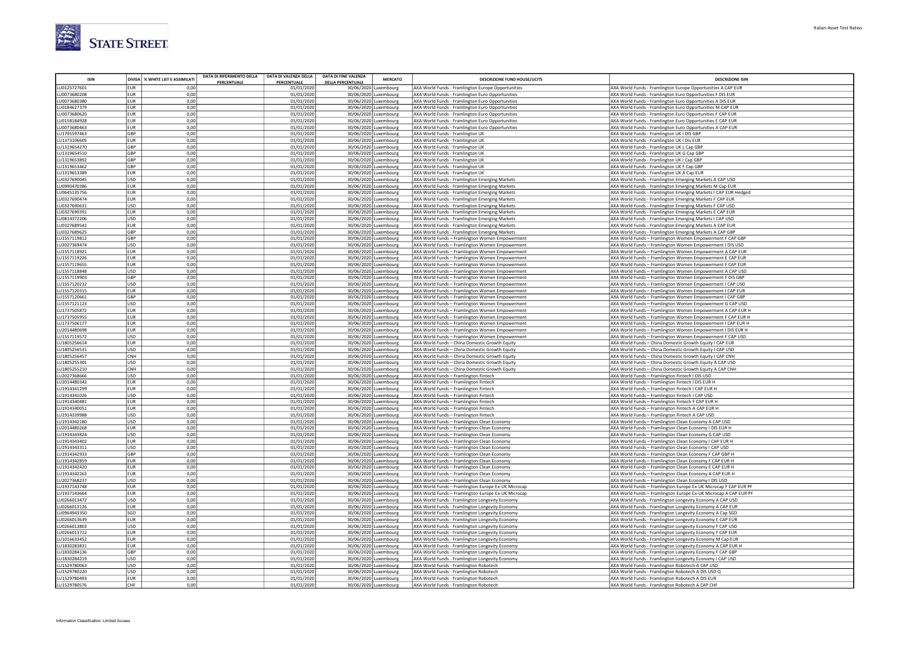| ISIN | DIVISA | % WHITE LIST E ASSIMILATI | DATA DI RIFERIMENTO DELLA PERCENTUALE | DATA DI VALENZA DELLA PERCENTUALE | DATA DI FINE VALENZA DELLA PERCENTUALE | MERCATO | DESCRIZIONE FUND HOUSE/UCITS | DESCRIZIONE ISIN |
|---|---|---|---|---|---|---|---|---|
| LU0125727601 | EUR | 0,00 | | 01/01/2020 | 30/06/2020 | Luxembourg | AXA World Funds - Framlington Europe Opportunities | AXA World Funds - Framlington Europe Opportunities A CAP EUR |
| LU0073680208 | EUR | 0,00 | | 01/01/2020 | 30/06/2020 | Luxembourg | AXA World Funds - Framlington Euro Opportunities | AXA World Funds - Framlington Euro Opportunities F DIS EUR |
| LU0073680380 | EUR | 0,00 | | 01/01/2020 | 30/06/2020 | Luxembourg | AXA World Funds - Framlington Euro Opportunities | AXA World Funds - Framlington Euro Opportunities A DIS EUR |
| LU0184627379 | EUR | 0,00 | | 01/01/2020 | 30/06/2020 | Luxembourg | AXA World Funds - Framlington Euro Opportunities | AXA World Funds - Framlington Euro Opportunities M CAP EUR |
| LU0073680620 | EUR | 0,00 | | 01/01/2020 | 30/06/2020 | Luxembourg | AXA World Funds - Framlington Euro Opportunities | AXA World Funds - Framlington Euro Opportunities F CAP EUR |
| LU0158184928 | EUR | 0,00 | | 01/01/2020 | 30/06/2020 | Luxembourg | AXA World Funds - Framlington Euro Opportunities | AXA World Funds - Framlington Euro Opportunities E CAP EUR |
| LU0073680463 | EUR | 0,00 | | 01/01/2020 | 30/06/2020 | Luxembourg | AXA World Funds - Framlington Euro Opportunities | AXA World Funds - Framlington Euro Opportunities A CAP EUR |
| LU1705597463 | GBP | 0,00 | | 01/01/2020 | 30/06/2020 | Luxembourg | AXA World Funds - Framlington UK | AXA World Funds - Framlington UK I DIS GBP |
| LU1373106605 | EUR | 0,00 | | 01/01/2020 | 30/06/2020 | Luxembourg | AXA World Funds - Framlington UK | AXA World Funds - Framlington UK I Dis EUR |
| LU1319654270 | GBP | 0,00 | | 01/01/2020 | 30/06/2020 | Luxembourg | AXA World Funds - Framlington UK | AXA World Funds - Framlington UK L Cap GBP |
| LU1319654510 | GBP | 0,00 | | 01/01/2020 | 30/06/2020 | Luxembourg | AXA World Funds - Framlington UK | AXA World Funds - Framlington UK G Cap GBP |
| LU1319653892 | GBP | 0,00 | | 01/01/2020 | 30/06/2020 | Luxembourg | AXA World Funds - Framlington UK | AXA World Funds - Framlington UK I Cap GBP |
| LU1319653462 | GBP | 0,00 | | 01/01/2020 | 30/06/2020 | Luxembourg | AXA World Funds - Framlington UK | AXA World Funds - Framlington UK F Cap GBP |
| LU1319653389 | EUR | 0,00 | | 01/01/2020 | 30/06/2020 | Luxembourg | AXA World Funds - Framlington UK | AXA World Funds - Framlington UK A Cap EUR |
| LU0327690045 | USD | 0,00 | | 01/01/2020 | 30/06/2020 | Luxembourg | AXA World Funds - Framlington Emerging Markets | AXA World Funds - Framlington Emerging Markets A CAP USD |
| LU0990470386 | EUR | 0,00 | | 01/01/2020 | 30/06/2020 | Luxembourg | AXA World Funds - Framlington Emerging Markets | AXA World Funds - Framlington Emerging Markets M Cap EUR |
| LU0645135756 | EUR | 0,00 | | 01/01/2020 | 30/06/2020 | Luxembourg | AXA World Funds - Framlington Emerging Markets | AXA World Funds - Framlington Emerging Markets I CAP EUR Hedged |
| LU0327690474 | EUR | 0,00 | | 01/01/2020 | 30/06/2020 | Luxembourg | AXA World Funds - Framlington Emerging Markets | AXA World Funds - Framlington Emerging Markets F CAP EUR |
| LU0327690631 | USD | 0,00 | | 01/01/2020 | 30/06/2020 | Luxembourg | AXA World Funds - Framlington Emerging Markets | AXA World Funds - Framlington Emerging Markets F CAP USD |
| LU0327690391 | EUR | 0,00 | | 01/01/2020 | 30/06/2020 | Luxembourg | AXA World Funds - Framlington Emerging Markets | AXA World Funds - Framlington Emerging Markets E CAP EUR |
| LU0814372206 | USD | 0,00 | | 01/01/2020 | 30/06/2020 | Luxembourg | AXA World Funds - Framlington Emerging Markets | AXA World Funds - Framlington Emerging Markets I CAP USD |
| LU0327689542 | EUR | 0,00 | | 01/01/2020 | 30/06/2020 | Luxembourg | AXA World Funds - Framlington Emerging Markets | AXA World Funds - Framlington Emerging Markets A CAP EUR |
| LU0327689625 | GBP | 0,00 | | 01/01/2020 | 30/06/2020 | Luxembourg | AXA World Funds - Framlington Emerging Markets | AXA World Funds - Framlington Emerging Markets A CAP GBP |
| LU1557119812 | GBP | 0,00 | | 01/01/2020 | 30/06/2020 | Luxembourg | AXA World Funds – Framlington Women Empowerment | AXA World Funds – Framlington Women Empowerment F CAP GBP |
| LU2027369474 | USD | 0,00 | | 01/01/2020 | 30/06/2020 | Luxembourg | AXA World Funds – Framlington Women Empowerment | AXA World Funds – Framlington Women Empowerment I DIS USD |
| LU1557118921 | EUR | 0,00 | | 01/01/2020 | 30/06/2020 | Luxembourg | AXA World Funds – Framlington Women Empowerment | AXA World Funds – Framlington Women Empowerment A CAP EUR |
| LU1557119226 | EUR | 0,00 | | 01/01/2020 | 30/06/2020 | Luxembourg | AXA World Funds – Framlington Women Empowerment | AXA World Funds – Framlington Women Empowerment E CAP EUR |
| LU1557119655 | EUR | 0,00 | | 01/01/2020 | 30/06/2020 | Luxembourg | AXA World Funds – Framlington Women Empowerment | AXA World Funds – Framlington Women Empowerment F CAP EUR |
| LU1557118848 | USD | 0,00 | | 01/01/2020 | 30/06/2020 | Luxembourg | AXA World Funds – Framlington Women Empowerment | AXA World Funds – Framlington Women Empowerment A CAP USD |
| LU1557119903 | GBP | 0,00 | | 01/01/2020 | 30/06/2020 | Luxembourg | AXA World Funds – Framlington Women Empowerment | AXA World Funds – Framlington Women Empowerment F DIS GBP |
| LU1557120232 | USD | 0,00 | | 01/01/2020 | 30/06/2020 | Luxembourg | AXA World Funds – Framlington Women Empowerment | AXA World Funds – Framlington Women Empowerment I CAP USD |
| LU1557120315 | EUR | 0,00 | | 01/01/2020 | 30/06/2020 | Luxembourg | AXA World Funds – Framlington Women Empowerment | AXA World Funds – Framlington Women Empowerment I CAP EUR |
| LU1557120661 | GBP | 0,00 | | 01/01/2020 | 30/06/2020 | Luxembourg | AXA World Funds – Framlington Women Empowerment | AXA World Funds – Framlington Women Empowerment I CAP GBP |
| LU1557121123 | USD | 0,00 | | 01/01/2020 | 30/06/2020 | Luxembourg | AXA World Funds – Framlington Women Empowerment | AXA World Funds – Framlington Women Empowerment G CAP USD |
| LU1737505872 | EUR | 0,00 | | 01/01/2020 | 30/06/2020 | Luxembourg | AXA World Funds – Framlington Women Empowerment | AXA World Funds – Framlington Women Empowerment A CAP EUR H |
| LU1737505955 | EUR | 0,00 | | 01/01/2020 | 30/06/2020 | Luxembourg | AXA World Funds – Framlington Women Empowerment | AXA World Funds – Framlington Women Empowerment F CAP EUR H |
| LU1737506177 | EUR | 0,00 | | 01/01/2020 | 30/06/2020 | Luxembourg | AXA World Funds – Framlington Women Empowerment | AXA World Funds – Framlington Women Empowerment I CAP EUR H |
| LU2014480698 | EUR | 0,00 | | 01/01/2020 | 30/06/2020 | Luxembourg | AXA World Funds – Framlington Women Empowerment | AXA World Funds – Framlington Women Empowerment I DIS EUR H |
| LU1557119572 | USD | 0,00 | | 01/01/2020 | 30/06/2020 | Luxembourg | AXA World Funds – Framlington Women Empowerment | AXA World Funds – Framlington Women Empowerment F CAP USD |
| LU1805256614 | EUR | 0,00 | | 01/01/2020 | 30/06/2020 | Luxembourg | AXA World Funds – China Domestic Growth Equity | AXA World Funds – China Domestic Growth Equity I CAP EUR |
| LU1805256531 | USD | 0,00 | | 01/01/2020 | 30/06/2020 | Luxembourg | AXA World Funds – China Domestic Growth Equity | AXA World Funds – China Domestic Growth Equity I CAP USD |
| LU1805256457 | CNH | 0,00 | | 01/01/2020 | 30/06/2020 | Luxembourg | AXA World Funds – China Domestic Growth Equity | AXA World Funds – China Domestic Growth Equity I CAP CNH |
| LU1805255301 | USD | 0,00 | | 01/01/2020 | 30/06/2020 | Luxembourg | AXA World Funds – China Domestic Growth Equity | AXA World Funds – China Domestic Growth Equity A CAP USD |
| LU1805255210 | CNH | 0,00 | | 01/01/2020 | 30/06/2020 | Luxembourg | AXA World Funds – China Domestic Growth Equity | AXA World Funds – China Domestic Growth Equity A CAP CNH |
| LU2027368666 | USD | 0,00 | | 01/01/2020 | 30/06/2020 | Luxembourg | AXA World Funds – Framlington Fintech | AXA World Funds – Framlington Fintech I DIS USD |
| LU2014480342 | EUR | 0,00 | | 01/01/2020 | 30/06/2020 | Luxembourg | AXA World Funds – Framlington Fintech | AXA World Funds – Framlington Fintech I DIS EUR H |
| LU1914341299 | EUR | 0,00 | | 01/01/2020 | 30/06/2020 | Luxembourg | AXA World Funds – Framlington Fintech | AXA World Funds – Framlington Fintech I CAP EUR H |
| LU1914341026 | USD | 0,00 | | 01/01/2020 | 30/06/2020 | Luxembourg | AXA World Funds – Framlington Fintech | AXA World Funds – Framlington Fintech I CAP USD |
| LU1914340481 | EUR | 0,00 | | 01/01/2020 | 30/06/2020 | Luxembourg | AXA World Funds – Framlington Fintech | AXA World Funds – Framlington Fintech F CAP EUR H |
| LU1914340051 | EUR | 0,00 | | 01/01/2020 | 30/06/2020 | Luxembourg | AXA World Funds – Framlington Fintech | AXA World Funds – Framlington Fintech A CAP EUR H |
| LU1914339988 | USD | 0,00 | | 01/01/2020 | 30/06/2020 | Luxembourg | AXA World Funds – Framlington Fintech | AXA World Funds – Framlington Fintech A CAP USD |
| LU1914342180 | USD | 0,00 | | 01/01/2020 | 30/06/2020 | Luxembourg | AXA World Funds – Framlington Clean Economy | AXA World Funds – Framlington Clean Economy A CAP USD |
| LU2014480268 | EUR | 0,00 | | 01/01/2020 | 30/06/2020 | Luxembourg | AXA World Funds – Framlington Clean Economy | AXA World Funds – Framlington Clean Economy I DIS EUR H |
| LU1914343824 | USD | 0,00 | | 01/01/2020 | 30/06/2020 | Luxembourg | AXA World Funds – Framlington Clean Economy | AXA World Funds – Framlington Clean Economy G CAP USD |
| LU1914343402 | EUR | 0,00 | | 01/01/2020 | 30/06/2020 | Luxembourg | AXA World Funds – Framlington Clean Economy | AXA World Funds – Framlington Clean Economy I CAP EUR H |
| LU1914343311 | USD | 0,00 | | 01/01/2020 | 30/06/2020 | Luxembourg | AXA World Funds – Framlington Clean Economy | AXA World Funds – Framlington Clean Economy I CAP USD |
| LU1914342933 | GBP | 0,00 | | 01/01/2020 | 30/06/2020 | Luxembourg | AXA World Funds – Framlington Clean Economy | AXA World Funds – Framlington Clean Economy F CAP GBP H |
| LU1914342859 | EUR | 0,00 | | 01/01/2020 | 30/06/2020 | Luxembourg | AXA World Funds – Framlington Clean Economy | AXA World Funds – Framlington Clean Economy F CAP EUR H |
| LU1914342420 | EUR | 0,00 | | 01/01/2020 | 30/06/2020 | Luxembourg | AXA World Funds – Framlington Clean Economy | AXA World Funds – Framlington Clean Economy E CAP EUR H |
| LU1914342263 | EUR | 0,00 | | 01/01/2020 | 30/06/2020 | Luxembourg | AXA World Funds – Framlington Clean Economy | AXA World Funds – Framlington Clean Economy A CAP EUR H |
| LU2027368237 | USD | 0,00 | | 01/01/2020 | 30/06/2020 | Luxembourg | AXA World Funds – Framlington Clean Economy | AXA World Funds – Framlington Clean Economy I DIS USD |
| LU1937143748 | EUR | 0,00 | | 01/01/2020 | 30/06/2020 | Luxembourg | AXA World Funds – Framlington Europe Ex-UK Microcap | AXA World Funds – Framlington Europe Ex-UK Microcap F CAP EUR PF |
| LU1937143664 | EUR | 0,00 | | 01/01/2020 | 30/06/2020 | Luxembourg | AXA World Funds – Framlington Europe Ex-UK Microcap | AXA World Funds – Framlington Europe Ex-UK Microcap A CAP EUR PF |
| LU0266013472 | USD | 0,00 | | 01/01/2020 | 30/06/2020 | Luxembourg | AXA World Funds - Framlington Longevity Economy | AXA World Funds - Framlington Longevity Economy A CAP USD |
| LU0266013126 | EUR | 0,00 | | 01/01/2020 | 30/06/2020 | Luxembourg | AXA World Funds - Framlington Longevity Economy | AXA World Funds - Framlington Longevity Economy A CAP EUR |
| LU0964943350 | SGD | 0,00 | | 01/01/2020 | 30/06/2020 | Luxembourg | AXA World Funds - Framlington Longevity Economy | AXA World Funds - Framlington Longevity Economy A Cap SGD |
| LU0266013639 | EUR | 0,00 | | 01/01/2020 | 30/06/2020 | Luxembourg | AXA World Funds - Framlington Longevity Economy | AXA World Funds - Framlington Longevity Economy E CAP EUR |
| LU0266013803 | USD | 0,00 | | 01/01/2020 | 30/06/2020 | Luxembourg | AXA World Funds - Framlington Longevity Economy | AXA World Funds - Framlington Longevity Economy F CAP USD |
| LU0266013712 | EUR | 0,00 | | 01/01/2020 | 30/06/2020 | Luxembourg | AXA World Funds - Framlington Longevity Economy | AXA World Funds - Framlington Longevity Economy F CAP EUR |
| LU1016633452 | EUR | 0,00 | | 01/01/2020 | 30/06/2020 | Luxembourg | AXA World Funds - Framlington Longevity Economy | AXA World Funds - Framlington Longevity Economy M Cap EUR |
| LU1830283831 | EUR | 0,00 | | 01/01/2020 | 30/06/2020 | Luxembourg | AXA World Funds - Framlington Longevity Economy | AXA World Funds - Framlington Longevity Economy A CAP EUR H |
| LU1830284136 | GBP | 0,00 | | 01/01/2020 | 30/06/2020 | Luxembourg | AXA World Funds - Framlington Longevity Economy | AXA World Funds - Framlington Longevity Economy F CAP GBP |
| LU1830284219 | USD | 0,00 | | 01/01/2020 | 30/06/2020 | Luxembourg | AXA World Funds - Framlington Longevity Economy | AXA World Funds - Framlington Longevity Economy I CAP USD |
| LU1529780063 | USD | 0,00 | | 01/01/2020 | 30/06/2020 | Luxembourg | AXA World Funds - Framlington Robotech | AXA World Funds - Framlington Robotech A CAP USD |
| LU1529780220 | USD | 0,00 | | 01/01/2020 | 30/06/2020 | Luxembourg | AXA World Funds - Framlington Robotech | AXA World Funds - Framlington Robotech A DIS USD Q |
| LU1529780493 | EUR | 0,00 | | 01/01/2020 | 30/06/2020 | Luxembourg | AXA World Funds - Framlington Robotech | AXA World Funds - Framlington Robotech A DIS EUR |
| LU1529780576 | CHF | 0,00 | | 01/01/2020 | 30/06/2020 | Luxembourg | AXA World Funds - Framlington Robotech | AXA World Funds - Framlington Robotech A CAP CHF |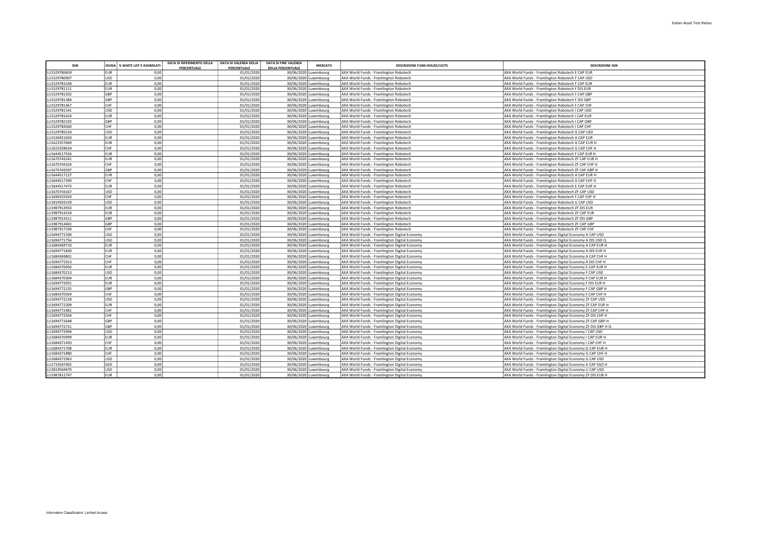| ISIN | DIVISA | % WHITE LIST E ASSIMILATI | DATA DI RIFERIMENTO DELLA PERCENTUALE | DATA DI VALENZA DELLA PERCENTUALE | DATA DI FINE VALENZA DELLA PERCENTUALE | MERCATO | DESCRIZIONE FUND HOUSE/UCITS | DESCRIZIONE ISIN |
|---|---|---|---|---|---|---|---|---|
| LU1529780659 | EUR | 0,00 | | 01/01/2020 | 30/06/2020 | Luxembourg | AXA World Funds - Framlington Robotech | AXA World Funds - Framlington Robotech E CAP EUR |
| LU1529780907 | USD | 0,00 | | 01/01/2020 | 30/06/2020 | Luxembourg | AXA World Funds - Framlington Robotech | AXA World Funds - Framlington Robotech F CAP USD |
| LU1529781038 | EUR | 0,00 | | 01/01/2020 | 30/06/2020 | Luxembourg | AXA World Funds - Framlington Robotech | AXA World Funds - Framlington Robotech F CAP EUR |
| LU1529781111 | EUR | 0,00 | | 01/01/2020 | 30/06/2020 | Luxembourg | AXA World Funds - Framlington Robotech | AXA World Funds - Framlington Robotech F DIS EUR |
| LU1529781202 | GBP | 0,00 | | 01/01/2020 | 30/06/2020 | Luxembourg | AXA World Funds - Framlington Robotech | AXA World Funds - Framlington Robotech F CAP GBP |
| LU1529781384 | GBP | 0,00 | | 01/01/2020 | 30/06/2020 | Luxembourg | AXA World Funds - Framlington Robotech | AXA World Funds - Framlington Robotech F DIS GBP |
| LU1529781467 | CHF | 0,00 | | 01/01/2020 | 30/06/2020 | Luxembourg | AXA World Funds - Framlington Robotech | AXA World Funds - Framlington Robotech F CAP CHF |
| LU1529781541 | USD | 0,00 | | 01/01/2020 | 30/06/2020 | Luxembourg | AXA World Funds - Framlington Robotech | AXA World Funds - Framlington Robotech I CAP USD |
| LU1529781624 | EUR | 0,00 | | 01/01/2020 | 30/06/2020 | Luxembourg | AXA World Funds - Framlington Robotech | AXA World Funds - Framlington Robotech I CAP EUR |
| LU1529782192 | GBP | 0,00 | | 01/01/2020 | 30/06/2020 | Luxembourg | AXA World Funds - Framlington Robotech | AXA World Funds - Framlington Robotech I CAP GBP |
| LU1529784560 | CHF | 0,00 | | 01/01/2020 | 30/06/2020 | Luxembourg | AXA World Funds - Framlington Robotech | AXA World Funds - Framlington Robotech I CAP CHF |
| LU1529785534 | USD | 0,00 | | 01/01/2020 | 30/06/2020 | Luxembourg | AXA World Funds - Framlington Robotech | AXA World Funds - Framlington Robotech G CAP USD |
| LU1536921650 | EUR | 0,00 | | 01/01/2020 | 30/06/2020 | Luxembourg | AXA World Funds - Framlington Robotech | AXA World Funds - Framlington Robotech A CAP EUR |
| LU1623357669 | EUR | 0,00 | | 01/01/2020 | 30/06/2020 | Luxembourg | AXA World Funds - Framlington Robotech | AXA World Funds - Framlington Robotech G CAP EUR H |
| LU1623358634 | CHF | 0,00 | | 01/01/2020 | 30/06/2020 | Luxembourg | AXA World Funds - Framlington Robotech | AXA World Funds - Framlington Robotech G CAP CHF H |
| LU1644517556 | EUR | 0,00 | | 01/01/2020 | 30/06/2020 | Luxembourg | AXA World Funds - Framlington Robotech | AXA World Funds - Framlington Robotech F CAP EUR H |
| LU1670743241 | EUR | 0,00 | | 01/01/2020 | 30/06/2020 | Luxembourg | AXA World Funds - Framlington Robotech | AXA World Funds - Framlington Robotech ZF CAP EUR H |
| LU1670743324 | CHF | 0,00 | | 01/01/2020 | 30/06/2020 | Luxembourg | AXA World Funds - Framlington Robotech | AXA World Funds - Framlington Robotech ZF CAP CHF H |
| LU1670743597 | GBP | 0,00 | | 01/01/2020 | 30/06/2020 | Luxembourg | AXA World Funds - Framlington Robotech | AXA World Funds - Framlington Robotech ZF CAP GBP H |
| LU1644517127 | EUR | 0,00 | | 01/01/2020 | 30/06/2020 | Luxembourg | AXA World Funds - Framlington Robotech | AXA World Funds - Framlington Robotech A CAP EUR H |
| LU1644517390 | CHF | 0,00 | | 01/01/2020 | 30/06/2020 | Luxembourg | AXA World Funds - Framlington Robotech | AXA World Funds - Framlington Robotech A CAP CHF H |
| LU1644517473 | EUR | 0,00 | | 01/01/2020 | 30/06/2020 | Luxembourg | AXA World Funds - Framlington Robotech | AXA World Funds - Framlington Robotech E CAP EUR H |
| LU1670743167 | USD | 0,00 | | 01/01/2020 | 30/06/2020 | Luxembourg | AXA World Funds - Framlington Robotech | AXA World Funds - Framlington Robotech ZF CAP USD |
| LU1690255929 | CHF | 0,00 | | 01/01/2020 | 30/06/2020 | Luxembourg | AXA World Funds - Framlington Robotech | AXA World Funds - Framlington Robotech F CAP CHF H |
| LU1819503159 | USD | 0,00 | | 01/01/2020 | 30/06/2020 | Luxembourg | AXA World Funds - Framlington Robotech | AXA World Funds - Framlington Robotech U CAP USD |
| LU1987913933 | EUR | 0,00 | | 01/01/2020 | 30/06/2020 | Luxembourg | AXA World Funds - Framlington Robotech | AXA World Funds - Framlington Robotech ZF DIS EUR |
| LU1987914154 | EUR | 0,00 | | 01/01/2020 | 30/06/2020 | Luxembourg | AXA World Funds - Framlington Robotech | AXA World Funds - Framlington Robotech ZF CAP EUR |
| LU1987914311 | GBP | 0,00 | | 01/01/2020 | 30/06/2020 | Luxembourg | AXA World Funds - Framlington Robotech | AXA World Funds - Framlington Robotech ZF DIS GBP |
| LU1987914402 | GBP | 0,00 | | 01/01/2020 | 30/06/2020 | Luxembourg | AXA World Funds - Framlington Robotech | AXA World Funds - Framlington Robotech ZF CAP GBP |
| LU1987917330 | CHF | 0,00 | | 01/01/2020 | 30/06/2020 | Luxembourg | AXA World Funds - Framlington Robotech | AXA World Funds - Framlington Robotech ZF CAP CHF |
| LU1694771590 | USD | 0,00 | | 01/01/2020 | 30/06/2020 | Luxembourg | AXA World Funds - Framlington Digital Economy | AXA World Funds - Framlington Digital Economy A CAP USD |
| LU1694771756 | USD | 0,00 | | 01/01/2020 | 30/06/2020 | Luxembourg | AXA World Funds - Framlington Digital Economy | AXA World Funds - Framlington Digital Economy A DIS USD Q |
| LU1684369710 | EUR | 0,00 | | 01/01/2020 | 30/06/2020 | Luxembourg | AXA World Funds - Framlington Digital Economy | AXA World Funds - Framlington Digital Economy A CAP EUR H |
| LU1694771830 | EUR | 0,00 | | 01/01/2020 | 30/06/2020 | Luxembourg | AXA World Funds - Framlington Digital Economy | AXA World Funds - Framlington Digital Economy A DIS EUR H |
| LU1684369801 | CHF | 0,00 | | 01/01/2020 | 30/06/2020 | Luxembourg | AXA World Funds - Framlington Digital Economy | AXA World Funds - Framlington Digital Economy A CAP CHF H |
| LU1694771913 | CHF | 0,00 | | 01/01/2020 | 30/06/2020 | Luxembourg | AXA World Funds - Framlington Digital Economy | AXA World Funds - Framlington Digital Economy A DIS CHF H |
| LU1684370056 | EUR | 0,00 | | 01/01/2020 | 30/06/2020 | Luxembourg | AXA World Funds - Framlington Digital Economy | AXA World Funds - Framlington Digital Economy E CAP EUR H |
| LU1684370213 | USD | 0,00 | | 01/01/2020 | 30/06/2020 | Luxembourg | AXA World Funds - Framlington Digital Economy | AXA World Funds - Framlington Digital Economy F CAP USD |
| LU1684370304 | EUR | 0,00 | | 01/01/2020 | 30/06/2020 | Luxembourg | AXA World Funds - Framlington Digital Economy | AXA World Funds - Framlington Digital Economy F CAP EUR H |
| LU1694772051 | EUR | 0,00 | | 01/01/2020 | 30/06/2020 | Luxembourg | AXA World Funds - Framlington Digital Economy | AXA World Funds - Framlington Digital Economy F DIS EUR H |
| LU1694772135 | GBP | 0,00 | | 01/01/2020 | 30/06/2020 | Luxembourg | AXA World Funds - Framlington Digital Economy | AXA World Funds - Framlington Digital Economy F CAP GBP H |
| LU1684370569 | CHF | 0,00 | | 01/01/2020 | 30/06/2020 | Luxembourg | AXA World Funds - Framlington Digital Economy | AXA World Funds - Framlington Digital Economy F CAP CHF H |
| LU1694772218 | USD | 0,00 | | 01/01/2020 | 30/06/2020 | Luxembourg | AXA World Funds - Framlington Digital Economy | AXA World Funds - Framlington Digital Economy ZF CAP USD |
| LU1694772309 | EUR | 0,00 | | 01/01/2020 | 30/06/2020 | Luxembourg | AXA World Funds - Framlington Digital Economy | AXA World Funds - Framlington Digital Economy ZF CAP EUR H |
| LU1694772481 | CHF | 0,00 | | 01/01/2020 | 30/06/2020 | Luxembourg | AXA World Funds - Framlington Digital Economy | AXA World Funds - Framlington Digital Economy ZF CAP CHF H |
| LU1694772564 | CHF | 0,00 | | 01/01/2020 | 30/06/2020 | Luxembourg | AXA World Funds - Framlington Digital Economy | AXA World Funds - Framlington Digital Economy ZF DIS CHF H |
| LU1694772648 | GBP | 0,00 | | 01/01/2020 | 30/06/2020 | Luxembourg | AXA World Funds - Framlington Digital Economy | AXA World Funds - Framlington Digital Economy ZF CAP GBP H |
| LU1694772721 | GBP | 0,00 | | 01/01/2020 | 30/06/2020 | Luxembourg | AXA World Funds - Framlington Digital Economy | AXA World Funds - Framlington Digital Economy ZF DIS GBP H Q |
| LU1694772994 | USD | 0,00 | | 01/01/2020 | 30/06/2020 | Luxembourg | AXA World Funds - Framlington Digital Economy | AXA World Funds - Framlington Digital Economy I CAP USD |
| LU1684370999 | EUR | 0,00 | | 01/01/2020 | 30/06/2020 | Luxembourg | AXA World Funds - Framlington Digital Economy | AXA World Funds - Framlington Digital Economy I CAP EUR H |
| LU1684371450 | CHF | 0,00 | | 01/01/2020 | 30/06/2020 | Luxembourg | AXA World Funds - Framlington Digital Economy | AXA World Funds - Framlington Digital Economy I CAP CHF H |
| LU1684371708 | EUR | 0,00 | | 01/01/2020 | 30/06/2020 | Luxembourg | AXA World Funds - Framlington Digital Economy | AXA World Funds - Framlington Digital Economy G CAP EUR H |
| LU1684371880 | CHF | 0,00 | | 01/01/2020 | 30/06/2020 | Luxembourg | AXA World Funds - Framlington Digital Economy | AXA World Funds - Framlington Digital Economy G CAP CHF H |
| LU1684371963 | USD | 0,00 | | 01/01/2020 | 30/06/2020 | Luxembourg | AXA World Funds - Framlington Digital Economy | AXA World Funds - Framlington Digital Economy G CAP USD |
| LU1719247402 | SGD | 0,00 | | 01/01/2020 | 30/06/2020 | Luxembourg | AXA World Funds - Framlington Digital Economy | AXA World Funds - Framlington Digital Economy A CAP SGD H |
| LU1819504470 | USD | 0,00 | | 01/01/2020 | 30/06/2020 | Luxembourg | AXA World Funds - Framlington Digital Economy | AXA World Funds - Framlington Digital Economy U CAP USD |
| LU1987812747 | EUR | 0,00 | | 01/01/2020 | 30/06/2020 | Luxembourg | AXA World Funds - Framlington Digital Economy | AXA World Funds - Framlington Digital Economy ZF DIS EUR H |